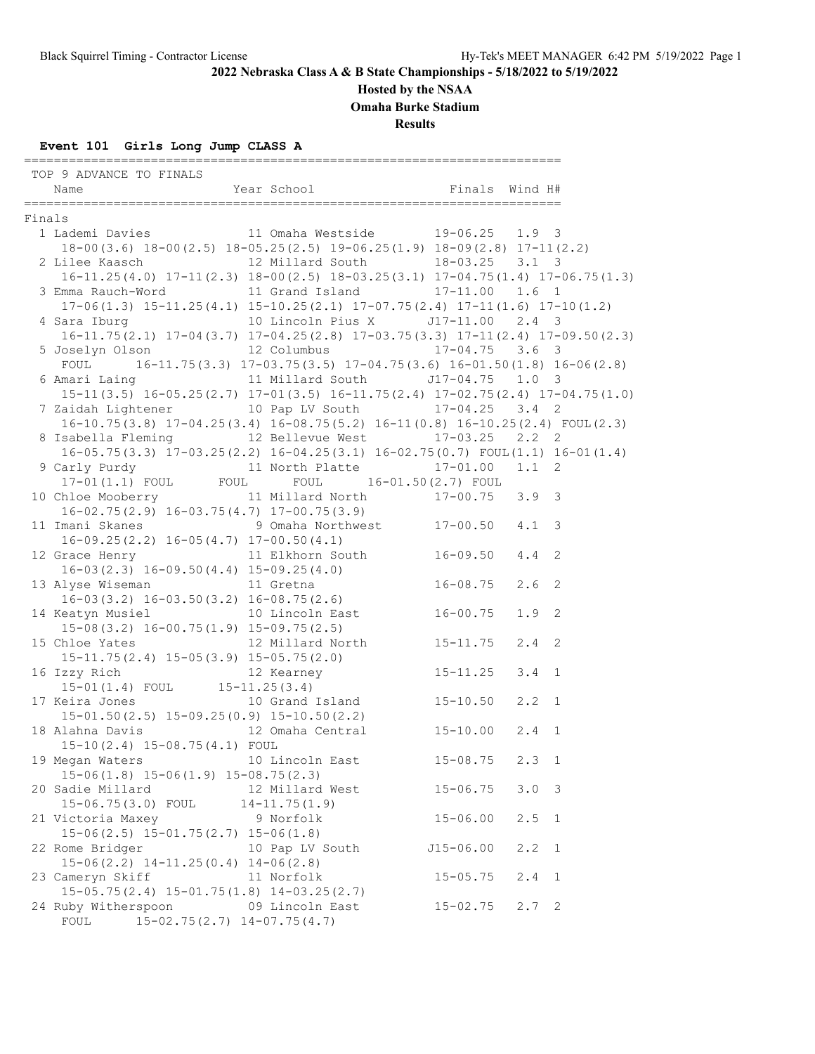Black Squirrel Timing - Contractor License    Hy-Tek's MEET MANAGER 6:42 PM 5/19/2022

**2022 Nebraska Class A & B State Championships - 5/18/2022 to 5/19/2022**

**Hosted by the NSAA**

**Omaha Burke Stadium**

**Results**

**Event 101 Girls Long Jump CLASS A**

```
========================================================================
 TOP 9 ADVANCE TO FINALS
    Name                    Year School                Finals  Wind H#
========================================================================
Finals
  1 Lademi Davies          11 Omaha Westside        19-06.25   1.9  3
     18-00(3.6) 18-00(2.5) 18-05.25(2.5) 19-06.25(1.9) 18-09(2.8) 17-11(2.2)
  2 Lilee Kaasch           12 Millard South         18-03.25   3.1  3
     16-11.25(4.0) 17-11(2.3) 18-00(2.5) 18-03.25(3.1) 17-04.75(1.4) 17-06.75(1.3)
  3 Emma Rauch-Word        11 Grand Island          17-11.00   1.6  1
     17-06(1.3) 15-11.25(4.1) 15-10.25(2.1) 17-07.75(2.4) 17-11(1.6) 17-10(1.2)
  4 Sara Iburg             10 Lincoln Pius X       J17-11.00   2.4  3
     16-11.75(2.1) 17-04(3.7) 17-04.25(2.8) 17-03.75(3.3) 17-11(2.4) 17-09.50(2.3)
  5 Joselyn Olson          12 Columbus              17-04.75   3.6  3
     FOUL      16-11.75(3.3) 17-03.75(3.5) 17-04.75(3.6) 16-01.50(1.8) 16-06(2.8)
  6 Amari Laing            11 Millard South        J17-04.75   1.0  3
     15-11(3.5) 16-05.25(2.7) 17-01(3.5) 16-11.75(2.4) 17-02.75(2.4) 17-04.75(1.0)
  7 Zaidah Lightener       10 Pap LV South          17-04.25   3.4  2
     16-10.75(3.8) 17-04.25(3.4) 16-08.75(5.2) 16-11(0.8) 16-10.25(2.4) FOUL(2.3)
  8 Isabella Fleming       12 Bellevue West         17-03.25   2.2  2
     16-05.75(3.3) 17-03.25(2.2) 16-04.25(3.1) 16-02.75(0.7) FOUL(1.1) 16-01(1.4)
  9 Carly Purdy            11 North Platte          17-01.00   1.1  2
     17-01(1.1) FOUL      FOUL      FOUL      16-01.50(2.7) FOUL
 10 Chloe Mooberry         11 Millard North         17-00.75   3.9  3
     16-02.75(2.9) 16-03.75(4.7) 17-00.75(3.9)
 11 Imani Skanes            9 Omaha Northwest       17-00.50   4.1  3
     16-09.25(2.2) 16-05(4.7) 17-00.50(4.1)
 12 Grace Henry            11 Elkhorn South         16-09.50   4.4  2
     16-03(2.3) 16-09.50(4.4) 15-09.25(4.0)
 13 Alyse Wiseman          11 Gretna                16-08.75   2.6  2
     16-03(3.2) 16-03.50(3.2) 16-08.75(2.6)
 14 Keatyn Musiel          10 Lincoln East          16-00.75   1.9  2
     15-08(3.2) 16-00.75(1.9) 15-09.75(2.5)
 15 Chloe Yates            12 Millard North         15-11.75   2.4  2
     15-11.75(2.4) 15-05(3.9) 15-05.75(2.0)
 16 Izzy Rich              12 Kearney               15-11.25   3.4  1
     15-01(1.4) FOUL      15-11.25(3.4)
 17 Keira Jones            10 Grand Island          15-10.50   2.2  1
     15-01.50(2.5) 15-09.25(0.9) 15-10.50(2.2)
 18 Alahna Davis           12 Omaha Central         15-10.00   2.4  1
     15-10(2.4) 15-08.75(4.1) FOUL
 19 Megan Waters           10 Lincoln East          15-08.75   2.3  1
     15-06(1.8) 15-06(1.9) 15-08.75(2.3)
 20 Sadie Millard          12 Millard West          15-06.75   3.0  3
     15-06.75(3.0) FOUL      14-11.75(1.9)
 21 Victoria Maxey          9 Norfolk               15-06.00   2.5  1
     15-06(2.5) 15-01.75(2.7) 15-06(1.8)
 22 Rome Bridger           10 Pap LV South         J15-06.00   2.2  1
     15-06(2.2) 14-11.25(0.4) 14-06(2.8)
 23 Cameryn Skiff          11 Norfolk               15-05.75   2.4  1
     15-05.75(2.4) 15-01.75(1.8) 14-03.25(2.7)
 24 Ruby Witherspoon       09 Lincoln East          15-02.75   2.7  2
     FOUL      15-02.75(2.7) 14-07.75(4.7)
```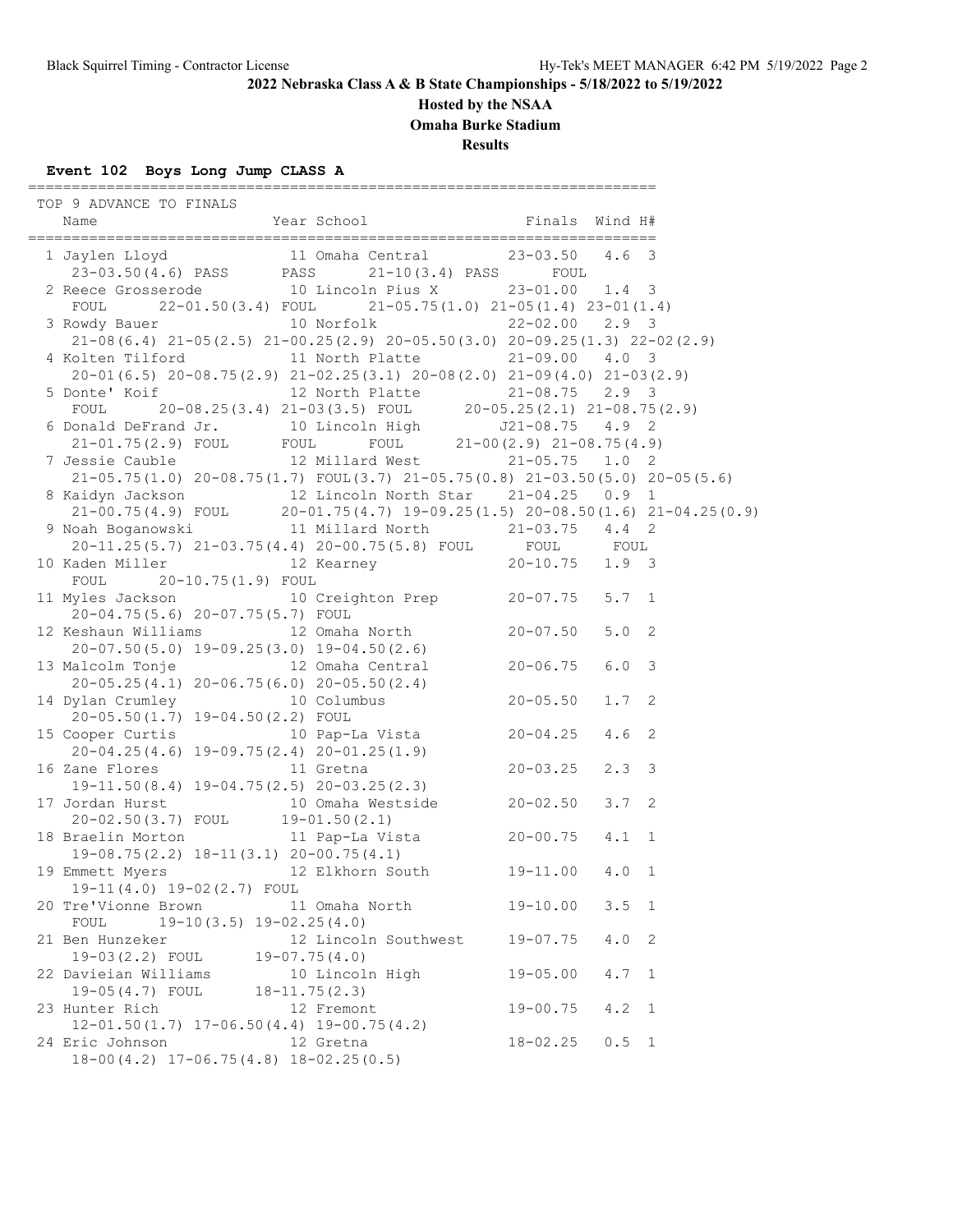**2022 Nebraska Class A & B State Championships - 5/18/2022 to 5/19/2022**

**Hosted by the NSAA**

**Omaha Burke Stadium**

**Results**

**Event 102 Boys Long Jump CLASS A**

```
=========================================================================
 TOP 9 ADVANCE TO FINALS
    Name                    Year School                 Finals  Wind H#
=========================================================================
  1 Jaylen Lloyd            11 Omaha Central          23-03.50   4.6  3
     23-03.50(4.6) PASS      PASS      21-10(3.4) PASS      FOUL
  2 Reece Grosserode        10 Lincoln Pius X         23-01.00   1.4  3
     FOUL      22-01.50(3.4) FOUL      21-05.75(1.0) 21-05(1.4) 23-01(1.4)
  3 Rowdy Bauer             10 Norfolk                22-02.00   2.9  3
     21-08(6.4) 21-05(2.5) 21-00.25(2.9) 20-05.50(3.0) 20-09.25(1.3) 22-02(2.9)
  4 Kolten Tilford          11 North Platte           21-09.00   4.0  3
     20-01(6.5) 20-08.75(2.9) 21-02.25(3.1) 20-08(2.0) 21-09(4.0) 21-03(2.9)
  5 Donte' Koif             12 North Platte           21-08.75   2.9  3
     FOUL      20-08.25(3.4) 21-03(3.5) FOUL      20-05.25(2.1) 21-08.75(2.9)
  6 Donald DeFrand Jr.      10 Lincoln High          J21-08.75   4.9  2
     21-01.75(2.9) FOUL      FOUL      FOUL      21-00(2.9) 21-08.75(4.9)
  7 Jessie Cauble           12 Millard West           21-05.75   1.0  2
     21-05.75(1.0) 20-08.75(1.7) FOUL(3.7) 21-05.75(0.8) 21-03.50(5.0) 20-05(5.6)
  8 Kaidyn Jackson          12 Lincoln North Star     21-04.25   0.9  1
     21-00.75(4.9) FOUL      20-01.75(4.7) 19-09.25(1.5) 20-08.50(1.6) 21-04.25(0.9)
  9 Noah Boganowski         11 Millard North          21-03.75   4.4  2
     20-11.25(5.7) 21-03.75(4.4) 20-00.75(5.8) FOUL      FOUL      FOUL
 10 Kaden Miller            12 Kearney                20-10.75   1.9  3
     FOUL      20-10.75(1.9) FOUL
 11 Myles Jackson           10 Creighton Prep         20-07.75   5.7  1
     20-04.75(5.6) 20-07.75(5.7) FOUL
 12 Keshaun Williams        12 Omaha North            20-07.50   5.0  2
     20-07.50(5.0) 19-09.25(3.0) 19-04.50(2.6)
 13 Malcolm Tonje           12 Omaha Central          20-06.75   6.0  3
     20-05.25(4.1) 20-06.75(6.0) 20-05.50(2.4)
 14 Dylan Crumley           10 Columbus               20-05.50   1.7  2
     20-05.50(1.7) 19-04.50(2.2) FOUL
 15 Cooper Curtis           10 Pap-La Vista           20-04.25   4.6  2
     20-04.25(4.6) 19-09.75(2.4) 20-01.25(1.9)
 16 Zane Flores             11 Gretna                 20-03.25   2.3  3
     19-11.50(8.4) 19-04.75(2.5) 20-03.25(2.3)
 17 Jordan Hurst            10 Omaha Westside         20-02.50   3.7  2
     20-02.50(3.7) FOUL      19-01.50(2.1)
 18 Braelin Morton          11 Pap-La Vista           20-00.75   4.1  1
     19-08.75(2.2) 18-11(3.1) 20-00.75(4.1)
 19 Emmett Myers            12 Elkhorn South          19-11.00   4.0  1
     19-11(4.0) 19-02(2.7) FOUL
 20 Tre'Vionne Brown        11 Omaha North            19-10.00   3.5  1
     FOUL      19-10(3.5) 19-02.25(4.0)
 21 Ben Hunzeker            12 Lincoln Southwest      19-07.75   4.0  2
     19-03(2.2) FOUL      19-07.75(4.0)
 22 Davieian Williams       10 Lincoln High           19-05.00   4.7  1
     19-05(4.7) FOUL      18-11.75(2.3)
 23 Hunter Rich             12 Fremont                19-00.75   4.2  1
     12-01.50(1.7) 17-06.50(4.4) 19-00.75(4.2)
 24 Eric Johnson            12 Gretna                 18-02.25   0.5  1
     18-00(4.2) 17-06.75(4.8) 18-02.25(0.5)
```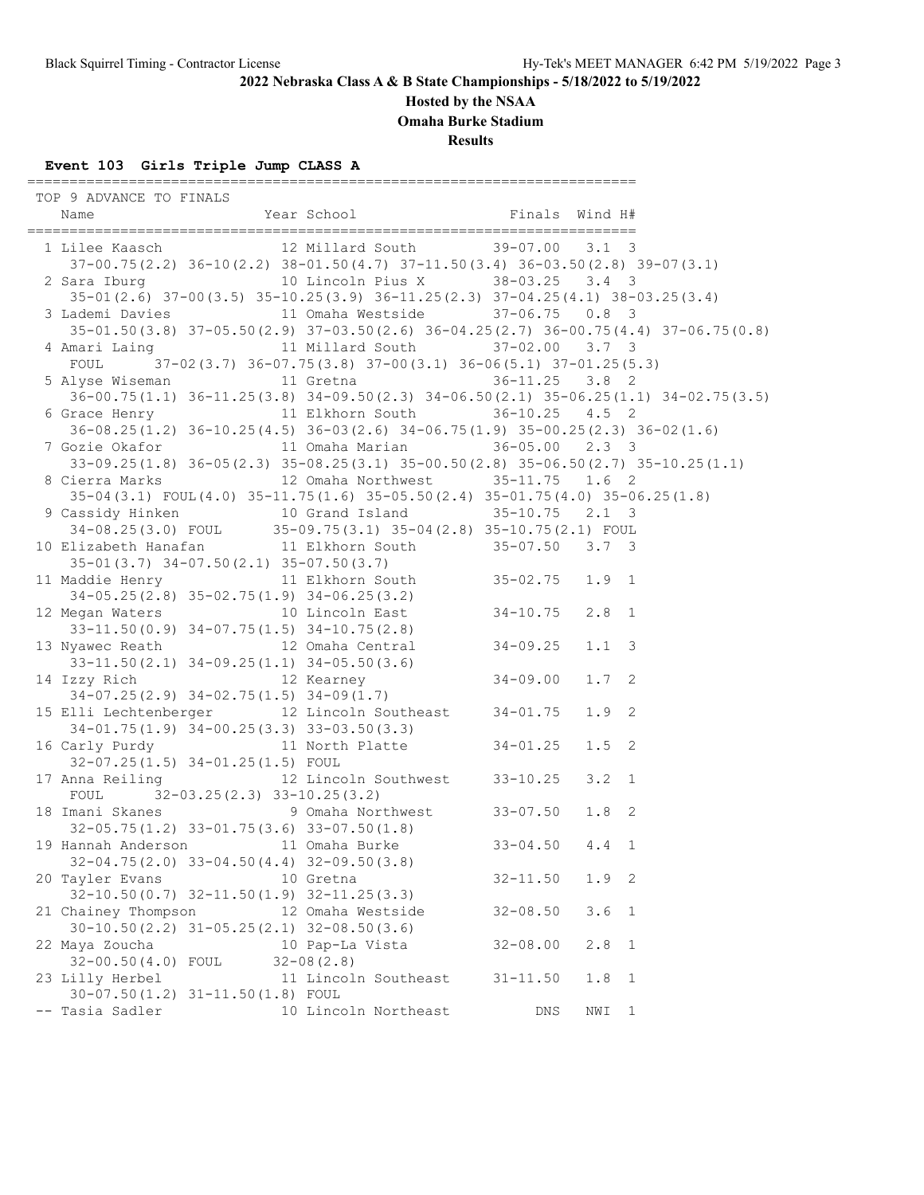**2022 Nebraska Class A & B State Championships - 5/18/2022 to 5/19/2022**

**Hosted by the NSAA**

**Omaha Burke Stadium**

**Results**

### Event 103 Girls Triple Jump CLASS A

TOP 9 ADVANCE TO FINALS

| Place | Name | Year | School | Finals | Wind | H# |
|---|---|---|---|---|---|---|
| 1 | Lilee Kaasch | 12 | Millard South | 39-07.00 | 3.1 | 3 |
| | 37-00.75(2.2) 36-10(2.2) 38-01.50(4.7) 37-11.50(3.4) 36-03.50(2.8) 39-07(3.1) | | | | | |
| 2 | Sara Iburg | 10 | Lincoln Pius X | 38-03.25 | 3.4 | 3 |
| | 35-01(2.6) 37-00(3.5) 35-10.25(3.9) 36-11.25(2.3) 37-04.25(4.1) 38-03.25(3.4) | | | | | |
| 3 | Lademi Davies | 11 | Omaha Westside | 37-06.75 | 0.8 | 3 |
| | 35-01.50(3.8) 37-05.50(2.9) 37-03.50(2.6) 36-04.25(2.7) 36-00.75(4.4) 37-06.75(0.8) | | | | | |
| 4 | Amari Laing | 11 | Millard South | 37-02.00 | 3.7 | 3 |
| | FOUL 37-02(3.7) 36-07.75(3.8) 37-00(3.1) 36-06(5.1) 37-01.25(5.3) | | | | | |
| 5 | Alyse Wiseman | 11 | Gretna | 36-11.25 | 3.8 | 2 |
| | 36-00.75(1.1) 36-11.25(3.8) 34-09.50(2.3) 34-06.50(2.1) 35-06.25(1.1) 34-02.75(3.5) | | | | | |
| 6 | Grace Henry | 11 | Elkhorn South | 36-10.25 | 4.5 | 2 |
| | 36-08.25(1.2) 36-10.25(4.5) 36-03(2.6) 34-06.75(1.9) 35-00.25(2.3) 36-02(1.6) | | | | | |
| 7 | Gozie Okafor | 11 | Omaha Marian | 36-05.00 | 2.3 | 3 |
| | 33-09.25(1.8) 36-05(2.3) 35-08.25(3.1) 35-00.50(2.8) 35-06.50(2.7) 35-10.25(1.1) | | | | | |
| 8 | Cierra Marks | 12 | Omaha Northwest | 35-11.75 | 1.6 | 2 |
| | 35-04(3.1) FOUL(4.0) 35-11.75(1.6) 35-05.50(2.4) 35-01.75(4.0) 35-06.25(1.8) | | | | | |
| 9 | Cassidy Hinken | 10 | Grand Island | 35-10.75 | 2.1 | 3 |
| | 34-08.25(3.0) FOUL 35-09.75(3.1) 35-04(2.8) 35-10.75(2.1) FOUL | | | | | |
| 10 | Elizabeth Hanafan | 11 | Elkhorn South | 35-07.50 | 3.7 | 3 |
| | 35-01(3.7) 34-07.50(2.1) 35-07.50(3.7) | | | | | |
| 11 | Maddie Henry | 11 | Elkhorn South | 35-02.75 | 1.9 | 1 |
| | 34-05.25(2.8) 35-02.75(1.9) 34-06.25(3.2) | | | | | |
| 12 | Megan Waters | 10 | Lincoln East | 34-10.75 | 2.8 | 1 |
| | 33-11.50(0.9) 34-07.75(1.5) 34-10.75(2.8) | | | | | |
| 13 | Nyawec Reath | 12 | Omaha Central | 34-09.25 | 1.1 | 3 |
| | 33-11.50(2.1) 34-09.25(1.1) 34-05.50(3.6) | | | | | |
| 14 | Izzy Rich | 12 | Kearney | 34-09.00 | 1.7 | 2 |
| | 34-07.25(2.9) 34-02.75(1.5) 34-09(1.7) | | | | | |
| 15 | Elli Lechtenberger | 12 | Lincoln Southeast | 34-01.75 | 1.9 | 2 |
| | 34-01.75(1.9) 34-00.25(3.3) 33-03.50(3.3) | | | | | |
| 16 | Carly Purdy | 11 | North Platte | 34-01.25 | 1.5 | 2 |
| | 32-07.25(1.5) 34-01.25(1.5) FOUL | | | | | |
| 17 | Anna Reiling | 12 | Lincoln Southwest | 33-10.25 | 3.2 | 1 |
| | FOUL 32-03.25(2.3) 33-10.25(3.2) | | | | | |
| 18 | Imani Skanes | 9 | Omaha Northwest | 33-07.50 | 1.8 | 2 |
| | 32-05.75(1.2) 33-01.75(3.6) 33-07.50(1.8) | | | | | |
| 19 | Hannah Anderson | 11 | Omaha Burke | 33-04.50 | 4.4 | 1 |
| | 32-04.75(2.0) 33-04.50(4.4) 32-09.50(3.8) | | | | | |
| 20 | Tayler Evans | 10 | Gretna | 32-11.50 | 1.9 | 2 |
| | 32-10.50(0.7) 32-11.50(1.9) 32-11.25(3.3) | | | | | |
| 21 | Chainey Thompson | 12 | Omaha Westside | 32-08.50 | 3.6 | 1 |
| | 30-10.50(2.2) 31-05.25(2.1) 32-08.50(3.6) | | | | | |
| 22 | Maya Zoucha | 10 | Pap-La Vista | 32-08.00 | 2.8 | 1 |
| | 32-00.50(4.0) FOUL 32-08(2.8) | | | | | |
| 23 | Lilly Herbel | 11 | Lincoln Southeast | 31-11.50 | 1.8 | 1 |
| | 30-07.50(1.2) 31-11.50(1.8) FOUL | | | | | |
| -- | Tasia Sadler | 10 | Lincoln Northeast | DNS | NWI | 1 |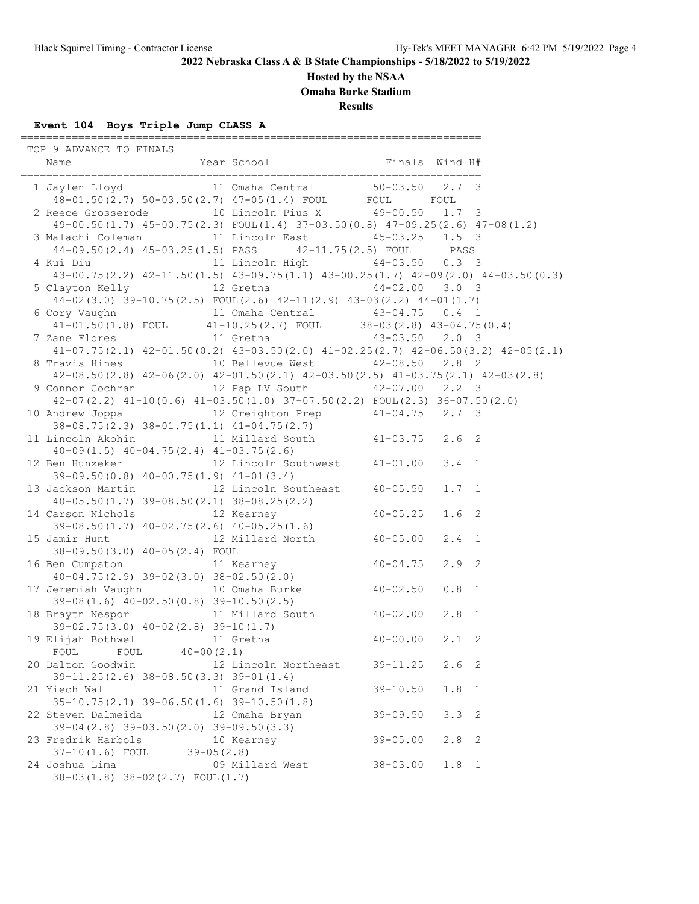## 2022 Nebraska Class A & B State Championships - 5/18/2022 to 5/19/2022

### Hosted by the NSAA

### Omaha Burke Stadium

### Results

**Event 104 Boys Triple Jump CLASS A**

```
==========================================================================
 TOP 9 ADVANCE TO FINALS
    Name                    Year School                 Finals  Wind H#
==========================================================================
  1 Jaylen Lloyd            11 Omaha Central          50-03.50   2.7  3 
     48-01.50(2.7) 50-03.50(2.7) 47-05(1.4) FOUL      FOUL      FOUL     
  2 Reece Grosserode        10 Lincoln Pius X         49-00.50   1.7  3 
     49-00.50(1.7) 45-00.75(2.3) FOUL(1.4) 37-03.50(0.8) 47-09.25(2.6) 47-08(1.2)
  3 Malachi Coleman         11 Lincoln East           45-03.25   1.5  3 
     44-09.50(2.4) 45-03.25(1.5) PASS      42-11.75(2.5) FOUL      PASS     
  4 Kui Diu                 11 Lincoln High           44-03.50   0.3  3 
     43-00.75(2.2) 42-11.50(1.5) 43-09.75(1.1) 43-00.25(1.7) 42-09(2.0) 44-03.50(0.3)
  5 Clayton Kelly           12 Gretna                 44-02.00   3.0  3 
     44-02(3.0) 39-10.75(2.5) FOUL(2.6) 42-11(2.9) 43-03(2.2) 44-01(1.7)
  6 Cory Vaughn             11 Omaha Central          43-04.75   0.4  1 
     41-01.50(1.8) FOUL      41-10.25(2.7) FOUL      38-03(2.8) 43-04.75(0.4)
  7 Zane Flores             11 Gretna                 43-03.50   2.0  3 
     41-07.75(2.1) 42-01.50(0.2) 43-03.50(2.0) 41-02.25(2.7) 42-06.50(3.2) 42-05(2.1)
  8 Travis Hines            10 Bellevue West          42-08.50   2.8  2 
     42-08.50(2.8) 42-06(2.0) 42-01.50(2.1) 42-03.50(2.5) 41-03.75(2.1) 42-03(2.8)
  9 Connor Cochran          12 Pap LV South           42-07.00   2.2  3 
     42-07(2.2) 41-10(0.6) 41-03.50(1.0) 37-07.50(2.2) FOUL(2.3) 36-07.50(2.0)
 10 Andrew Joppa            12 Creighton Prep         41-04.75   2.7  3 
     38-08.75(2.3) 38-01.75(1.1) 41-04.75(2.7)
 11 Lincoln Akohin          11 Millard South          41-03.75   2.6  2 
     40-09(1.5) 40-04.75(2.4) 41-03.75(2.6)
 12 Ben Hunzeker            12 Lincoln Southwest      41-01.00   3.4  1 
     39-09.50(0.8) 40-00.75(1.9) 41-01(3.4)
 13 Jackson Martin          12 Lincoln Southeast      40-05.50   1.7  1 
     40-05.50(1.7) 39-08.50(2.1) 38-08.25(2.2)
 14 Carson Nichols          12 Kearney                40-05.25   1.6  2 
     39-08.50(1.7) 40-02.75(2.6) 40-05.25(1.6)
 15 Jamir Hunt              12 Millard North          40-05.00   2.4  1 
     38-09.50(3.0) 40-05(2.4) FOUL
 16 Ben Cumpston            11 Kearney                40-04.75   2.9  2 
     40-04.75(2.9) 39-02(3.0) 38-02.50(2.0)
 17 Jeremiah Vaughn         10 Omaha Burke            40-02.50   0.8  1 
     39-08(1.6) 40-02.50(0.8) 39-10.50(2.5)
 18 Braytn Nespor           11 Millard South          40-02.00   2.8  1 
     39-02.75(3.0) 40-02(2.8) 39-10(1.7)
 19 Elijah Bothwell         11 Gretna                 40-00.00   2.1  2 
     FOUL      FOUL      40-00(2.1)
 20 Dalton Goodwin          12 Lincoln Northeast      39-11.25   2.6  2 
     39-11.25(2.6) 38-08.50(3.3) 39-01(1.4)
 21 Yiech Wal               11 Grand Island           39-10.50   1.8  1 
     35-10.75(2.1) 39-06.50(1.6) 39-10.50(1.8)
 22 Steven Dalmeida         12 Omaha Bryan            39-09.50   3.3  2 
     39-04(2.8) 39-03.50(2.0) 39-09.50(3.3)
 23 Fredrik Harbols         10 Kearney                39-05.00   2.8  2 
     37-10(1.6) FOUL      39-05(2.8)
 24 Joshua Lima             09 Millard West           38-03.00   1.8  1 
     38-03(1.8) 38-02(2.7) FOUL(1.7)
```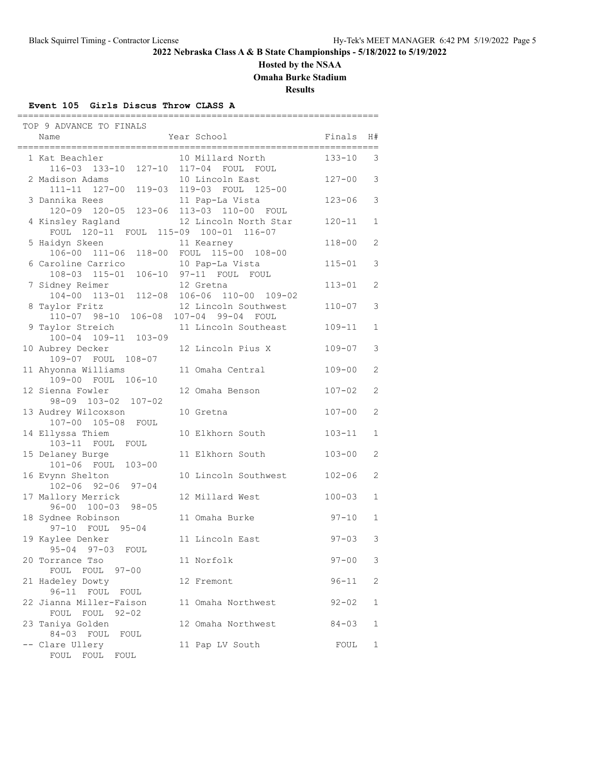## 2022 Nebraska Class A & B State Championships - 5/18/2022 to 5/19/2022

### Hosted by the NSAA

### Omaha Burke Stadium

### Results

**Event 105 Girls Discus Throw CLASS A**

TOP 9 ADVANCE TO FINALS

| Name | Year | School | Finals | H# |
|---|---|---|---|---|
| 1 Kat Beachler | 10 | Millard North | 133-10 | 3 |
| 116-03 133-10 127-10 117-04 FOUL FOUL | | | | |
| 2 Madison Adams | 10 | Lincoln East | 127-00 | 3 |
| 111-11 127-00 119-03 119-03 FOUL 125-00 | | | | |
| 3 Dannika Rees | 11 | Pap-La Vista | 123-06 | 3 |
| 120-09 120-05 123-06 113-03 110-00 FOUL | | | | |
| 4 Kinsley Ragland | 12 | Lincoln North Star | 120-11 | 1 |
| FOUL 120-11 FOUL 115-09 100-01 116-07 | | | | |
| 5 Haidyn Skeen | 11 | Kearney | 118-00 | 2 |
| 106-00 111-06 118-00 FOUL 115-00 108-00 | | | | |
| 6 Caroline Carrico | 10 | Pap-La Vista | 115-01 | 3 |
| 108-03 115-01 106-10 97-11 FOUL FOUL | | | | |
| 7 Sidney Reimer | 12 | Gretna | 113-01 | 2 |
| 104-00 113-01 112-08 106-06 110-00 109-02 | | | | |
| 8 Taylor Fritz | 12 | Lincoln Southwest | 110-07 | 3 |
| 110-07 98-10 106-08 107-04 99-04 FOUL | | | | |
| 9 Taylor Streich | 11 | Lincoln Southeast | 109-11 | 1 |
| 100-04 109-11 103-09 | | | | |
| 10 Aubrey Decker | 12 | Lincoln Pius X | 109-07 | 3 |
| 109-07 FOUL 108-07 | | | | |
| 11 Ahyonna Williams | 11 | Omaha Central | 109-00 | 2 |
| 109-00 FOUL 106-10 | | | | |
| 12 Sienna Fowler | 12 | Omaha Benson | 107-02 | 2 |
| 98-09 103-02 107-02 | | | | |
| 13 Audrey Wilcoxson | 10 | Gretna | 107-00 | 2 |
| 107-00 105-08 FOUL | | | | |
| 14 Ellyssa Thiem | 10 | Elkhorn South | 103-11 | 1 |
| 103-11 FOUL FOUL | | | | |
| 15 Delaney Burge | 11 | Elkhorn South | 103-00 | 2 |
| 101-06 FOUL 103-00 | | | | |
| 16 Evynn Shelton | 10 | Lincoln Southwest | 102-06 | 2 |
| 102-06 92-06 97-04 | | | | |
| 17 Mallory Merrick | 12 | Millard West | 100-03 | 1 |
| 96-00 100-03 98-05 | | | | |
| 18 Sydnee Robinson | 11 | Omaha Burke | 97-10 | 1 |
| 97-10 FOUL 95-04 | | | | |
| 19 Kaylee Denker | 11 | Lincoln East | 97-03 | 3 |
| 95-04 97-03 FOUL | | | | |
| 20 Torrance Tso | 11 | Norfolk | 97-00 | 3 |
| FOUL FOUL 97-00 | | | | |
| 21 Hadeley Dowty | 12 | Fremont | 96-11 | 2 |
| 96-11 FOUL FOUL | | | | |
| 22 Jianna Miller-Faison | 11 | Omaha Northwest | 92-02 | 1 |
| FOUL FOUL 92-02 | | | | |
| 23 Taniya Golden | 12 | Omaha Northwest | 84-03 | 1 |
| 84-03 FOUL FOUL | | | | |
| -- Clare Ullery | 11 | Pap LV South | FOUL | 1 |
| FOUL FOUL FOUL | | | | |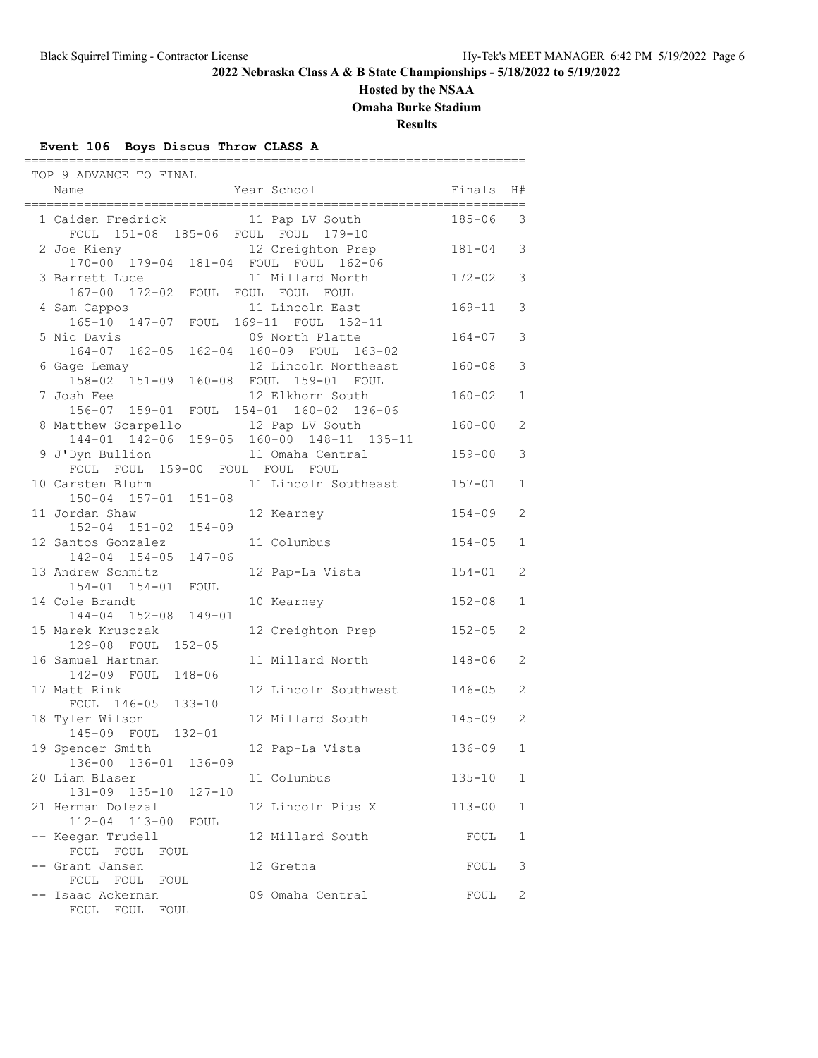**2022 Nebraska Class A & B State Championships - 5/18/2022 to 5/19/2022**

**Hosted by the NSAA**

**Omaha Burke Stadium**

**Results**

### Event 106 Boys Discus Throw CLASS A

TOP 9 ADVANCE TO FINAL

| Place | Name | Year | School | Finals | H# |
|---|---|---|---|---|---|
| 1 | Caiden Fredrick | 11 | Pap LV South | 185-06 | 3 |
| | FOUL 151-08 185-06 FOUL FOUL 179-10 | | | | |
| 2 | Joe Kieny | 12 | Creighton Prep | 181-04 | 3 |
| | 170-00 179-04 181-04 FOUL FOUL 162-06 | | | | |
| 3 | Barrett Luce | 11 | Millard North | 172-02 | 3 |
| | 167-00 172-02 FOUL FOUL FOUL FOUL | | | | |
| 4 | Sam Cappos | 11 | Lincoln East | 169-11 | 3 |
| | 165-10 147-07 FOUL 169-11 FOUL 152-11 | | | | |
| 5 | Nic Davis | 09 | North Platte | 164-07 | 3 |
| | 164-07 162-05 162-04 160-09 FOUL 163-02 | | | | |
| 6 | Gage Lemay | 12 | Lincoln Northeast | 160-08 | 3 |
| | 158-02 151-09 160-08 FOUL 159-01 FOUL | | | | |
| 7 | Josh Fee | 12 | Elkhorn South | 160-02 | 1 |
| | 156-07 159-01 FOUL 154-01 160-02 136-06 | | | | |
| 8 | Matthew Scarpello | 12 | Pap LV South | 160-00 | 2 |
| | 144-01 142-06 159-05 160-00 148-11 135-11 | | | | |
| 9 | J'Dyn Bullion | 11 | Omaha Central | 159-00 | 3 |
| | FOUL FOUL 159-00 FOUL FOUL FOUL | | | | |
| 10 | Carsten Bluhm | 11 | Lincoln Southeast | 157-01 | 1 |
| | 150-04 157-01 151-08 | | | | |
| 11 | Jordan Shaw | 12 | Kearney | 154-09 | 2 |
| | 152-04 151-02 154-09 | | | | |
| 12 | Santos Gonzalez | 11 | Columbus | 154-05 | 1 |
| | 142-04 154-05 147-06 | | | | |
| 13 | Andrew Schmitz | 12 | Pap-La Vista | 154-01 | 2 |
| | 154-01 154-01 FOUL | | | | |
| 14 | Cole Brandt | 10 | Kearney | 152-08 | 1 |
| | 144-04 152-08 149-01 | | | | |
| 15 | Marek Krusczak | 12 | Creighton Prep | 152-05 | 2 |
| | 129-08 FOUL 152-05 | | | | |
| 16 | Samuel Hartman | 11 | Millard North | 148-06 | 2 |
| | 142-09 FOUL 148-06 | | | | |
| 17 | Matt Rink | 12 | Lincoln Southwest | 146-05 | 2 |
| | FOUL 146-05 133-10 | | | | |
| 18 | Tyler Wilson | 12 | Millard South | 145-09 | 2 |
| | 145-09 FOUL 132-01 | | | | |
| 19 | Spencer Smith | 12 | Pap-La Vista | 136-09 | 1 |
| | 136-00 136-01 136-09 | | | | |
| 20 | Liam Blaser | 11 | Columbus | 135-10 | 1 |
| | 131-09 135-10 127-10 | | | | |
| 21 | Herman Dolezal | 12 | Lincoln Pius X | 113-00 | 1 |
| | 112-04 113-00 FOUL | | | | |
| -- | Keegan Trudell | 12 | Millard South | FOUL | 1 |
| | FOUL FOUL FOUL | | | | |
| -- | Grant Jansen | 12 | Gretna | FOUL | 3 |
| | FOUL FOUL FOUL | | | | |
| -- | Isaac Ackerman | 09 | Omaha Central | FOUL | 2 |
| | FOUL FOUL FOUL | | | | |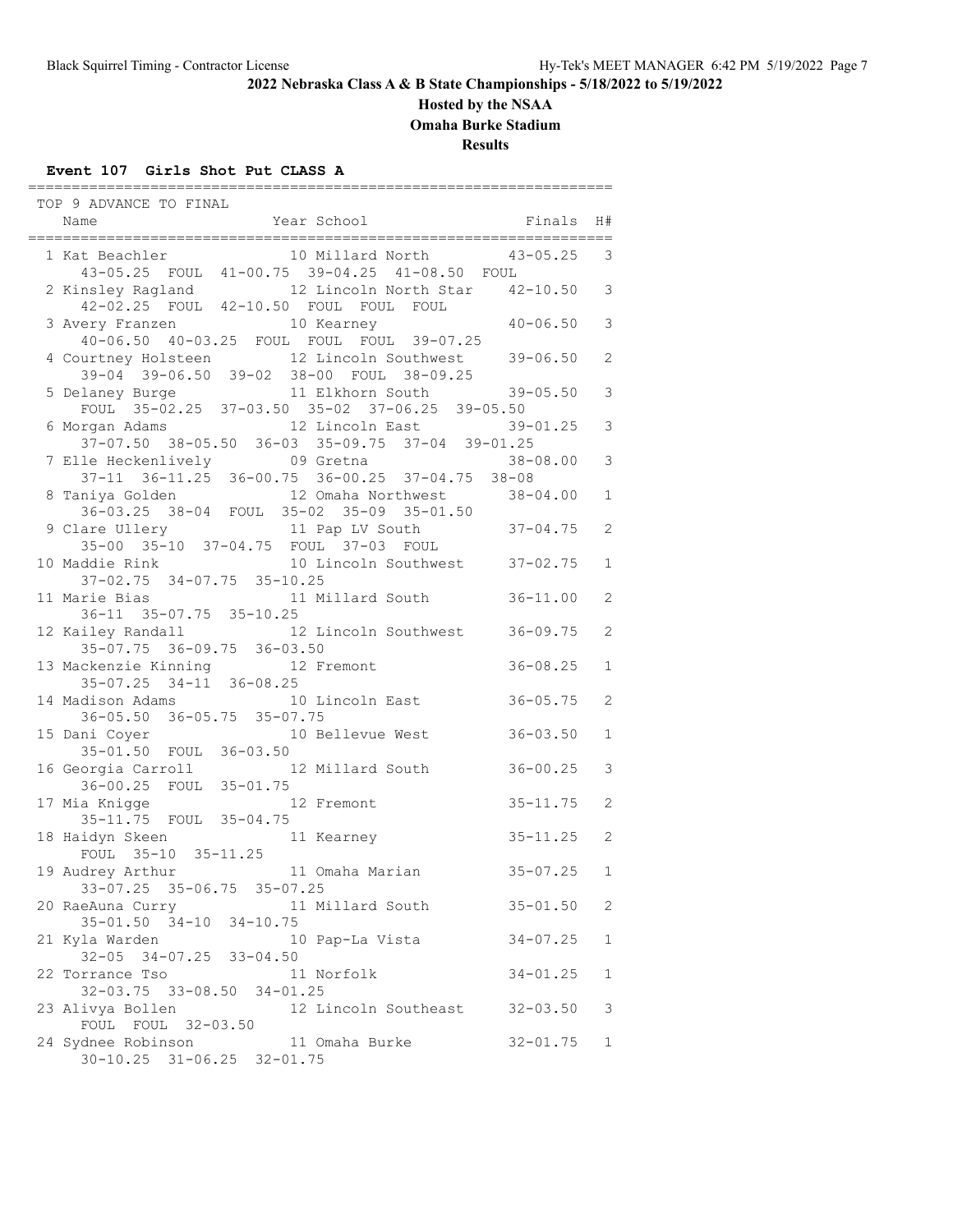**2022 Nebraska Class A & B State Championships - 5/18/2022 to 5/19/2022**

**Hosted by the NSAA**

**Omaha Burke Stadium**

**Results**

**Event 107 Girls Shot Put CLASS A**

TOP 9 ADVANCE TO FINAL

| Name | Year | School | Finals | H# |
|---|---|---|---|---|
| 1 Kat Beachler | 10 | Millard North | 43-05.25 | 3 |
| 43-05.25 FOUL 41-00.75 39-04.25 41-08.50 FOUL | | | | |
| 2 Kinsley Ragland | 12 | Lincoln North Star | 42-10.50 | 3 |
| 42-02.25 FOUL 42-10.50 FOUL FOUL FOUL | | | | |
| 3 Avery Franzen | 10 | Kearney | 40-06.50 | 3 |
| 40-06.50 40-03.25 FOUL FOUL FOUL 39-07.25 | | | | |
| 4 Courtney Holsteen | 12 | Lincoln Southwest | 39-06.50 | 2 |
| 39-04 39-06.50 39-02 38-00 FOUL 38-09.25 | | | | |
| 5 Delaney Burge | 11 | Elkhorn South | 39-05.50 | 3 |
| FOUL 35-02.25 37-03.50 35-02 37-06.25 39-05.50 | | | | |
| 6 Morgan Adams | 12 | Lincoln East | 39-01.25 | 3 |
| 37-07.50 38-05.50 36-03 35-09.75 37-04 39-01.25 | | | | |
| 7 Elle Heckenlively | 09 | Gretna | 38-08.00 | 3 |
| 37-11 36-11.25 36-00.75 36-00.25 37-04.75 38-08 | | | | |
| 8 Taniya Golden | 12 | Omaha Northwest | 38-04.00 | 1 |
| 36-03.25 38-04 FOUL 35-02 35-09 35-01.50 | | | | |
| 9 Clare Ullery | 11 | Pap LV South | 37-04.75 | 2 |
| 35-00 35-10 37-04.75 FOUL 37-03 FOUL | | | | |
| 10 Maddie Rink | 10 | Lincoln Southwest | 37-02.75 | 1 |
| 37-02.75 34-07.75 35-10.25 | | | | |
| 11 Marie Bias | 11 | Millard South | 36-11.00 | 2 |
| 36-11 35-07.75 35-10.25 | | | | |
| 12 Kailey Randall | 12 | Lincoln Southwest | 36-09.75 | 2 |
| 35-07.75 36-09.75 36-03.50 | | | | |
| 13 Mackenzie Kinning | 12 | Fremont | 36-08.25 | 1 |
| 35-07.25 34-11 36-08.25 | | | | |
| 14 Madison Adams | 10 | Lincoln East | 36-05.75 | 2 |
| 36-05.50 36-05.75 35-07.75 | | | | |
| 15 Dani Coyer | 10 | Bellevue West | 36-03.50 | 1 |
| 35-01.50 FOUL 36-03.50 | | | | |
| 16 Georgia Carroll | 12 | Millard South | 36-00.25 | 3 |
| 36-00.25 FOUL 35-01.75 | | | | |
| 17 Mia Knigge | 12 | Fremont | 35-11.75 | 2 |
| 35-11.75 FOUL 35-04.75 | | | | |
| 18 Haidyn Skeen | 11 | Kearney | 35-11.25 | 2 |
| FOUL 35-10 35-11.25 | | | | |
| 19 Audrey Arthur | 11 | Omaha Marian | 35-07.25 | 1 |
| 33-07.25 35-06.75 35-07.25 | | | | |
| 20 RaeAuna Curry | 11 | Millard South | 35-01.50 | 2 |
| 35-01.50 34-10 34-10.75 | | | | |
| 21 Kyla Warden | 10 | Pap-La Vista | 34-07.25 | 1 |
| 32-05 34-07.25 33-04.50 | | | | |
| 22 Torrance Tso | 11 | Norfolk | 34-01.25 | 1 |
| 32-03.75 33-08.50 34-01.25 | | | | |
| 23 Alivya Bollen | 12 | Lincoln Southeast | 32-03.50 | 3 |
| FOUL FOUL 32-03.50 | | | | |
| 24 Sydnee Robinson | 11 | Omaha Burke | 32-01.75 | 1 |
| 30-10.25 31-06.25 32-01.75 | | | | |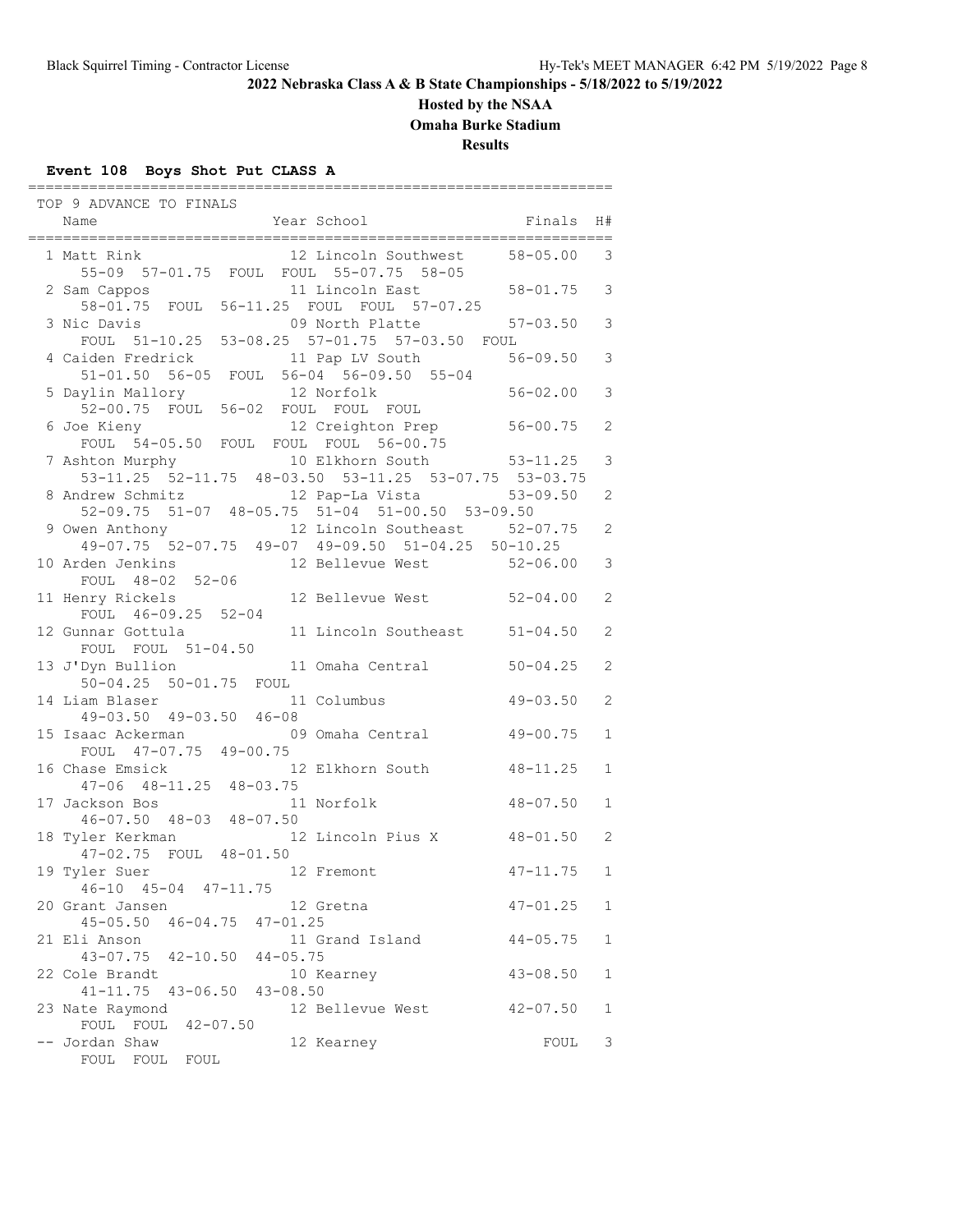**2022 Nebraska Class A & B State Championships - 5/18/2022 to 5/19/2022**

**Hosted by the NSAA**

**Omaha Burke Stadium**

**Results**

### Event 108 Boys Shot Put CLASS A

TOP 9 ADVANCE TO FINALS

| | Name | Year | School | Finals | H# |
|---|---|---|---|---|---|
| 1 | Matt Rink | 12 | Lincoln Southwest | 58-05.00 | 3 |
| | 55-09 57-01.75 FOUL FOUL 55-07.75 58-05 | | | | |
| 2 | Sam Cappos | 11 | Lincoln East | 58-01.75 | 3 |
| | 58-01.75 FOUL 56-11.25 FOUL FOUL 57-07.25 | | | | |
| 3 | Nic Davis | 09 | North Platte | 57-03.50 | 3 |
| | FOUL 51-10.25 53-08.25 57-01.75 57-03.50 FOUL | | | | |
| 4 | Caiden Fredrick | 11 | Pap LV South | 56-09.50 | 3 |
| | 51-01.50 56-05 FOUL 56-04 56-09.50 55-04 | | | | |
| 5 | Daylin Mallory | 12 | Norfolk | 56-02.00 | 3 |
| | 52-00.75 FOUL 56-02 FOUL FOUL FOUL | | | | |
| 6 | Joe Kieny | 12 | Creighton Prep | 56-00.75 | 2 |
| | FOUL 54-05.50 FOUL FOUL FOUL 56-00.75 | | | | |
| 7 | Ashton Murphy | 10 | Elkhorn South | 53-11.25 | 3 |
| | 53-11.25 52-11.75 48-03.50 53-11.25 53-07.75 53-03.75 | | | | |
| 8 | Andrew Schmitz | 12 | Pap-La Vista | 53-09.50 | 2 |
| | 52-09.75 51-07 48-05.75 51-04 51-00.50 53-09.50 | | | | |
| 9 | Owen Anthony | 12 | Lincoln Southeast | 52-07.75 | 2 |
| | 49-07.75 52-07.75 49-07 49-09.50 51-04.25 50-10.25 | | | | |
| 10 | Arden Jenkins | 12 | Bellevue West | 52-06.00 | 3 |
| | FOUL 48-02 52-06 | | | | |
| 11 | Henry Rickels | 12 | Bellevue West | 52-04.00 | 2 |
| | FOUL 46-09.25 52-04 | | | | |
| 12 | Gunnar Gottula | 11 | Lincoln Southeast | 51-04.50 | 2 |
| | FOUL FOUL 51-04.50 | | | | |
| 13 | J'Dyn Bullion | 11 | Omaha Central | 50-04.25 | 2 |
| | 50-04.25 50-01.75 FOUL | | | | |
| 14 | Liam Blaser | 11 | Columbus | 49-03.50 | 2 |
| | 49-03.50 49-03.50 46-08 | | | | |
| 15 | Isaac Ackerman | 09 | Omaha Central | 49-00.75 | 1 |
| | FOUL 47-07.75 49-00.75 | | | | |
| 16 | Chase Emsick | 12 | Elkhorn South | 48-11.25 | 1 |
| | 47-06 48-11.25 48-03.75 | | | | |
| 17 | Jackson Bos | 11 | Norfolk | 48-07.50 | 1 |
| | 46-07.50 48-03 48-07.50 | | | | |
| 18 | Tyler Kerkman | 12 | Lincoln Pius X | 48-01.50 | 2 |
| | 47-02.75 FOUL 48-01.50 | | | | |
| 19 | Tyler Suer | 12 | Fremont | 47-11.75 | 1 |
| | 46-10 45-04 47-11.75 | | | | |
| 20 | Grant Jansen | 12 | Gretna | 47-01.25 | 1 |
| | 45-05.50 46-04.75 47-01.25 | | | | |
| 21 | Eli Anson | 11 | Grand Island | 44-05.75 | 1 |
| | 43-07.75 42-10.50 44-05.75 | | | | |
| 22 | Cole Brandt | 10 | Kearney | 43-08.50 | 1 |
| | 41-11.75 43-06.50 43-08.50 | | | | |
| 23 | Nate Raymond | 12 | Bellevue West | 42-07.50 | 1 |
| | FOUL FOUL 42-07.50 | | | | |
| -- | Jordan Shaw | 12 | Kearney | FOUL | 3 |
| | FOUL FOUL FOUL | | | | |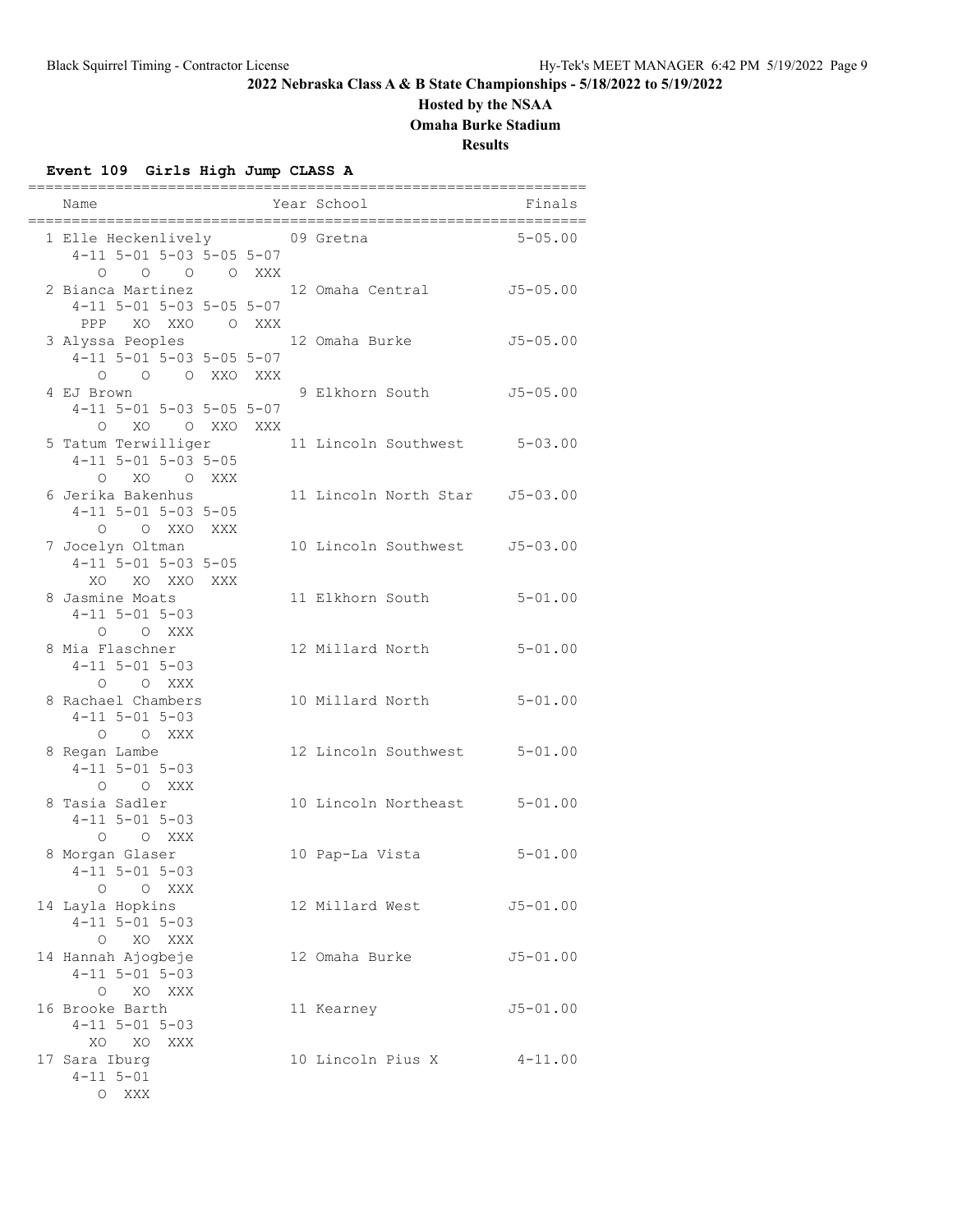## 2022 Nebraska Class A & B State Championships - 5/18/2022 to 5/19/2022

### Hosted by the NSAA

### Omaha Burke Stadium

### Results

#### Event 109 Girls High Jump CLASS A

```
=================================================================
   Name                    Year School                   Finals
=================================================================
  1 Elle Heckenlively        09 Gretna                   5-05.00
      4-11 5-01 5-03 5-05 5-07
         O    O    O    O  XXX
  2 Bianca Martinez          12 Omaha Central           J5-05.00
      4-11 5-01 5-03 5-05 5-07
       PPP   XO  XXO    O  XXX
  3 Alyssa Peoples           12 Omaha Burke             J5-05.00
      4-11 5-01 5-03 5-05 5-07
         O    O    O  XXO  XXX
  4 EJ Brown                  9 Elkhorn South           J5-05.00
      4-11 5-01 5-03 5-05 5-07
         O   XO    O  XXO  XXX
  5 Tatum Terwilliger        11 Lincoln Southwest        5-03.00
      4-11 5-01 5-03 5-05
         O   XO    O  XXX
  6 Jerika Bakenhus          11 Lincoln North Star      J5-03.00
      4-11 5-01 5-03 5-05
         O    O  XXO  XXX
  7 Jocelyn Oltman           10 Lincoln Southwest       J5-03.00
      4-11 5-01 5-03 5-05
        XO   XO  XXO  XXX
  8 Jasmine Moats            11 Elkhorn South            5-01.00
      4-11 5-01 5-03
         O    O  XXX
  8 Mia Flaschner            12 Millard North            5-01.00
      4-11 5-01 5-03
         O    O  XXX
  8 Rachael Chambers         10 Millard North            5-01.00
      4-11 5-01 5-03
         O    O  XXX
  8 Regan Lambe              12 Lincoln Southwest        5-01.00
      4-11 5-01 5-03
         O    O  XXX
  8 Tasia Sadler             10 Lincoln Northeast        5-01.00
      4-11 5-01 5-03
         O    O  XXX
  8 Morgan Glaser            10 Pap-La Vista             5-01.00
      4-11 5-01 5-03
         O    O  XXX
 14 Layla Hopkins            12 Millard West            J5-01.00
      4-11 5-01 5-03
         O   XO  XXX
 14 Hannah Ajogbeje          12 Omaha Burke             J5-01.00
      4-11 5-01 5-03
         O   XO  XXX
 16 Brooke Barth             11 Kearney                 J5-01.00
      4-11 5-01 5-03
        XO   XO  XXX
 17 Sara Iburg               10 Lincoln Pius X           4-11.00
      4-11 5-01
         O  XXX
```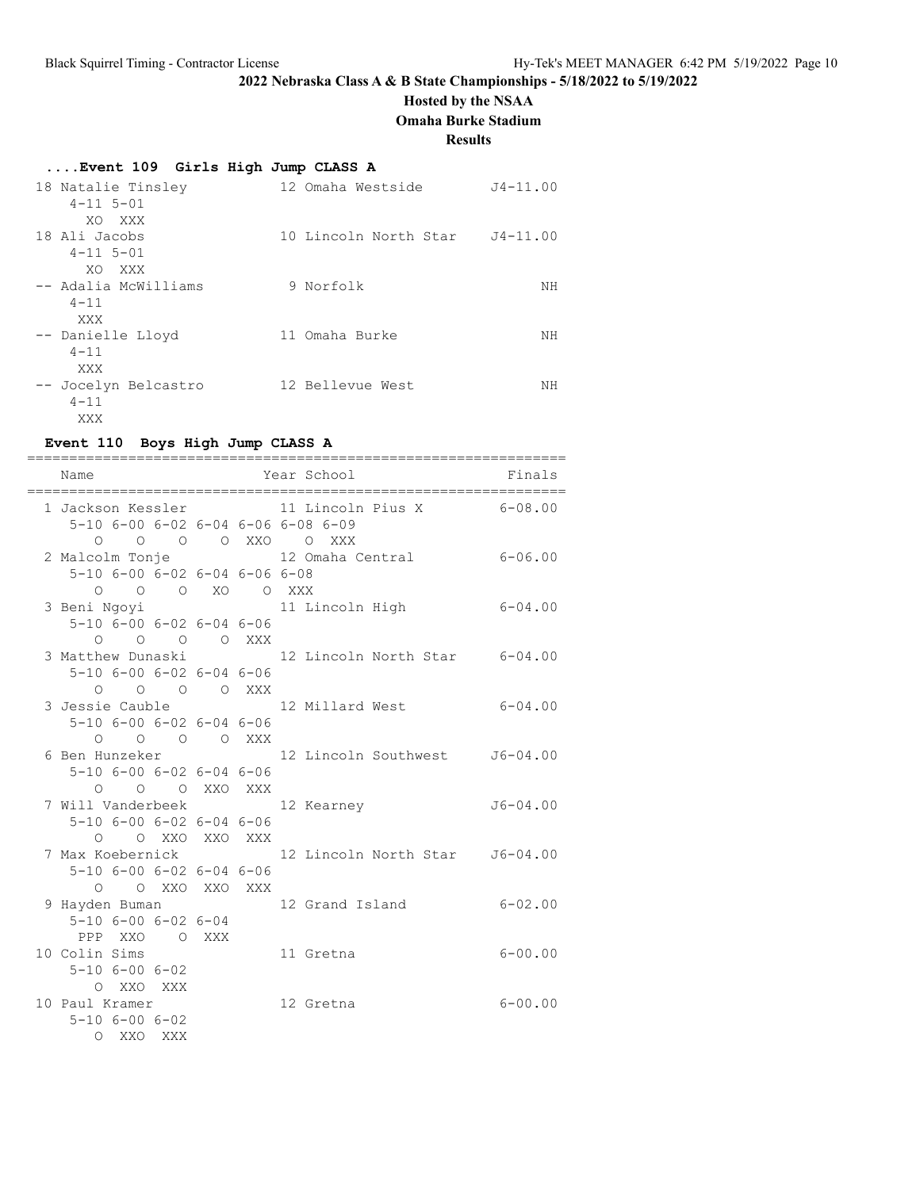# 2022 Nebraska Class A & B State Championships - 5/18/2022 to 5/19/2022

## Hosted by the NSAA

## Omaha Burke Stadium

## Results

### ....Event 109 Girls High Jump CLASS A

```
 18 Natalie Tinsley            12 Omaha Westside        J4-11.00
     4-11 5-01
       XO  XXX
 18 Ali Jacobs                 10 Lincoln North Star    J4-11.00
     4-11 5-01
       XO  XXX
 -- Adalia McWilliams           9 Norfolk                     NH
     4-11
      XXX
 -- Danielle Lloyd             11 Omaha Burke                 NH
     4-11
      XXX
 -- Jocelyn Belcastro          12 Bellevue West               NH
     4-11
      XXX
```

### Event 110 Boys High Jump CLASS A

```
=================================================================
    Name                    Year School                  Finals
=================================================================
  1 Jackson Kessler            11 Lincoln Pius X          6-08.00
     5-10 6-00 6-02 6-04 6-06 6-08 6-09
        O    O    O    O  XXO    O  XXX
  2 Malcolm Tonje              12 Omaha Central           6-06.00
     5-10 6-00 6-02 6-04 6-06 6-08
        O    O    O   XO    O  XXX
  3 Beni Ngoyi                 11 Lincoln High            6-04.00
     5-10 6-00 6-02 6-04 6-06
        O    O    O    O  XXX
  3 Matthew Dunaski            12 Lincoln North Star      6-04.00
     5-10 6-00 6-02 6-04 6-06
        O    O    O    O  XXX
  3 Jessie Cauble              12 Millard West            6-04.00
     5-10 6-00 6-02 6-04 6-06
        O    O    O    O  XXX
  6 Ben Hunzeker               12 Lincoln Southwest      J6-04.00
     5-10 6-00 6-02 6-04 6-06
        O    O    O  XXO  XXX
  7 Will Vanderbeek            12 Kearney                J6-04.00
     5-10 6-00 6-02 6-04 6-06
        O    O  XXO  XXO  XXX
  7 Max Koebernick             12 Lincoln North Star     J6-04.00
     5-10 6-00 6-02 6-04 6-06
        O    O  XXO  XXO  XXX
  9 Hayden Buman               12 Grand Island            6-02.00
     5-10 6-00 6-02 6-04
      PPP  XXO    O  XXX
 10 Colin Sims                 11 Gretna                  6-00.00
     5-10 6-00 6-02
        O  XXO  XXX
 10 Paul Kramer                12 Gretna                  6-00.00
     5-10 6-00 6-02
        O  XXO  XXX
```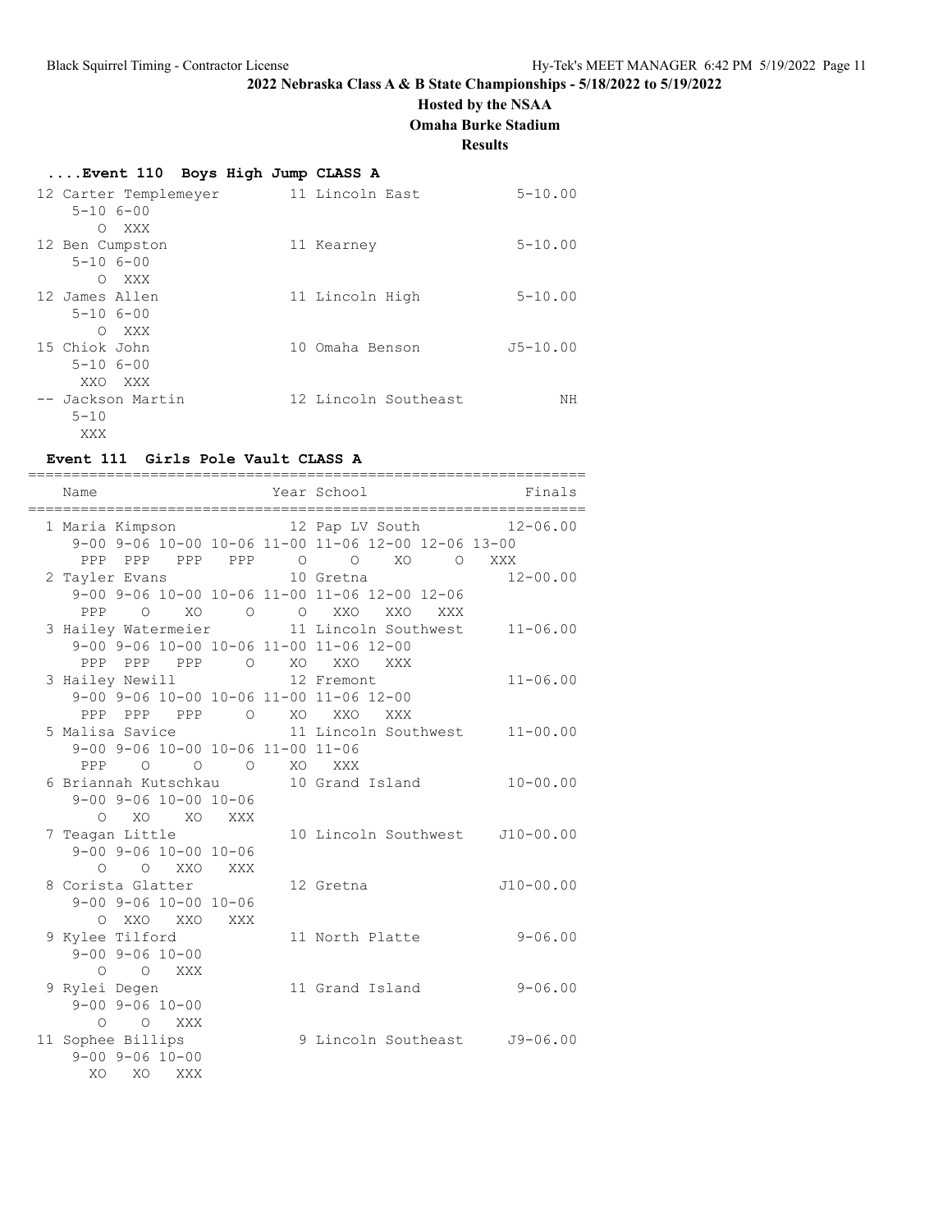## 2022 Nebraska Class A & B State Championships - 5/18/2022 to 5/19/2022

**Hosted by the NSAA**

**Omaha Burke Stadium**

**Results**

### ....Event 110 Boys High Jump CLASS A

```
 12 Carter Templemeyer         11 Lincoln East            5-10.00
     5-10 6-00
        O  XXX
 12 Ben Cumpston               11 Kearney                 5-10.00
     5-10 6-00
        O  XXX
 12 James Allen                11 Lincoln High            5-10.00
     5-10 6-00
        O  XXX
 15 Chiok John                 10 Omaha Benson           J5-10.00
     5-10 6-00
      XXO  XXX
 -- Jackson Martin             12 Lincoln Southeast            NH
     5-10
      XXX
```

### Event 111 Girls Pole Vault CLASS A

```
=================================================================
   Name                    Year School                   Finals
=================================================================
  1 Maria Kimpson            12 Pap LV South           12-06.00
     9-00 9-06 10-00 10-06 11-00 11-06 12-00 12-06 13-00
      PPP  PPP   PPP   PPP     O     O    XO     O   XXX
  2 Tayler Evans             10 Gretna                 12-00.00
     9-00 9-06 10-00 10-06 11-00 11-06 12-00 12-06
      PPP    O    XO     O     O   XXO   XXO   XXX
  3 Hailey Watermeier        11 Lincoln Southwest      11-06.00
     9-00 9-06 10-00 10-06 11-00 11-06 12-00
      PPP  PPP   PPP     O    XO   XXO   XXX
  3 Hailey Newill            12 Fremont                11-06.00
     9-00 9-06 10-00 10-06 11-00 11-06 12-00
      PPP  PPP   PPP     O    XO   XXO   XXX
  5 Malisa Savice            11 Lincoln Southwest      11-00.00
     9-00 9-06 10-00 10-06 11-00 11-06
      PPP    O     O     O    XO   XXX
  6 Briannah Kutschkau       10 Grand Island           10-00.00
     9-00 9-06 10-00 10-06
        O   XO    XO   XXX
  7 Teagan Little            10 Lincoln Southwest     J10-00.00
     9-00 9-06 10-00 10-06
        O    O   XXO   XXX
  8 Corista Glatter          12 Gretna                J10-00.00
     9-00 9-06 10-00 10-06
        O  XXO   XXO   XXX
  9 Kylee Tilford            11 North Platte            9-06.00
     9-00 9-06 10-00
        O    O   XXX
  9 Rylei Degen              11 Grand Island            9-06.00
     9-00 9-06 10-00
        O    O   XXX
 11 Sophee Billips            9 Lincoln Southeast      J9-06.00
     9-00 9-06 10-00
       XO   XO   XXX
```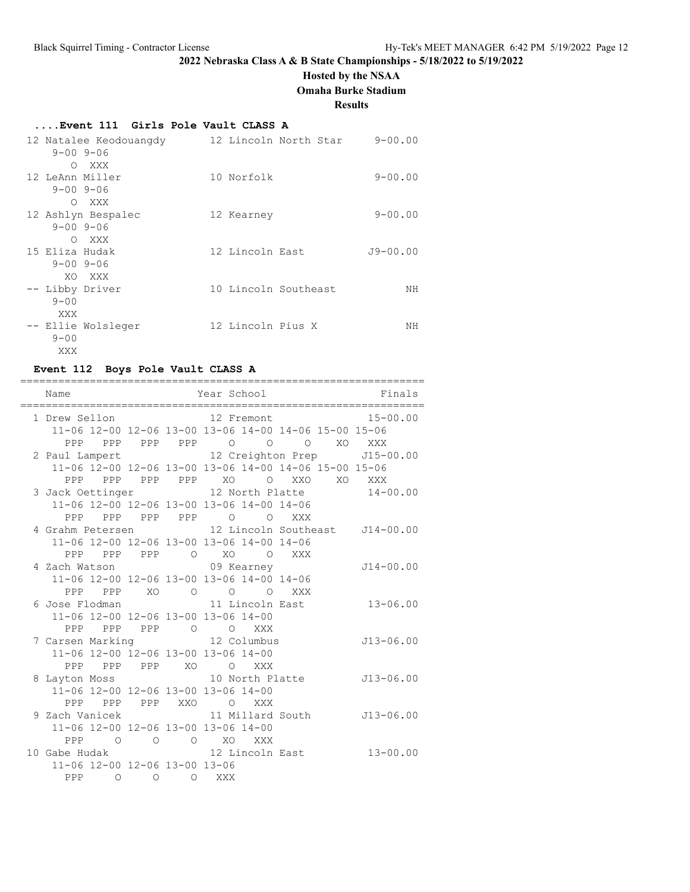**2022 Nebraska Class A & B State Championships - 5/18/2022 to 5/19/2022**

**Hosted by the NSAA**

**Omaha Burke Stadium**

**Results**

### ....Event 111 Girls Pole Vault CLASS A

```
 12 Natalee Keodouangdy        12 Lincoln North Star     9-00.00
     9-00 9-06
        O  XXX
 12 LeAnn Miller               10 Norfolk                9-00.00
     9-00 9-06
        O  XXX
 12 Ashlyn Bespalec            12 Kearney                9-00.00
     9-00 9-06
        O  XXX
 15 Eliza Hudak                12 Lincoln East          J9-00.00
     9-00 9-06
       XO  XXX
 -- Libby Driver               10 Lincoln Southeast           NH
     9-00
      XXX
 -- Ellie Wolsleger            12 Lincoln Pius X              NH
     9-00
      XXX
```

### Event 112 Boys Pole Vault CLASS A

```
================================================================
    Name                    Year School                  Finals
================================================================
  1 Drew Sellon               12 Fremont                15-00.00
     11-06 12-00 12-06 13-00 13-06 14-00 14-06 15-00 15-06
       PPP   PPP   PPP   PPP     O     O     O    XO   XXX
  2 Paul Lampert              12 Creighton Prep        J15-00.00
     11-06 12-00 12-06 13-00 13-06 14-00 14-06 15-00 15-06
       PPP   PPP   PPP   PPP    XO     O   XXO    XO   XXX
  3 Jack Oettinger            12 North Platte           14-00.00
     11-06 12-00 12-06 13-00 13-06 14-00 14-06
       PPP   PPP   PPP   PPP     O     O   XXX
  4 Grahm Petersen            12 Lincoln Southeast     J14-00.00
     11-06 12-00 12-06 13-00 13-06 14-00 14-06
       PPP   PPP   PPP     O    XO     O   XXX
  4 Zach Watson               09 Kearney               J14-00.00
     11-06 12-00 12-06 13-00 13-06 14-00 14-06
       PPP   PPP    XO     O     O     O   XXX
  6 Jose Flodman              11 Lincoln East           13-06.00
     11-06 12-00 12-06 13-00 13-06 14-00
       PPP   PPP   PPP     O     O   XXX
  7 Carsen Marking            12 Columbus              J13-06.00
     11-06 12-00 12-06 13-00 13-06 14-00
       PPP   PPP   PPP    XO     O   XXX
  8 Layton Moss               10 North Platte          J13-06.00
     11-06 12-00 12-06 13-00 13-06 14-00
       PPP   PPP   PPP   XXO     O   XXX
  9 Zach Vanicek              11 Millard South         J13-06.00
     11-06 12-00 12-06 13-00 13-06 14-00
       PPP     O     O     O    XO   XXX
 10 Gabe Hudak                12 Lincoln East           13-00.00
     11-06 12-00 12-06 13-00 13-06
       PPP     O     O     O   XXX
```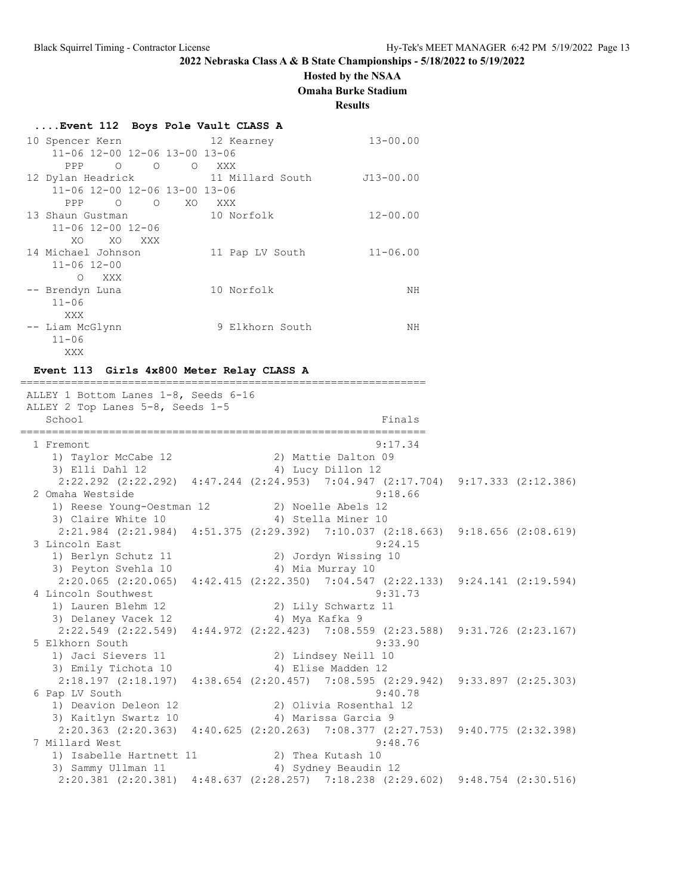**2022 Nebraska Class A & B State Championships - 5/18/2022 to 5/19/2022**

**Hosted by the NSAA**

**Omaha Burke Stadium**

**Results**

### ....Event 112 Boys Pole Vault CLASS A

```
10 Spencer Kern              12 Kearney              13-00.00
    11-06 12-00 12-06 13-00 13-06
      PPP     O     O     O   XXX
12 Dylan Headrick            11 Millard South       J13-00.00
    11-06 12-00 12-06 13-00 13-06
      PPP     O     O    XO   XXX
13 Shaun Gustman             10 Norfolk              12-00.00
    11-06 12-00 12-06
       XO    XO   XXX
14 Michael Johnson           11 Pap LV South         11-06.00
    11-06 12-00
        O   XXX
-- Brendyn Luna              10 Norfolk                    NH
    11-06
      XXX
-- Liam McGlynn               9 Elkhorn South              NH
    11-06
      XXX
```

### Event 113 Girls 4x800 Meter Relay CLASS A

```
================================================================
 ALLEY 1 Bottom Lanes 1-8, Seeds 6-16
 ALLEY 2 Top Lanes 5-8, Seeds 1-5
    School                                               Finals
================================================================
  1 Fremont                                             9:17.34
     1) Taylor McCabe 12               2) Mattie Dalton 09
     3) Elli Dahl 12                   4) Lucy Dillon 12
      2:22.292 (2:22.292)  4:47.244 (2:24.953)  7:04.947 (2:17.704)  9:17.333 (2:12.386)
  2 Omaha Westside                                      9:18.66
     1) Reese Young-Oestman 12         2) Noelle Abels 12
     3) Claire White 10                4) Stella Miner 10
      2:21.984 (2:21.984)  4:51.375 (2:29.392)  7:10.037 (2:18.663)  9:18.656 (2:08.619)
  3 Lincoln East                                        9:24.15
     1) Berlyn Schutz 11               2) Jordyn Wissing 10
     3) Peyton Svehla 10               4) Mia Murray 10
      2:20.065 (2:20.065)  4:42.415 (2:22.350)  7:04.547 (2:22.133)  9:24.141 (2:19.594)
  4 Lincoln Southwest                                   9:31.73
     1) Lauren Blehm 12                2) Lily Schwartz 11
     3) Delaney Vacek 12               4) Mya Kafka 9
      2:22.549 (2:22.549)  4:44.972 (2:22.423)  7:08.559 (2:23.588)  9:31.726 (2:23.167)
  5 Elkhorn South                                       9:33.90
     1) Jaci Sievers 11                2) Lindsey Neill 10
     3) Emily Tichota 10               4) Elise Madden 12
      2:18.197 (2:18.197)  4:38.654 (2:20.457)  7:08.595 (2:29.942)  9:33.897 (2:25.303)
  6 Pap LV South                                        9:40.78
     1) Deavion Deleon 12              2) Olivia Rosenthal 12
     3) Kaitlyn Swartz 10              4) Marissa Garcia 9
      2:20.363 (2:20.363)  4:40.625 (2:20.263)  7:08.377 (2:27.753)  9:40.775 (2:32.398)
  7 Millard West                                        9:48.76
     1) Isabelle Hartnett 11           2) Thea Kutash 10
     3) Sammy Ullman 11                4) Sydney Beaudin 12
      2:20.381 (2:20.381)  4:48.637 (2:28.257)  7:18.238 (2:29.602)  9:48.754 (2:30.516)
```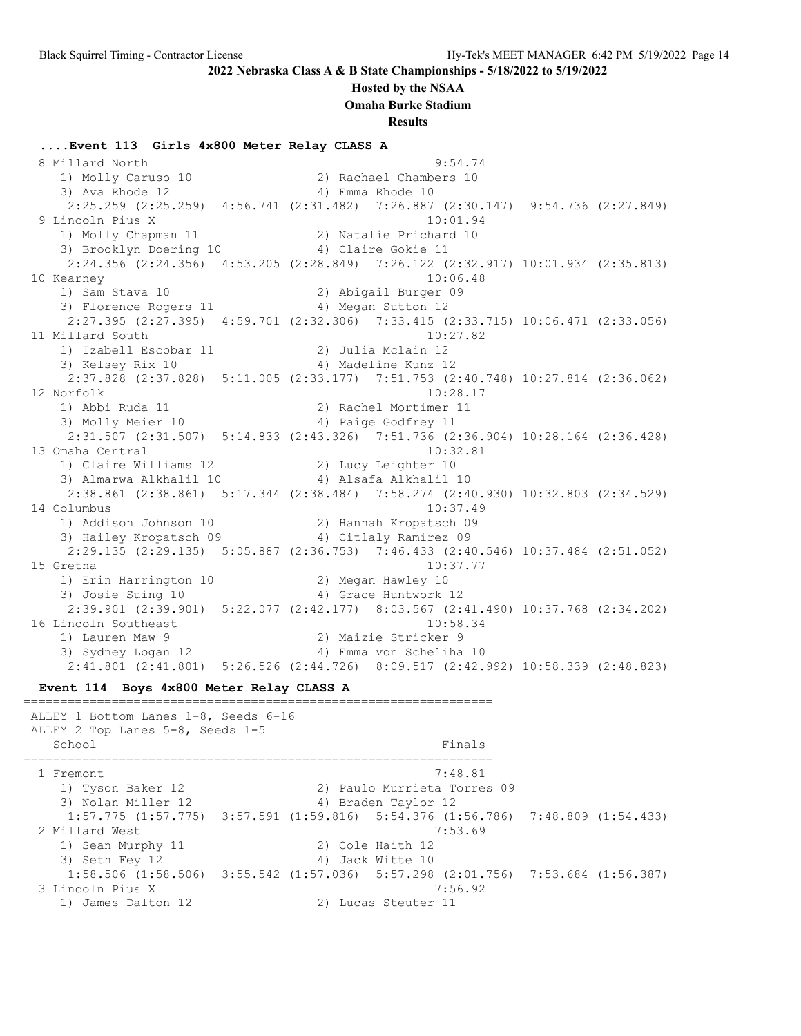**2022 Nebraska Class A & B State Championships - 5/18/2022 to 5/19/2022**

**Hosted by the NSAA**

**Omaha Burke Stadium**

**Results**

### ....Event 113 Girls 4x800 Meter Relay CLASS A

```
 8 Millard North                                       9:54.74
    1) Molly Caruso 10                2) Rachael Chambers 10
    3) Ava Rhode 12                   4) Emma Rhode 10
     2:25.259 (2:25.259)  4:56.741 (2:31.482)  7:26.887 (2:30.147)  9:54.736 (2:27.849)
 9 Lincoln Pius X                                     10:01.94
    1) Molly Chapman 11               2) Natalie Prichard 10
    3) Brooklyn Doering 10            4) Claire Gokie 11
     2:24.356 (2:24.356)  4:53.205 (2:28.849)  7:26.122 (2:32.917) 10:01.934 (2:35.813)
10 Kearney                                            10:06.48
    1) Sam Stava 10                   2) Abigail Burger 09
    3) Florence Rogers 11             4) Megan Sutton 12
     2:27.395 (2:27.395)  4:59.701 (2:32.306)  7:33.415 (2:33.715) 10:06.471 (2:33.056)
11 Millard South                                      10:27.82
    1) Izabell Escobar 11             2) Julia Mclain 12
    3) Kelsey Rix 10                  4) Madeline Kunz 12
     2:37.828 (2:37.828)  5:11.005 (2:33.177)  7:51.753 (2:40.748) 10:27.814 (2:36.062)
12 Norfolk                                            10:28.17
    1) Abbi Ruda 11                   2) Rachel Mortimer 11
    3) Molly Meier 10                 4) Paige Godfrey 11
     2:31.507 (2:31.507)  5:14.833 (2:43.326)  7:51.736 (2:36.904) 10:28.164 (2:36.428)
13 Omaha Central                                      10:32.81
    1) Claire Williams 12             2) Lucy Leighter 10
    3) Almarwa Alkhalil 10            4) Alsafa Alkhalil 10
     2:38.861 (2:38.861)  5:17.344 (2:38.484)  7:58.274 (2:40.930) 10:32.803 (2:34.529)
14 Columbus                                           10:37.49
    1) Addison Johnson 10             2) Hannah Kropatsch 09
    3) Hailey Kropatsch 09            4) Citlaly Ramirez 09
     2:29.135 (2:29.135)  5:05.887 (2:36.753)  7:46.433 (2:40.546) 10:37.484 (2:51.052)
15 Gretna                                             10:37.77
    1) Erin Harrington 10             2) Megan Hawley 10
    3) Josie Suing 10                 4) Grace Huntwork 12
     2:39.901 (2:39.901)  5:22.077 (2:42.177)  8:03.567 (2:41.490) 10:37.768 (2:34.202)
16 Lincoln Southeast                                  10:58.34
    1) Lauren Maw 9                   2) Maizie Stricker 9
    3) Sydney Logan 12                4) Emma von Scheliha 10
     2:41.801 (2:41.801)  5:26.526 (2:44.726)  8:09.517 (2:42.992) 10:58.339 (2:48.823)
```

### Event 114 Boys 4x800 Meter Relay CLASS A

```
================================================================
ALLEY 1 Bottom Lanes 1-8, Seeds 6-16
ALLEY 2 Top Lanes 5-8, Seeds 1-5
   School                                              Finals
================================================================
 1 Fremont                                             7:48.81
    1) Tyson Baker 12                 2) Paulo Murrieta Torres 09
    3) Nolan Miller 12                4) Braden Taylor 12
     1:57.775 (1:57.775)  3:57.591 (1:59.816)  5:54.376 (1:56.786)  7:48.809 (1:54.433)
 2 Millard West                                        7:53.69
    1) Sean Murphy 11                 2) Cole Haith 12
    3) Seth Fey 12                    4) Jack Witte 10
     1:58.506 (1:58.506)  3:55.542 (1:57.036)  5:57.298 (2:01.756)  7:53.684 (1:56.387)
 3 Lincoln Pius X                                      7:56.92
    1) James Dalton 12                2) Lucas Steuter 11
```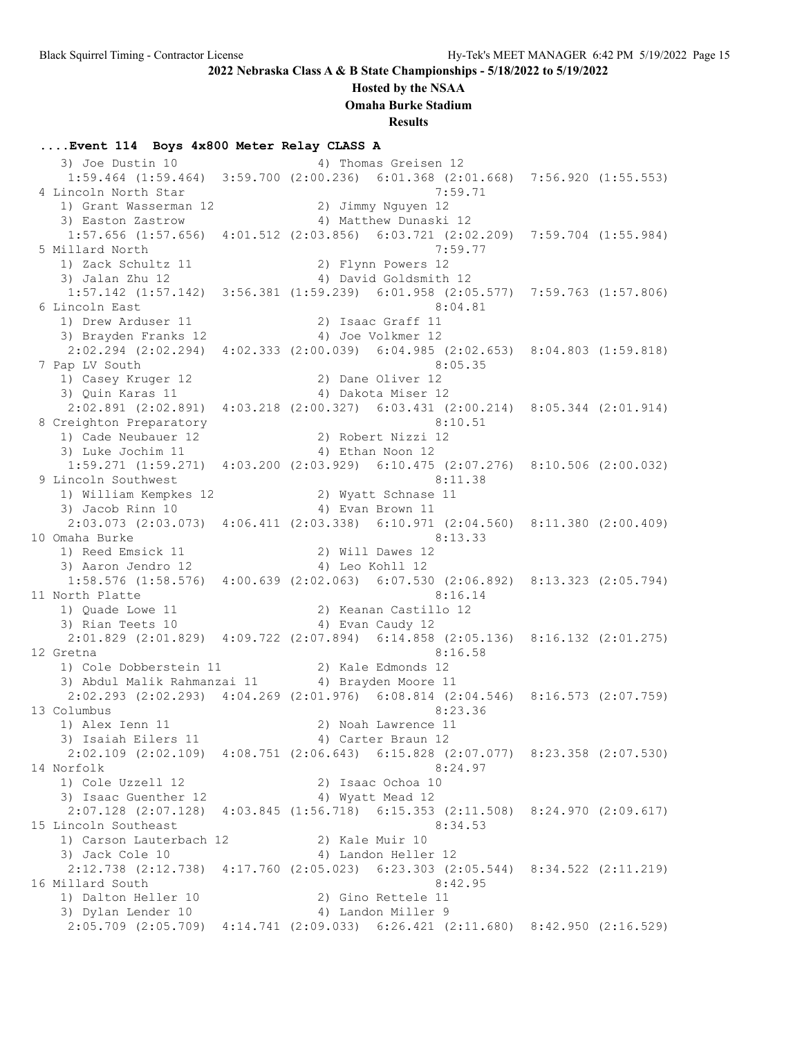**2022 Nebraska Class A & B State Championships - 5/18/2022 to 5/19/2022**

**Hosted by the NSAA**

**Omaha Burke Stadium**

**Results**

### ....Event 114 Boys 4x800 Meter Relay CLASS A

```
   3) Joe Dustin 10                   4) Thomas Greisen 12
     1:59.464 (1:59.464)  3:59.700 (2:00.236)  6:01.368 (2:01.668)  7:56.920 (1:55.553)
 4 Lincoln North Star                                    7:59.71
   1) Grant Wasserman 12              2) Jimmy Nguyen 12
   3) Easton Zastrow                  4) Matthew Dunaski 12
     1:57.656 (1:57.656)  4:01.512 (2:03.856)  6:03.721 (2:02.209)  7:59.704 (1:55.984)
 5 Millard North                                         7:59.77
   1) Zack Schultz 11                 2) Flynn Powers 12
   3) Jalan Zhu 12                    4) David Goldsmith 12
     1:57.142 (1:57.142)  3:56.381 (1:59.239)  6:01.958 (2:05.577)  7:59.763 (1:57.806)
 6 Lincoln East                                          8:04.81
   1) Drew Arduser 11                 2) Isaac Graff 11
   3) Brayden Franks 12               4) Joe Volkmer 12
     2:02.294 (2:02.294)  4:02.333 (2:00.039)  6:04.985 (2:02.653)  8:04.803 (1:59.818)
 7 Pap LV South                                          8:05.35
   1) Casey Kruger 12                 2) Dane Oliver 12
   3) Quin Karas 11                   4) Dakota Miser 12
     2:02.891 (2:02.891)  4:03.218 (2:00.327)  6:03.431 (2:00.214)  8:05.344 (2:01.914)
 8 Creighton Preparatory                                 8:10.51
   1) Cade Neubauer 12                2) Robert Nizzi 12
   3) Luke Jochim 11                  4) Ethan Noon 12
     1:59.271 (1:59.271)  4:03.200 (2:03.929)  6:10.475 (2:07.276)  8:10.506 (2:00.032)
 9 Lincoln Southwest                                     8:11.38
   1) William Kempkes 12              2) Wyatt Schnase 11
   3) Jacob Rinn 10                   4) Evan Brown 11
     2:03.073 (2:03.073)  4:06.411 (2:03.338)  6:10.971 (2:04.560)  8:11.380 (2:00.409)
10 Omaha Burke                                           8:13.33
   1) Reed Emsick 11                  2) Will Dawes 12
   3) Aaron Jendro 12                 4) Leo Kohll 12
     1:58.576 (1:58.576)  4:00.639 (2:02.063)  6:07.530 (2:06.892)  8:13.323 (2:05.794)
11 North Platte                                          8:16.14
   1) Quade Lowe 11                   2) Keanan Castillo 12
   3) Rian Teets 10                   4) Evan Caudy 12
     2:01.829 (2:01.829)  4:09.722 (2:07.894)  6:14.858 (2:05.136)  8:16.132 (2:01.275)
12 Gretna                                                8:16.58
   1) Cole Dobberstein 11             2) Kale Edmonds 12
   3) Abdul Malik Rahmanzai 11        4) Brayden Moore 11
     2:02.293 (2:02.293)  4:04.269 (2:01.976)  6:08.814 (2:04.546)  8:16.573 (2:07.759)
13 Columbus                                              8:23.36
   1) Alex Ienn 11                    2) Noah Lawrence 11
   3) Isaiah Eilers 11                4) Carter Braun 12
     2:02.109 (2:02.109)  4:08.751 (2:06.643)  6:15.828 (2:07.077)  8:23.358 (2:07.530)
14 Norfolk                                               8:24.97
   1) Cole Uzzell 12                  2) Isaac Ochoa 10
   3) Isaac Guenther 12               4) Wyatt Mead 12
     2:07.128 (2:07.128)  4:03.845 (1:56.718)  6:15.353 (2:11.508)  8:24.970 (2:09.617)
15 Lincoln Southeast                                     8:34.53
   1) Carson Lauterbach 12            2) Kale Muir 10
   3) Jack Cole 10                    4) Landon Heller 12
     2:12.738 (2:12.738)  4:17.760 (2:05.023)  6:23.303 (2:05.544)  8:34.522 (2:11.219)
16 Millard South                                         8:42.95
   1) Dalton Heller 10                2) Gino Rettele 11
   3) Dylan Lender 10                 4) Landon Miller 9
     2:05.709 (2:05.709)  4:14.741 (2:09.033)  6:26.421 (2:11.680)  8:42.950 (2:16.529)
```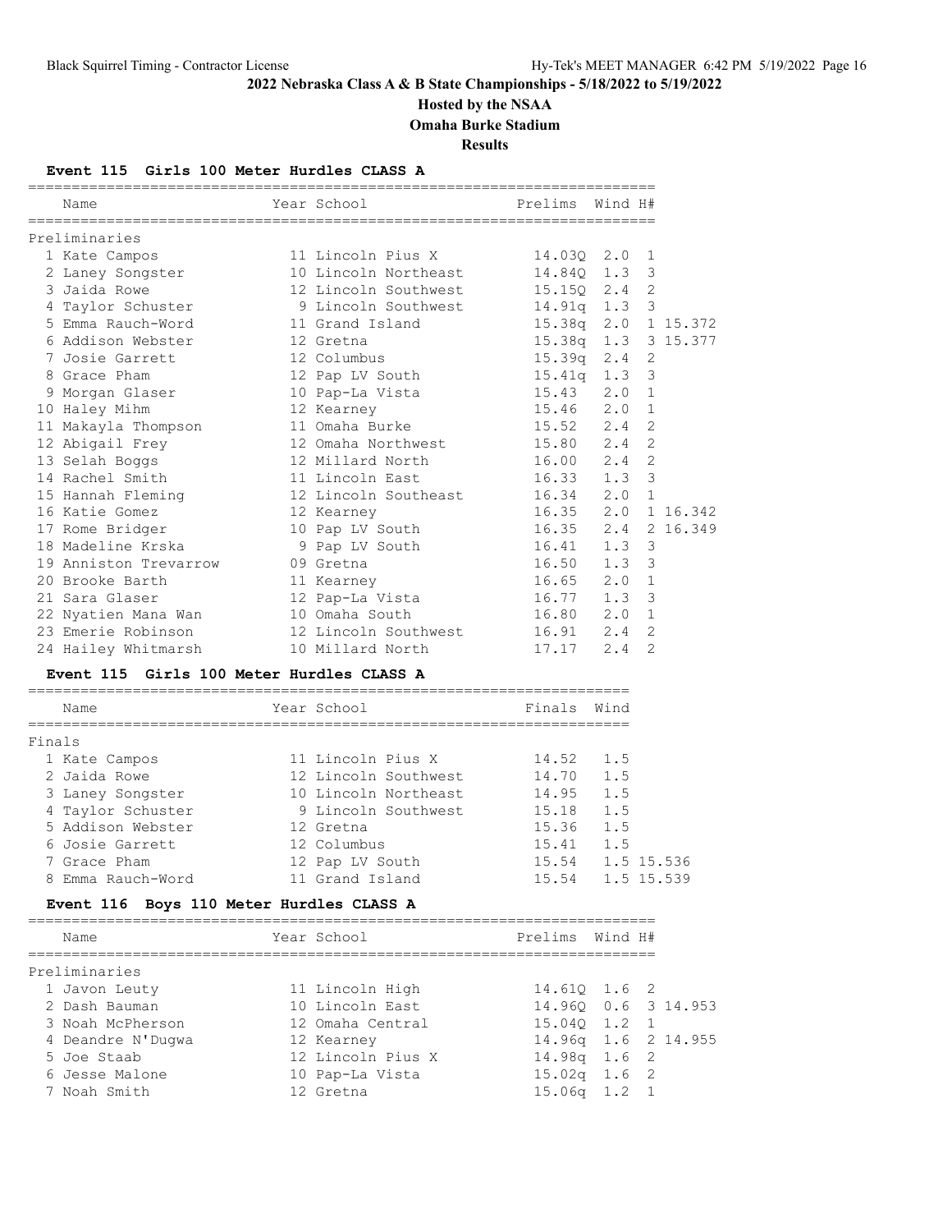# 2022 Nebraska Class A & B State Championships - 5/18/2022 to 5/19/2022

## Hosted by the NSAA

## Omaha Burke Stadium

## Results

### Event 115 Girls 100 Meter Hurdles CLASS A

**Preliminaries**

| | Name | Year | School | Prelims | Wind | H# | |
|---|---|---|---|---|---|---|---|
| 1 | Kate Campos | 11 | Lincoln Pius X | 14.03Q | 2.0 | 1 | |
| 2 | Laney Songster | 10 | Lincoln Northeast | 14.84Q | 1.3 | 3 | |
| 3 | Jaida Rowe | 12 | Lincoln Southwest | 15.15Q | 2.4 | 2 | |
| 4 | Taylor Schuster | 9 | Lincoln Southwest | 14.91q | 1.3 | 3 | |
| 5 | Emma Rauch-Word | 11 | Grand Island | 15.38q | 2.0 | 1 | 15.372 |
| 6 | Addison Webster | 12 | Gretna | 15.38q | 1.3 | 3 | 15.377 |
| 7 | Josie Garrett | 12 | Columbus | 15.39q | 2.4 | 2 | |
| 8 | Grace Pham | 12 | Pap LV South | 15.41q | 1.3 | 3 | |
| 9 | Morgan Glaser | 10 | Pap-La Vista | 15.43 | 2.0 | 1 | |
| 10 | Haley Mihm | 12 | Kearney | 15.46 | 2.0 | 1 | |
| 11 | Makayla Thompson | 11 | Omaha Burke | 15.52 | 2.4 | 2 | |
| 12 | Abigail Frey | 12 | Omaha Northwest | 15.80 | 2.4 | 2 | |
| 13 | Selah Boggs | 12 | Millard North | 16.00 | 2.4 | 2 | |
| 14 | Rachel Smith | 11 | Lincoln East | 16.33 | 1.3 | 3 | |
| 15 | Hannah Fleming | 12 | Lincoln Southeast | 16.34 | 2.0 | 1 | |
| 16 | Katie Gomez | 12 | Kearney | 16.35 | 2.0 | 1 | 16.342 |
| 17 | Rome Bridger | 10 | Pap LV South | 16.35 | 2.4 | 2 | 16.349 |
| 18 | Madeline Krska | 9 | Pap LV South | 16.41 | 1.3 | 3 | |
| 19 | Anniston Trevarrow | 09 | Gretna | 16.50 | 1.3 | 3 | |
| 20 | Brooke Barth | 11 | Kearney | 16.65 | 2.0 | 1 | |
| 21 | Sara Glaser | 12 | Pap-La Vista | 16.77 | 1.3 | 3 | |
| 22 | Nyatien Mana Wan | 10 | Omaha South | 16.80 | 2.0 | 1 | |
| 23 | Emerie Robinson | 12 | Lincoln Southwest | 16.91 | 2.4 | 2 | |
| 24 | Hailey Whitmarsh | 10 | Millard North | 17.17 | 2.4 | 2 | |

### Event 115 Girls 100 Meter Hurdles CLASS A

**Finals**

| | Name | Year | School | Finals | Wind | |
|---|---|---|---|---|---|---|
| 1 | Kate Campos | 11 | Lincoln Pius X | 14.52 | 1.5 | |
| 2 | Jaida Rowe | 12 | Lincoln Southwest | 14.70 | 1.5 | |
| 3 | Laney Songster | 10 | Lincoln Northeast | 14.95 | 1.5 | |
| 4 | Taylor Schuster | 9 | Lincoln Southwest | 15.18 | 1.5 | |
| 5 | Addison Webster | 12 | Gretna | 15.36 | 1.5 | |
| 6 | Josie Garrett | 12 | Columbus | 15.41 | 1.5 | |
| 7 | Grace Pham | 12 | Pap LV South | 15.54 | 1.5 | 15.536 |
| 8 | Emma Rauch-Word | 11 | Grand Island | 15.54 | 1.5 | 15.539 |

### Event 116 Boys 110 Meter Hurdles CLASS A

**Preliminaries**

| | Name | Year | School | Prelims | Wind | H# | |
|---|---|---|---|---|---|---|---|
| 1 | Javon Leuty | 11 | Lincoln High | 14.61Q | 1.6 | 2 | |
| 2 | Dash Bauman | 10 | Lincoln East | 14.96Q | 0.6 | 3 | 14.953 |
| 3 | Noah McPherson | 12 | Omaha Central | 15.04Q | 1.2 | 1 | |
| 4 | Deandre N'Dugwa | 12 | Kearney | 14.96q | 1.6 | 2 | 14.955 |
| 5 | Joe Staab | 12 | Lincoln Pius X | 14.98q | 1.6 | 2 | |
| 6 | Jesse Malone | 10 | Pap-La Vista | 15.02q | 1.6 | 2 | |
| 7 | Noah Smith | 12 | Gretna | 15.06q | 1.2 | 1 | |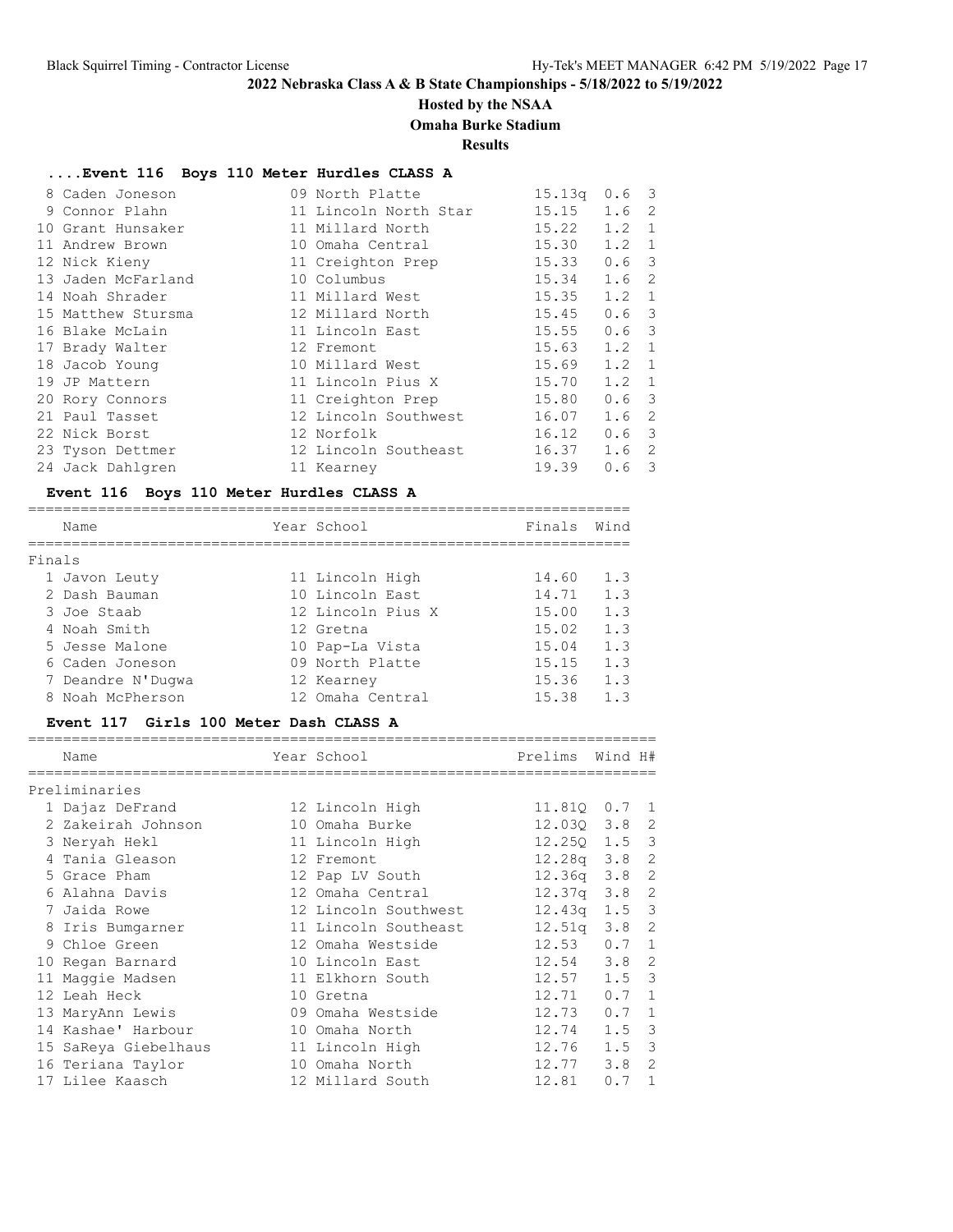# 2022 Nebraska Class A & B State Championships - 5/18/2022 to 5/19/2022

## Hosted by the NSAA

## Omaha Burke Stadium

## Results

### ....Event 116 Boys 110 Meter Hurdles CLASS A

| | Name | Year | School | Prelims | Wind | H# |
|---|---|---|---|---|---|---|
| 8 | Caden Joneson | 09 | North Platte | 15.13q | 0.6 | 3 |
| 9 | Connor Plahn | 11 | Lincoln North Star | 15.15 | 1.6 | 2 |
| 10 | Grant Hunsaker | 11 | Millard North | 15.22 | 1.2 | 1 |
| 11 | Andrew Brown | 10 | Omaha Central | 15.30 | 1.2 | 1 |
| 12 | Nick Kieny | 11 | Creighton Prep | 15.33 | 0.6 | 3 |
| 13 | Jaden McFarland | 10 | Columbus | 15.34 | 1.6 | 2 |
| 14 | Noah Shrader | 11 | Millard West | 15.35 | 1.2 | 1 |
| 15 | Matthew Stursma | 12 | Millard North | 15.45 | 0.6 | 3 |
| 16 | Blake McLain | 11 | Lincoln East | 15.55 | 0.6 | 3 |
| 17 | Brady Walter | 12 | Fremont | 15.63 | 1.2 | 1 |
| 18 | Jacob Young | 10 | Millard West | 15.69 | 1.2 | 1 |
| 19 | JP Mattern | 11 | Lincoln Pius X | 15.70 | 1.2 | 1 |
| 20 | Rory Connors | 11 | Creighton Prep | 15.80 | 0.6 | 3 |
| 21 | Paul Tasset | 12 | Lincoln Southwest | 16.07 | 1.6 | 2 |
| 22 | Nick Borst | 12 | Norfolk | 16.12 | 0.6 | 3 |
| 23 | Tyson Dettmer | 12 | Lincoln Southeast | 16.37 | 1.6 | 2 |
| 24 | Jack Dahlgren | 11 | Kearney | 19.39 | 0.6 | 3 |

### Event 116 Boys 110 Meter Hurdles CLASS A

| | Name | Year | School | Finals | Wind |
|---|---|---|---|---|---|
| **Finals** | | | | | |
| 1 | Javon Leuty | 11 | Lincoln High | 14.60 | 1.3 |
| 2 | Dash Bauman | 10 | Lincoln East | 14.71 | 1.3 |
| 3 | Joe Staab | 12 | Lincoln Pius X | 15.00 | 1.3 |
| 4 | Noah Smith | 12 | Gretna | 15.02 | 1.3 |
| 5 | Jesse Malone | 10 | Pap-La Vista | 15.04 | 1.3 |
| 6 | Caden Joneson | 09 | North Platte | 15.15 | 1.3 |
| 7 | Deandre N'Dugwa | 12 | Kearney | 15.36 | 1.3 |
| 8 | Noah McPherson | 12 | Omaha Central | 15.38 | 1.3 |

### Event 117 Girls 100 Meter Dash CLASS A

| | Name | Year | School | Prelims | Wind | H# |
|---|---|---|---|---|---|---|
| **Preliminaries** | | | | | | |
| 1 | Dajaz DeFrand | 12 | Lincoln High | 11.81Q | 0.7 | 1 |
| 2 | Zakeirah Johnson | 10 | Omaha Burke | 12.03Q | 3.8 | 2 |
| 3 | Neryah Hekl | 11 | Lincoln High | 12.25Q | 1.5 | 3 |
| 4 | Tania Gleason | 12 | Fremont | 12.28q | 3.8 | 2 |
| 5 | Grace Pham | 12 | Pap LV South | 12.36q | 3.8 | 2 |
| 6 | Alahna Davis | 12 | Omaha Central | 12.37q | 3.8 | 2 |
| 7 | Jaida Rowe | 12 | Lincoln Southwest | 12.43q | 1.5 | 3 |
| 8 | Iris Bumgarner | 11 | Lincoln Southeast | 12.51q | 3.8 | 2 |
| 9 | Chloe Green | 12 | Omaha Westside | 12.53 | 0.7 | 1 |
| 10 | Regan Barnard | 10 | Lincoln East | 12.54 | 3.8 | 2 |
| 11 | Maggie Madsen | 11 | Elkhorn South | 12.57 | 1.5 | 3 |
| 12 | Leah Heck | 10 | Gretna | 12.71 | 0.7 | 1 |
| 13 | MaryAnn Lewis | 09 | Omaha Westside | 12.73 | 0.7 | 1 |
| 14 | Kashae' Harbour | 10 | Omaha North | 12.74 | 1.5 | 3 |
| 15 | SaReya Giebelhaus | 11 | Lincoln High | 12.76 | 1.5 | 3 |
| 16 | Teriana Taylor | 10 | Omaha North | 12.77 | 3.8 | 2 |
| 17 | Lilee Kaasch | 12 | Millard South | 12.81 | 0.7 | 1 |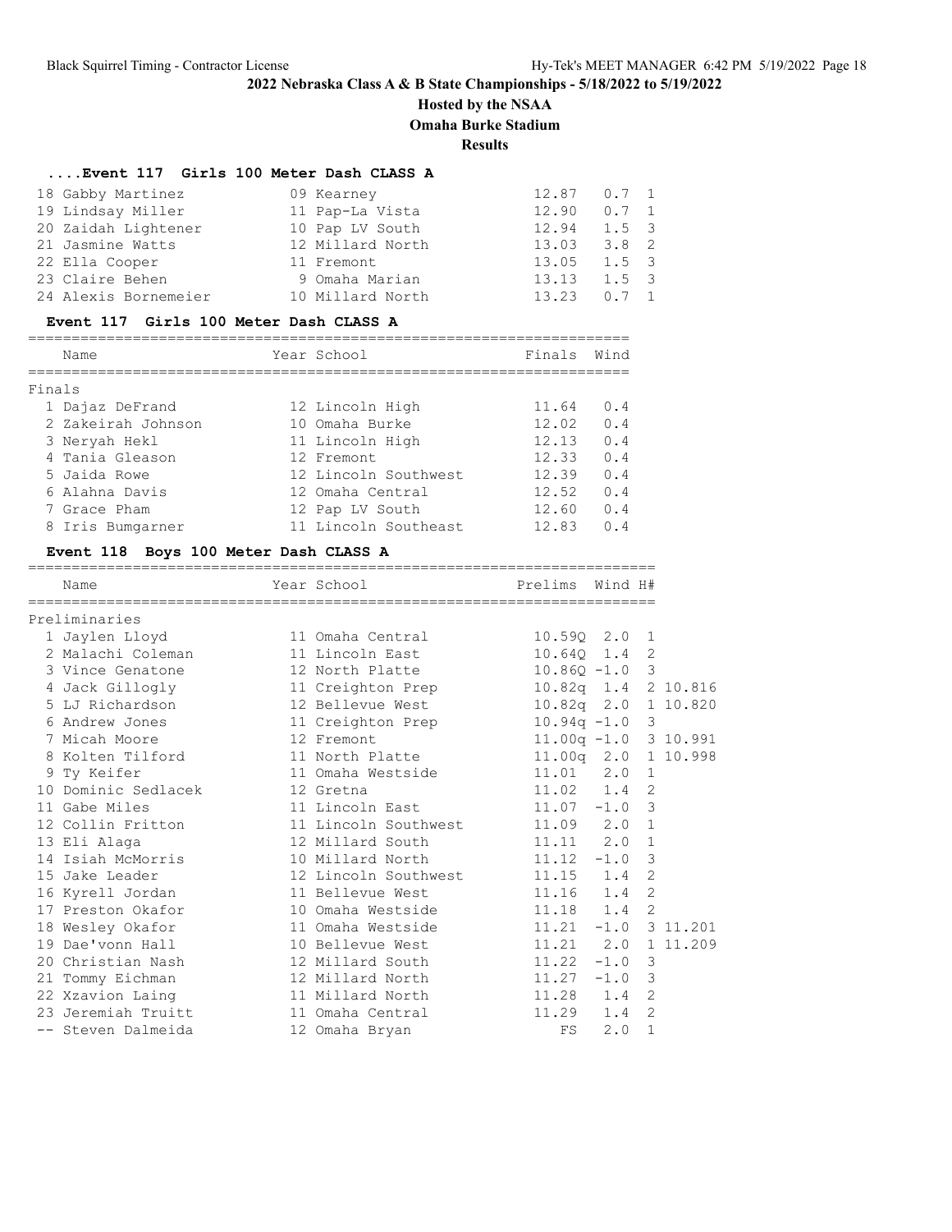## 2022 Nebraska Class A & B State Championships - 5/18/2022 to 5/19/2022

**Hosted by the NSAA**

**Omaha Burke Stadium**

**Results**

### ....Event 117 Girls 100 Meter Dash CLASS A

| | Name | Year | School | Prelims | Wind | H# |
|---|---|---|---|---|---|---|
| 18 | Gabby Martinez | 09 | Kearney | 12.87 | 0.7 | 1 |
| 19 | Lindsay Miller | 11 | Pap-La Vista | 12.90 | 0.7 | 1 |
| 20 | Zaidah Lightener | 10 | Pap LV South | 12.94 | 1.5 | 3 |
| 21 | Jasmine Watts | 12 | Millard North | 13.03 | 3.8 | 2 |
| 22 | Ella Cooper | 11 | Fremont | 13.05 | 1.5 | 3 |
| 23 | Claire Behen | 9 | Omaha Marian | 13.13 | 1.5 | 3 |
| 24 | Alexis Bornemeier | 10 | Millard North | 13.23 | 0.7 | 1 |

### Event 117 Girls 100 Meter Dash CLASS A

Finals

| | Name | Year | School | Finals | Wind |
|---|---|---|---|---|---|
| 1 | Dajaz DeFrand | 12 | Lincoln High | 11.64 | 0.4 |
| 2 | Zakeirah Johnson | 10 | Omaha Burke | 12.02 | 0.4 |
| 3 | Neryah Hekl | 11 | Lincoln High | 12.13 | 0.4 |
| 4 | Tania Gleason | 12 | Fremont | 12.33 | 0.4 |
| 5 | Jaida Rowe | 12 | Lincoln Southwest | 12.39 | 0.4 |
| 6 | Alahna Davis | 12 | Omaha Central | 12.52 | 0.4 |
| 7 | Grace Pham | 12 | Pap LV South | 12.60 | 0.4 |
| 8 | Iris Bumgarner | 11 | Lincoln Southeast | 12.83 | 0.4 |

### Event 118 Boys 100 Meter Dash CLASS A

Preliminaries

| | Name | Year | School | Prelims | Wind | H# | |
|---|---|---|---|---|---|---|---|
| 1 | Jaylen Lloyd | 11 | Omaha Central | 10.59Q | 2.0 | 1 | |
| 2 | Malachi Coleman | 11 | Lincoln East | 10.64Q | 1.4 | 2 | |
| 3 | Vince Genatone | 12 | North Platte | 10.86Q | -1.0 | 3 | |
| 4 | Jack Gillogly | 11 | Creighton Prep | 10.82q | 1.4 | 2 | 10.816 |
| 5 | LJ Richardson | 12 | Bellevue West | 10.82q | 2.0 | 1 | 10.820 |
| 6 | Andrew Jones | 11 | Creighton Prep | 10.94q | -1.0 | 3 | |
| 7 | Micah Moore | 12 | Fremont | 11.00q | -1.0 | 3 | 10.991 |
| 8 | Kolten Tilford | 11 | North Platte | 11.00q | 2.0 | 1 | 10.998 |
| 9 | Ty Keifer | 11 | Omaha Westside | 11.01 | 2.0 | 1 | |
| 10 | Dominic Sedlacek | 12 | Gretna | 11.02 | 1.4 | 2 | |
| 11 | Gabe Miles | 11 | Lincoln East | 11.07 | -1.0 | 3 | |
| 12 | Collin Fritton | 11 | Lincoln Southwest | 11.09 | 2.0 | 1 | |
| 13 | Eli Alaga | 12 | Millard South | 11.11 | 2.0 | 1 | |
| 14 | Isiah McMorris | 10 | Millard North | 11.12 | -1.0 | 3 | |
| 15 | Jake Leader | 12 | Lincoln Southwest | 11.15 | 1.4 | 2 | |
| 16 | Kyrell Jordan | 11 | Bellevue West | 11.16 | 1.4 | 2 | |
| 17 | Preston Okafor | 10 | Omaha Westside | 11.18 | 1.4 | 2 | |
| 18 | Wesley Okafor | 11 | Omaha Westside | 11.21 | -1.0 | 3 | 11.201 |
| 19 | Dae'vonn Hall | 10 | Bellevue West | 11.21 | 2.0 | 1 | 11.209 |
| 20 | Christian Nash | 12 | Millard South | 11.22 | -1.0 | 3 | |
| 21 | Tommy Eichman | 12 | Millard North | 11.27 | -1.0 | 3 | |
| 22 | Xzavion Laing | 11 | Millard North | 11.28 | 1.4 | 2 | |
| 23 | Jeremiah Truitt | 11 | Omaha Central | 11.29 | 1.4 | 2 | |
| -- | Steven Dalmeida | 12 | Omaha Bryan | FS | 2.0 | 1 | |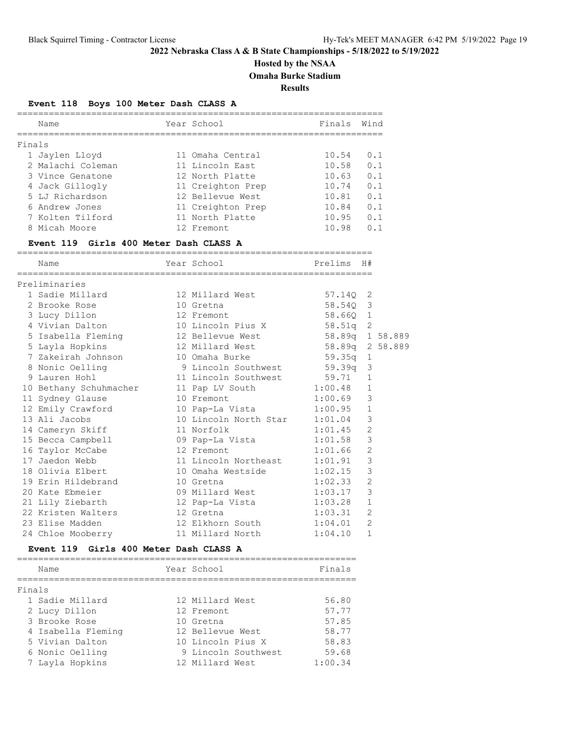# 2022 Nebraska Class A & B State Championships - 5/18/2022 to 5/19/2022

## Hosted by the NSAA

## Omaha Burke Stadium

## Results

### Event 118 Boys 100 Meter Dash CLASS A

| Place | Name | Year | School | Finals | Wind |
|---|---|---|---|---|---|
| **Finals** | | | | | |
| 1 | Jaylen Lloyd | 11 | Omaha Central | 10.54 | 0.1 |
| 2 | Malachi Coleman | 11 | Lincoln East | 10.58 | 0.1 |
| 3 | Vince Genatone | 12 | North Platte | 10.63 | 0.1 |
| 4 | Jack Gillogly | 11 | Creighton Prep | 10.74 | 0.1 |
| 5 | LJ Richardson | 12 | Bellevue West | 10.81 | 0.1 |
| 6 | Andrew Jones | 11 | Creighton Prep | 10.84 | 0.1 |
| 7 | Kolten Tilford | 11 | North Platte | 10.95 | 0.1 |
| 8 | Micah Moore | 12 | Fremont | 10.98 | 0.1 |

### Event 119 Girls 400 Meter Dash CLASS A

| Place | Name | Year | School | Prelims | H# | |
|---|---|---|---|---|---|---|
| **Preliminaries** | | | | | | |
| 1 | Sadie Millard | 12 | Millard West | 57.14Q | 2 | |
| 2 | Brooke Rose | 10 | Gretna | 58.54Q | 3 | |
| 3 | Lucy Dillon | 12 | Fremont | 58.66Q | 1 | |
| 4 | Vivian Dalton | 10 | Lincoln Pius X | 58.51q | 2 | |
| 5 | Isabella Fleming | 12 | Bellevue West | 58.89q | 1 | 58.889 |
| 5 | Layla Hopkins | 12 | Millard West | 58.89q | 2 | 58.889 |
| 7 | Zakeirah Johnson | 10 | Omaha Burke | 59.35q | 1 | |
| 8 | Nonic Oelling | 9 | Lincoln Southwest | 59.39q | 3 | |
| 9 | Lauren Hohl | 11 | Lincoln Southwest | 59.71 | 1 | |
| 10 | Bethany Schuhmacher | 11 | Pap LV South | 1:00.48 | 1 | |
| 11 | Sydney Glause | 10 | Fremont | 1:00.69 | 3 | |
| 12 | Emily Crawford | 10 | Pap-La Vista | 1:00.95 | 1 | |
| 13 | Ali Jacobs | 10 | Lincoln North Star | 1:01.04 | 3 | |
| 14 | Cameryn Skiff | 11 | Norfolk | 1:01.45 | 2 | |
| 15 | Becca Campbell | 09 | Pap-La Vista | 1:01.58 | 3 | |
| 16 | Taylor McCabe | 12 | Fremont | 1:01.66 | 2 | |
| 17 | Jaedon Webb | 11 | Lincoln Northeast | 1:01.91 | 3 | |
| 18 | Olivia Elbert | 10 | Omaha Westside | 1:02.15 | 3 | |
| 19 | Erin Hildebrand | 10 | Gretna | 1:02.33 | 2 | |
| 20 | Kate Ebmeier | 09 | Millard West | 1:03.17 | 3 | |
| 21 | Lily Ziebarth | 12 | Pap-La Vista | 1:03.28 | 1 | |
| 22 | Kristen Walters | 12 | Gretna | 1:03.31 | 2 | |
| 23 | Elise Madden | 12 | Elkhorn South | 1:04.01 | 2 | |
| 24 | Chloe Mooberry | 11 | Millard North | 1:04.10 | 1 | |

### Event 119 Girls 400 Meter Dash CLASS A

| Place | Name | Year | School | Finals |
|---|---|---|---|---|
| **Finals** | | | | |
| 1 | Sadie Millard | 12 | Millard West | 56.80 |
| 2 | Lucy Dillon | 12 | Fremont | 57.77 |
| 3 | Brooke Rose | 10 | Gretna | 57.85 |
| 4 | Isabella Fleming | 12 | Bellevue West | 58.77 |
| 5 | Vivian Dalton | 10 | Lincoln Pius X | 58.83 |
| 6 | Nonic Oelling | 9 | Lincoln Southwest | 59.68 |
| 7 | Layla Hopkins | 12 | Millard West | 1:00.34 |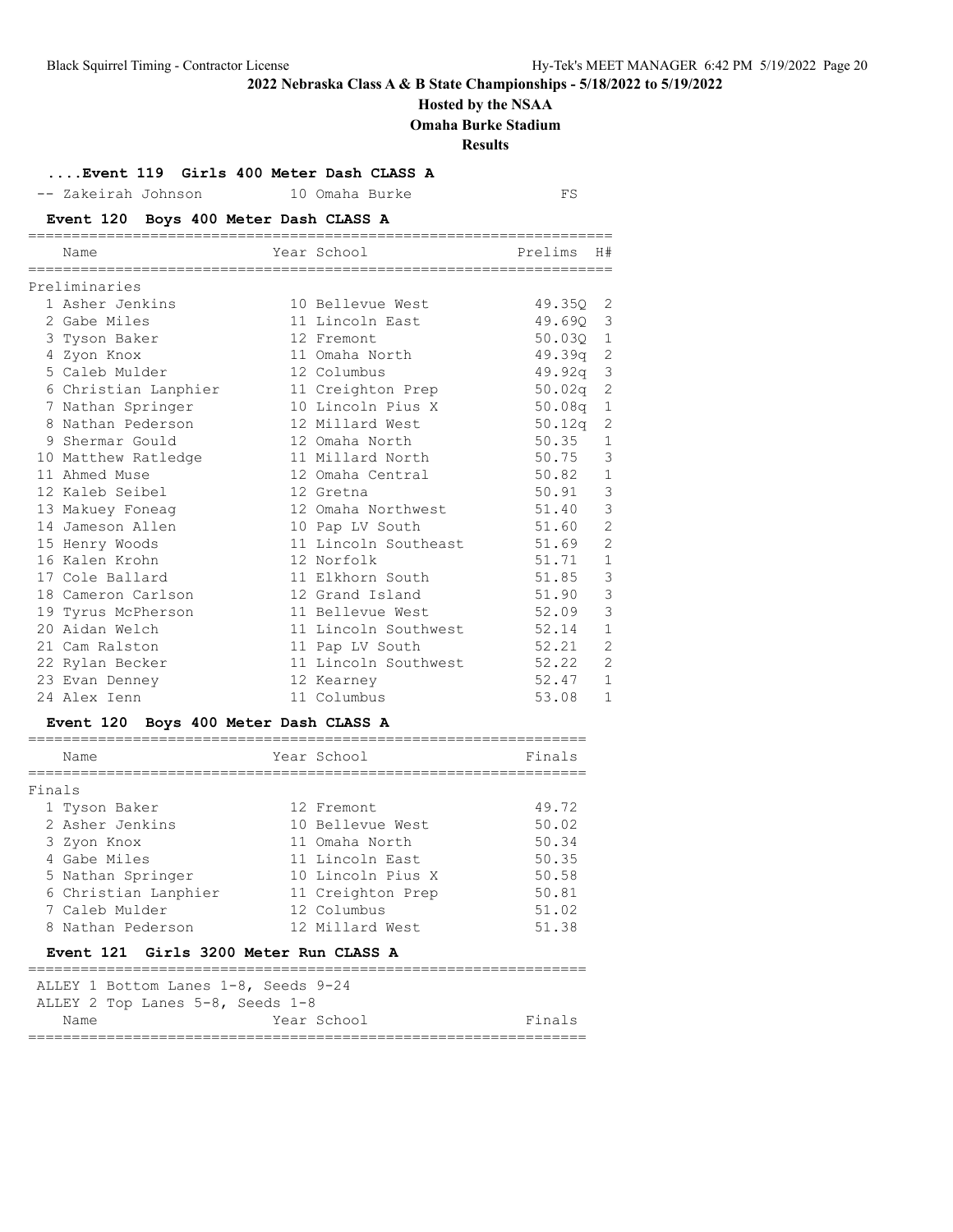**2022 Nebraska Class A & B State Championships - 5/18/2022 to 5/19/2022**

**Hosted by the NSAA**

**Omaha Burke Stadium**

**Results**

### ....Event 119 Girls 400 Meter Dash CLASS A

| Name | Year | School | Finals |
|---|---|---|---|
| -- Zakeirah Johnson | 10 | Omaha Burke | FS |

### Event 120 Boys 400 Meter Dash CLASS A

Preliminaries

| Place | Name | Year | School | Prelims | H# |
|---|---|---|---|---|---|
| 1 | Asher Jenkins | 10 | Bellevue West | 49.35Q | 2 |
| 2 | Gabe Miles | 11 | Lincoln East | 49.69Q | 3 |
| 3 | Tyson Baker | 12 | Fremont | 50.03Q | 1 |
| 4 | Zyon Knox | 11 | Omaha North | 49.39q | 2 |
| 5 | Caleb Mulder | 12 | Columbus | 49.92q | 3 |
| 6 | Christian Lanphier | 11 | Creighton Prep | 50.02q | 2 |
| 7 | Nathan Springer | 10 | Lincoln Pius X | 50.08q | 1 |
| 8 | Nathan Pederson | 12 | Millard West | 50.12q | 2 |
| 9 | Shermar Gould | 12 | Omaha North | 50.35 | 1 |
| 10 | Matthew Ratledge | 11 | Millard North | 50.75 | 3 |
| 11 | Ahmed Muse | 12 | Omaha Central | 50.82 | 1 |
| 12 | Kaleb Seibel | 12 | Gretna | 50.91 | 3 |
| 13 | Makuey Foneag | 12 | Omaha Northwest | 51.40 | 3 |
| 14 | Jameson Allen | 10 | Pap LV South | 51.60 | 2 |
| 15 | Henry Woods | 11 | Lincoln Southeast | 51.69 | 2 |
| 16 | Kalen Krohn | 12 | Norfolk | 51.71 | 1 |
| 17 | Cole Ballard | 11 | Elkhorn South | 51.85 | 3 |
| 18 | Cameron Carlson | 12 | Grand Island | 51.90 | 3 |
| 19 | Tyrus McPherson | 11 | Bellevue West | 52.09 | 3 |
| 20 | Aidan Welch | 11 | Lincoln Southwest | 52.14 | 1 |
| 21 | Cam Ralston | 11 | Pap LV South | 52.21 | 2 |
| 22 | Rylan Becker | 11 | Lincoln Southwest | 52.22 | 2 |
| 23 | Evan Denney | 12 | Kearney | 52.47 | 1 |
| 24 | Alex Ienn | 11 | Columbus | 53.08 | 1 |

### Event 120 Boys 400 Meter Dash CLASS A

Finals

| Place | Name | Year | School | Finals |
|---|---|---|---|---|
| 1 | Tyson Baker | 12 | Fremont | 49.72 |
| 2 | Asher Jenkins | 10 | Bellevue West | 50.02 |
| 3 | Zyon Knox | 11 | Omaha North | 50.34 |
| 4 | Gabe Miles | 11 | Lincoln East | 50.35 |
| 5 | Nathan Springer | 10 | Lincoln Pius X | 50.58 |
| 6 | Christian Lanphier | 11 | Creighton Prep | 50.81 |
| 7 | Caleb Mulder | 12 | Columbus | 51.02 |
| 8 | Nathan Pederson | 12 | Millard West | 51.38 |

### Event 121 Girls 3200 Meter Run CLASS A

ALLEY 1 Bottom Lanes 1-8, Seeds 9-24
ALLEY 2 Top Lanes 5-8, Seeds 1-8

| Name | Year | School | Finals |
|---|---|---|---|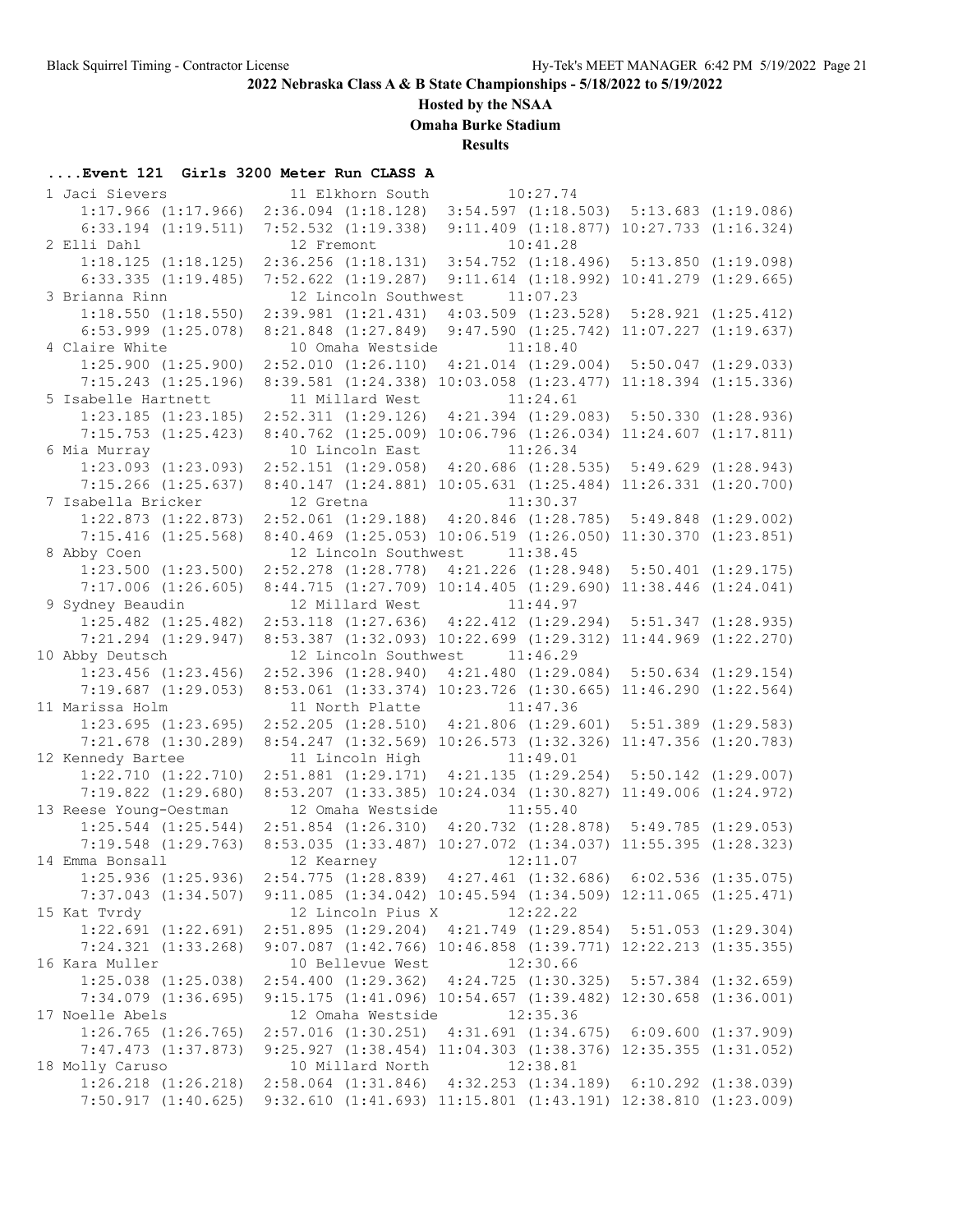**2022 Nebraska Class A & B State Championships - 5/18/2022 to 5/19/2022**

**Hosted by the NSAA**

**Omaha Burke Stadium**

**Results**

#### ....Event 121 Girls 3200 Meter Run CLASS A

```
 1 Jaci Sievers           11 Elkhorn South        10:27.74
     1:17.966 (1:17.966)  2:36.094 (1:18.128)  3:54.597 (1:18.503)  5:13.683 (1:19.086)
     6:33.194 (1:19.511)  7:52.532 (1:19.338)  9:11.409 (1:18.877) 10:27.733 (1:16.324)
 2 Elli Dahl              12 Fremont              10:41.28
     1:18.125 (1:18.125)  2:36.256 (1:18.131)  3:54.752 (1:18.496)  5:13.850 (1:19.098)
     6:33.335 (1:19.485)  7:52.622 (1:19.287)  9:11.614 (1:18.992) 10:41.279 (1:29.665)
 3 Brianna Rinn           12 Lincoln Southwest    11:07.23
     1:18.550 (1:18.550)  2:39.981 (1:21.431)  4:03.509 (1:23.528)  5:28.921 (1:25.412)
     6:53.999 (1:25.078)  8:21.848 (1:27.849)  9:47.590 (1:25.742) 11:07.227 (1:19.637)
 4 Claire White           10 Omaha Westside       11:18.40
     1:25.900 (1:25.900)  2:52.010 (1:26.110)  4:21.014 (1:29.004)  5:50.047 (1:29.033)
     7:15.243 (1:25.196)  8:39.581 (1:24.338) 10:03.058 (1:23.477) 11:18.394 (1:15.336)
 5 Isabelle Hartnett      11 Millard West         11:24.61
     1:23.185 (1:23.185)  2:52.311 (1:29.126)  4:21.394 (1:29.083)  5:50.330 (1:28.936)
     7:15.753 (1:25.423)  8:40.762 (1:25.009) 10:06.796 (1:26.034) 11:24.607 (1:17.811)
 6 Mia Murray             10 Lincoln East         11:26.34
     1:23.093 (1:23.093)  2:52.151 (1:29.058)  4:20.686 (1:28.535)  5:49.629 (1:28.943)
     7:15.266 (1:25.637)  8:40.147 (1:24.881) 10:05.631 (1:25.484) 11:26.331 (1:20.700)
 7 Isabella Bricker       12 Gretna               11:30.37
     1:22.873 (1:22.873)  2:52.061 (1:29.188)  4:20.846 (1:28.785)  5:49.848 (1:29.002)
     7:15.416 (1:25.568)  8:40.469 (1:25.053) 10:06.519 (1:26.050) 11:30.370 (1:23.851)
 8 Abby Coen              12 Lincoln Southwest    11:38.45
     1:23.500 (1:23.500)  2:52.278 (1:28.778)  4:21.226 (1:28.948)  5:50.401 (1:29.175)
     7:17.006 (1:26.605)  8:44.715 (1:27.709) 10:14.405 (1:29.690) 11:38.446 (1:24.041)
 9 Sydney Beaudin         12 Millard West         11:44.97
     1:25.482 (1:25.482)  2:53.118 (1:27.636)  4:22.412 (1:29.294)  5:51.347 (1:28.935)
     7:21.294 (1:29.947)  8:53.387 (1:32.093) 10:22.699 (1:29.312) 11:44.969 (1:22.270)
10 Abby Deutsch           12 Lincoln Southwest    11:46.29
     1:23.456 (1:23.456)  2:52.396 (1:28.940)  4:21.480 (1:29.084)  5:50.634 (1:29.154)
     7:19.687 (1:29.053)  8:53.061 (1:33.374) 10:23.726 (1:30.665) 11:46.290 (1:22.564)
11 Marissa Holm           11 North Platte         11:47.36
     1:23.695 (1:23.695)  2:52.205 (1:28.510)  4:21.806 (1:29.601)  5:51.389 (1:29.583)
     7:21.678 (1:30.289)  8:54.247 (1:32.569) 10:26.573 (1:32.326) 11:47.356 (1:20.783)
12 Kennedy Bartee         11 Lincoln High         11:49.01
     1:22.710 (1:22.710)  2:51.881 (1:29.171)  4:21.135 (1:29.254)  5:50.142 (1:29.007)
     7:19.822 (1:29.680)  8:53.207 (1:33.385) 10:24.034 (1:30.827) 11:49.006 (1:24.972)
13 Reese Young-Oestman    12 Omaha Westside       11:55.40
     1:25.544 (1:25.544)  2:51.854 (1:26.310)  4:20.732 (1:28.878)  5:49.785 (1:29.053)
     7:19.548 (1:29.763)  8:53.035 (1:33.487) 10:27.072 (1:34.037) 11:55.395 (1:28.323)
14 Emma Bonsall           12 Kearney              12:11.07
     1:25.936 (1:25.936)  2:54.775 (1:28.839)  4:27.461 (1:32.686)  6:02.536 (1:35.075)
     7:37.043 (1:34.507)  9:11.085 (1:34.042) 10:45.594 (1:34.509) 12:11.065 (1:25.471)
15 Kat Tvrdy              12 Lincoln Pius X       12:22.22
     1:22.691 (1:22.691)  2:51.895 (1:29.204)  4:21.749 (1:29.854)  5:51.053 (1:29.304)
     7:24.321 (1:33.268)  9:07.087 (1:42.766) 10:46.858 (1:39.771) 12:22.213 (1:35.355)
16 Kara Muller            10 Bellevue West        12:30.66
     1:25.038 (1:25.038)  2:54.400 (1:29.362)  4:24.725 (1:30.325)  5:57.384 (1:32.659)
     7:34.079 (1:36.695)  9:15.175 (1:41.096) 10:54.657 (1:39.482) 12:30.658 (1:36.001)
17 Noelle Abels           12 Omaha Westside       12:35.36
     1:26.765 (1:26.765)  2:57.016 (1:30.251)  4:31.691 (1:34.675)  6:09.600 (1:37.909)
     7:47.473 (1:37.873)  9:25.927 (1:38.454) 11:04.303 (1:38.376) 12:35.355 (1:31.052)
18 Molly Caruso           10 Millard North        12:38.81
     1:26.218 (1:26.218)  2:58.064 (1:31.846)  4:32.253 (1:34.189)  6:10.292 (1:38.039)
     7:50.917 (1:40.625)  9:32.610 (1:41.693) 11:15.801 (1:43.191) 12:38.810 (1:23.009)
```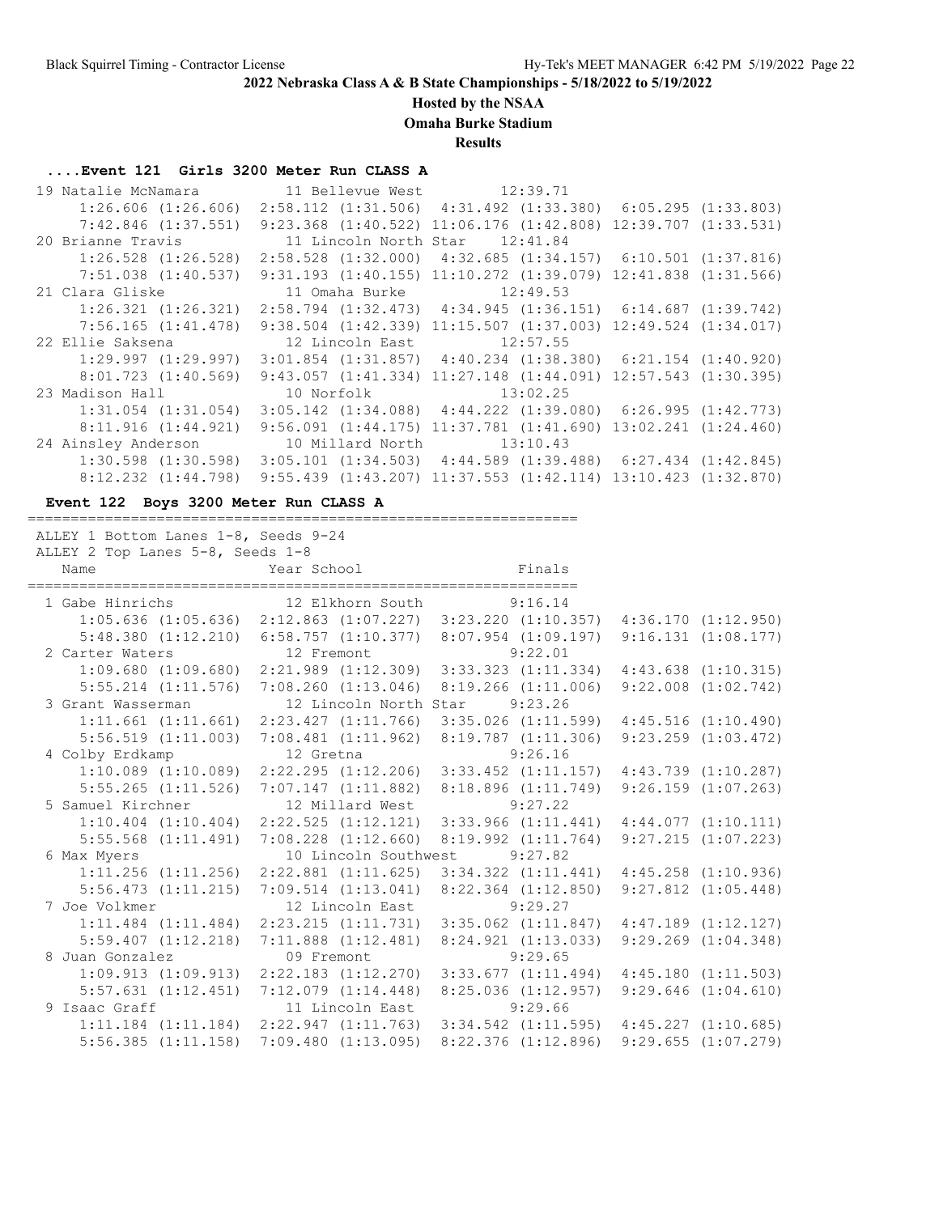**2022 Nebraska Class A & B State Championships - 5/18/2022 to 5/19/2022**

**Hosted by the NSAA**

**Omaha Burke Stadium**

**Results**

### ....Event 121 Girls 3200 Meter Run CLASS A

```
 19 Natalie McNamara         11 Bellevue West         12:39.71
      1:26.606 (1:26.606)  2:58.112 (1:31.506)  4:31.492 (1:33.380)  6:05.295 (1:33.803)
      7:42.846 (1:37.551)  9:23.368 (1:40.522) 11:06.176 (1:42.808) 12:39.707 (1:33.531)
 20 Brianne Travis           11 Lincoln North Star    12:41.84
      1:26.528 (1:26.528)  2:58.528 (1:32.000)  4:32.685 (1:34.157)  6:10.501 (1:37.816)
      7:51.038 (1:40.537)  9:31.193 (1:40.155) 11:10.272 (1:39.079) 12:41.838 (1:31.566)
 21 Clara Gliske             11 Omaha Burke           12:49.53
      1:26.321 (1:26.321)  2:58.794 (1:32.473)  4:34.945 (1:36.151)  6:14.687 (1:39.742)
      7:56.165 (1:41.478)  9:38.504 (1:42.339) 11:15.507 (1:37.003) 12:49.524 (1:34.017)
 22 Ellie Saksena            12 Lincoln East          12:57.55
      1:29.997 (1:29.997)  3:01.854 (1:31.857)  4:40.234 (1:38.380)  6:21.154 (1:40.920)
      8:01.723 (1:40.569)  9:43.057 (1:41.334) 11:27.148 (1:44.091) 12:57.543 (1:30.395)
 23 Madison Hall             10 Norfolk               13:02.25
      1:31.054 (1:31.054)  3:05.142 (1:34.088)  4:44.222 (1:39.080)  6:26.995 (1:42.773)
      8:11.916 (1:44.921)  9:56.091 (1:44.175) 11:37.781 (1:41.690) 13:02.241 (1:24.460)
 24 Ainsley Anderson         10 Millard North         13:10.43
      1:30.598 (1:30.598)  3:05.101 (1:34.503)  4:44.589 (1:39.488)  6:27.434 (1:42.845)
      8:12.232 (1:44.798)  9:55.439 (1:43.207) 11:37.553 (1:42.114) 13:10.423 (1:32.870)
```

### Event 122 Boys 3200 Meter Run CLASS A

```
================================================================
 ALLEY 1 Bottom Lanes 1-8, Seeds 9-24
 ALLEY 2 Top Lanes 5-8, Seeds 1-8
    Name                    Year School                  Finals
================================================================
  1 Gabe Hinrichs            12 Elkhorn South          9:16.14
      1:05.636 (1:05.636)  2:12.863 (1:07.227)  3:23.220 (1:10.357)  4:36.170 (1:12.950)
      5:48.380 (1:12.210)  6:58.757 (1:10.377)  8:07.954 (1:09.197)  9:16.131 (1:08.177)
  2 Carter Waters            12 Fremont                9:22.01
      1:09.680 (1:09.680)  2:21.989 (1:12.309)  3:33.323 (1:11.334)  4:43.638 (1:10.315)
      5:55.214 (1:11.576)  7:08.260 (1:13.046)  8:19.266 (1:11.006)  9:22.008 (1:02.742)
  3 Grant Wasserman          12 Lincoln North Star     9:23.26
      1:11.661 (1:11.661)  2:23.427 (1:11.766)  3:35.026 (1:11.599)  4:45.516 (1:10.490)
      5:56.519 (1:11.003)  7:08.481 (1:11.962)  8:19.787 (1:11.306)  9:23.259 (1:03.472)
  4 Colby Erdkamp            12 Gretna                 9:26.16
      1:10.089 (1:10.089)  2:22.295 (1:12.206)  3:33.452 (1:11.157)  4:43.739 (1:10.287)
      5:55.265 (1:11.526)  7:07.147 (1:11.882)  8:18.896 (1:11.749)  9:26.159 (1:07.263)
  5 Samuel Kirchner          12 Millard West           9:27.22
      1:10.404 (1:10.404)  2:22.525 (1:12.121)  3:33.966 (1:11.441)  4:44.077 (1:10.111)
      5:55.568 (1:11.491)  7:08.228 (1:12.660)  8:19.992 (1:11.764)  9:27.215 (1:07.223)
  6 Max Myers                10 Lincoln Southwest      9:27.82
      1:11.256 (1:11.256)  2:22.881 (1:11.625)  3:34.322 (1:11.441)  4:45.258 (1:10.936)
      5:56.473 (1:11.215)  7:09.514 (1:13.041)  8:22.364 (1:12.850)  9:27.812 (1:05.448)
  7 Joe Volkmer              12 Lincoln East           9:29.27
      1:11.484 (1:11.484)  2:23.215 (1:11.731)  3:35.062 (1:11.847)  4:47.189 (1:12.127)
      5:59.407 (1:12.218)  7:11.888 (1:12.481)  8:24.921 (1:13.033)  9:29.269 (1:04.348)
  8 Juan Gonzalez            09 Fremont                9:29.65
      1:09.913 (1:09.913)  2:22.183 (1:12.270)  3:33.677 (1:11.494)  4:45.180 (1:11.503)
      5:57.631 (1:12.451)  7:12.079 (1:14.448)  8:25.036 (1:12.957)  9:29.646 (1:04.610)
  9 Isaac Graff              11 Lincoln East           9:29.66
      1:11.184 (1:11.184)  2:22.947 (1:11.763)  3:34.542 (1:11.595)  4:45.227 (1:10.685)
      5:56.385 (1:11.158)  7:09.480 (1:13.095)  8:22.376 (1:12.896)  9:29.655 (1:07.279)
```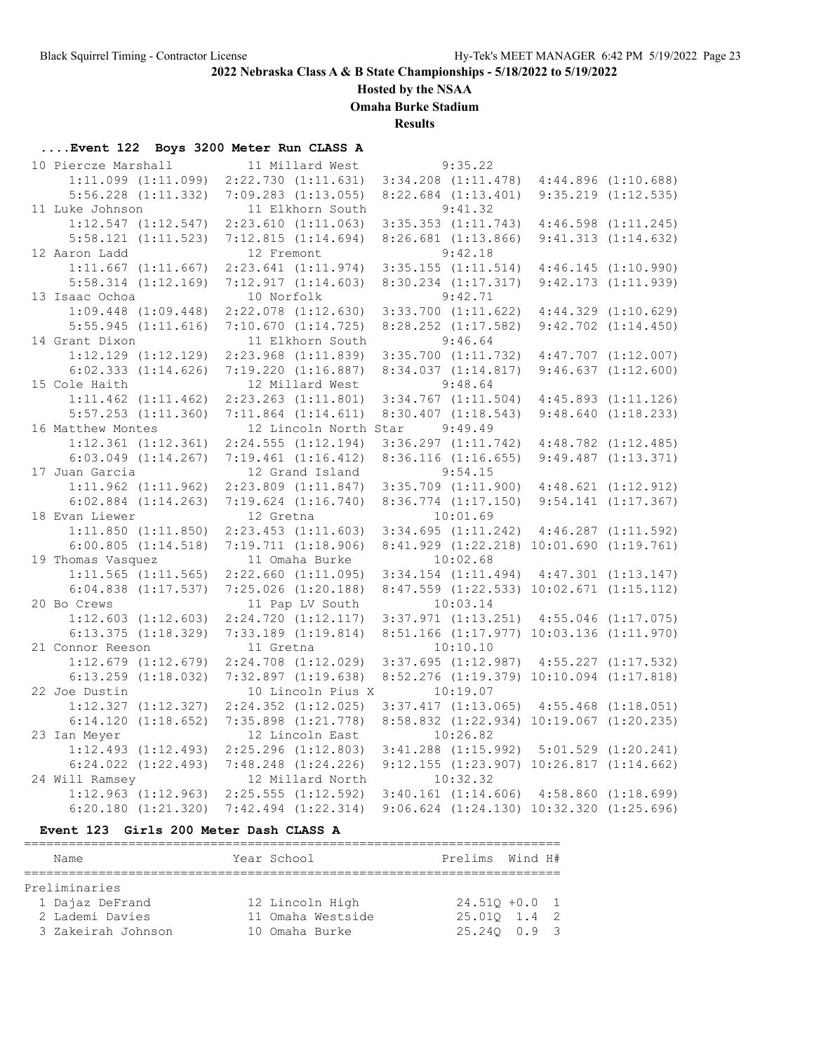## 2022 Nebraska Class A & B State Championships - 5/18/2022 to 5/19/2022

**Hosted by the NSAA**

**Omaha Burke Stadium**

**Results**

### ....Event 122 Boys 3200 Meter Run CLASS A

```
 10 Piercze Marshall        11 Millard West            9:35.22
      1:11.099 (1:11.099)  2:22.730 (1:11.631)  3:34.208 (1:11.478)  4:44.896 (1:10.688)
      5:56.228 (1:11.332)  7:09.283 (1:13.055)  8:22.684 (1:13.401)  9:35.219 (1:12.535)
 11 Luke Johnson            11 Elkhorn South           9:41.32
      1:12.547 (1:12.547)  2:23.610 (1:11.063)  3:35.353 (1:11.743)  4:46.598 (1:11.245)
      5:58.121 (1:11.523)  7:12.815 (1:14.694)  8:26.681 (1:13.866)  9:41.313 (1:14.632)
 12 Aaron Ladd              12 Fremont                 9:42.18
      1:11.667 (1:11.667)  2:23.641 (1:11.974)  3:35.155 (1:11.514)  4:46.145 (1:10.990)
      5:58.314 (1:12.169)  7:12.917 (1:14.603)  8:30.234 (1:17.317)  9:42.173 (1:11.939)
 13 Isaac Ochoa             10 Norfolk                 9:42.71
      1:09.448 (1:09.448)  2:22.078 (1:12.630)  3:33.700 (1:11.622)  4:44.329 (1:10.629)
      5:55.945 (1:11.616)  7:10.670 (1:14.725)  8:28.252 (1:17.582)  9:42.702 (1:14.450)
 14 Grant Dixon             11 Elkhorn South           9:46.64
      1:12.129 (1:12.129)  2:23.968 (1:11.839)  3:35.700 (1:11.732)  4:47.707 (1:12.007)
      6:02.333 (1:14.626)  7:19.220 (1:16.887)  8:34.037 (1:14.817)  9:46.637 (1:12.600)
 15 Cole Haith              12 Millard West            9:48.64
      1:11.462 (1:11.462)  2:23.263 (1:11.801)  3:34.767 (1:11.504)  4:45.893 (1:11.126)
      5:57.253 (1:11.360)  7:11.864 (1:14.611)  8:30.407 (1:18.543)  9:48.640 (1:18.233)
 16 Matthew Montes          12 Lincoln North Star      9:49.49
      1:12.361 (1:12.361)  2:24.555 (1:12.194)  3:36.297 (1:11.742)  4:48.782 (1:12.485)
      6:03.049 (1:14.267)  7:19.461 (1:16.412)  8:36.116 (1:16.655)  9:49.487 (1:13.371)
 17 Juan Garcia             12 Grand Island            9:54.15
      1:11.962 (1:11.962)  2:23.809 (1:11.847)  3:35.709 (1:11.900)  4:48.621 (1:12.912)
      6:02.884 (1:14.263)  7:19.624 (1:16.740)  8:36.774 (1:17.150)  9:54.141 (1:17.367)
 18 Evan Liewer             12 Gretna                 10:01.69
      1:11.850 (1:11.850)  2:23.453 (1:11.603)  3:34.695 (1:11.242)  4:46.287 (1:11.592)
      6:00.805 (1:14.518)  7:19.711 (1:18.906)  8:41.929 (1:22.218) 10:01.690 (1:19.761)
 19 Thomas Vasquez          11 Omaha Burke            10:02.68
      1:11.565 (1:11.565)  2:22.660 (1:11.095)  3:34.154 (1:11.494)  4:47.301 (1:13.147)
      6:04.838 (1:17.537)  7:25.026 (1:20.188)  8:47.559 (1:22.533) 10:02.671 (1:15.112)
 20 Bo Crews                11 Pap LV South           10:03.14
      1:12.603 (1:12.603)  2:24.720 (1:12.117)  3:37.971 (1:13.251)  4:55.046 (1:17.075)
      6:13.375 (1:18.329)  7:33.189 (1:19.814)  8:51.166 (1:17.977) 10:03.136 (1:11.970)
 21 Connor Reeson           11 Gretna                 10:10.10
      1:12.679 (1:12.679)  2:24.708 (1:12.029)  3:37.695 (1:12.987)  4:55.227 (1:17.532)
      6:13.259 (1:18.032)  7:32.897 (1:19.638)  8:52.276 (1:19.379) 10:10.094 (1:17.818)
 22 Joe Dustin              10 Lincoln Pius X         10:19.07
      1:12.327 (1:12.327)  2:24.352 (1:12.025)  3:37.417 (1:13.065)  4:55.468 (1:18.051)
      6:14.120 (1:18.652)  7:35.898 (1:21.778)  8:58.832 (1:22.934) 10:19.067 (1:20.235)
 23 Ian Meyer               12 Lincoln East           10:26.82
      1:12.493 (1:12.493)  2:25.296 (1:12.803)  3:41.288 (1:15.992)  5:01.529 (1:20.241)
      6:24.022 (1:22.493)  7:48.248 (1:24.226)  9:12.155 (1:23.907) 10:26.817 (1:14.662)
 24 Will Ramsey             12 Millard North          10:32.32
      1:12.963 (1:12.963)  2:25.555 (1:12.592)  3:40.161 (1:14.606)  4:58.860 (1:18.699)
      6:20.180 (1:21.320)  7:42.494 (1:22.314)  9:06.624 (1:24.130) 10:32.320 (1:25.696)
```

### Event 123 Girls 200 Meter Dash CLASS A

| Name | Year School | Prelims | Wind | H# |
|---|---|---|---|---|
| Preliminaries | | | | |
| 1 Dajaz DeFrand | 12 Lincoln High | 24.51Q | +0.0 | 1 |
| 2 Lademi Davies | 11 Omaha Westside | 25.01Q | 1.4 | 2 |
| 3 Zakeirah Johnson | 10 Omaha Burke | 25.24Q | 0.9 | 3 |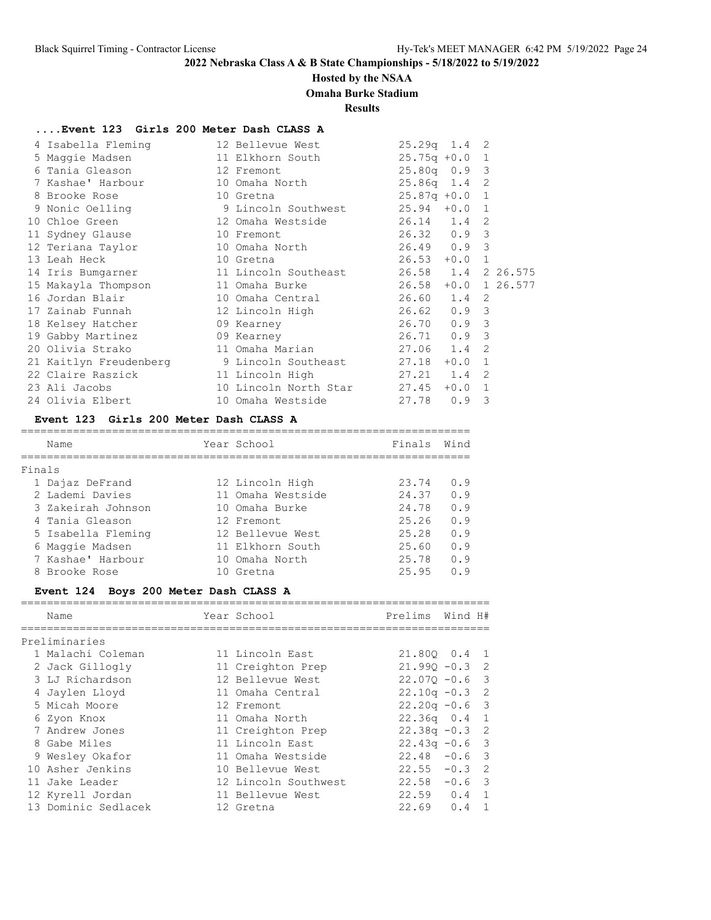## 2022 Nebraska Class A & B State Championships - 5/18/2022 to 5/19/2022

### Hosted by the NSAA

### Omaha Burke Stadium

### Results

#### ....Event 123 Girls 200 Meter Dash CLASS A

| | Name | Year | School | Prelims | Wind | H# | |
|---|---|---|---|---|---|---|---|
| 4 | Isabella Fleming | 12 | Bellevue West | 25.29q | 1.4 | 2 | |
| 5 | Maggie Madsen | 11 | Elkhorn South | 25.75q | +0.0 | 1 | |
| 6 | Tania Gleason | 12 | Fremont | 25.80q | 0.9 | 3 | |
| 7 | Kashae' Harbour | 10 | Omaha North | 25.86q | 1.4 | 2 | |
| 8 | Brooke Rose | 10 | Gretna | 25.87q | +0.0 | 1 | |
| 9 | Nonic Oelling | 9 | Lincoln Southwest | 25.94 | +0.0 | 1 | |
| 10 | Chloe Green | 12 | Omaha Westside | 26.14 | 1.4 | 2 | |
| 11 | Sydney Glause | 10 | Fremont | 26.32 | 0.9 | 3 | |
| 12 | Teriana Taylor | 10 | Omaha North | 26.49 | 0.9 | 3 | |
| 13 | Leah Heck | 10 | Gretna | 26.53 | +0.0 | 1 | |
| 14 | Iris Bumgarner | 11 | Lincoln Southeast | 26.58 | 1.4 | 2 | 26.575 |
| 15 | Makayla Thompson | 11 | Omaha Burke | 26.58 | +0.0 | 1 | 26.577 |
| 16 | Jordan Blair | 10 | Omaha Central | 26.60 | 1.4 | 2 | |
| 17 | Zainab Funnah | 12 | Lincoln High | 26.62 | 0.9 | 3 | |
| 18 | Kelsey Hatcher | 09 | Kearney | 26.70 | 0.9 | 3 | |
| 19 | Gabby Martinez | 09 | Kearney | 26.71 | 0.9 | 3 | |
| 20 | Olivia Strako | 11 | Omaha Marian | 27.06 | 1.4 | 2 | |
| 21 | Kaitlyn Freudenberg | 9 | Lincoln Southeast | 27.18 | +0.0 | 1 | |
| 22 | Claire Raszick | 11 | Lincoln High | 27.21 | 1.4 | 2 | |
| 23 | Ali Jacobs | 10 | Lincoln North Star | 27.45 | +0.0 | 1 | |
| 24 | Olivia Elbert | 10 | Omaha Westside | 27.78 | 0.9 | 3 | |

#### Event 123 Girls 200 Meter Dash CLASS A

| | Name | Year | School | Finals | Wind |
|---|---|---|---|---|---|
| **Finals** | | | | | |
| 1 | Dajaz DeFrand | 12 | Lincoln High | 23.74 | 0.9 |
| 2 | Lademi Davies | 11 | Omaha Westside | 24.37 | 0.9 |
| 3 | Zakeirah Johnson | 10 | Omaha Burke | 24.78 | 0.9 |
| 4 | Tania Gleason | 12 | Fremont | 25.26 | 0.9 |
| 5 | Isabella Fleming | 12 | Bellevue West | 25.28 | 0.9 |
| 6 | Maggie Madsen | 11 | Elkhorn South | 25.60 | 0.9 |
| 7 | Kashae' Harbour | 10 | Omaha North | 25.78 | 0.9 |
| 8 | Brooke Rose | 10 | Gretna | 25.95 | 0.9 |

#### Event 124 Boys 200 Meter Dash CLASS A

| | Name | Year | School | Prelims | Wind | H# |
|---|---|---|---|---|---|---|
| **Preliminaries** | | | | | | |
| 1 | Malachi Coleman | 11 | Lincoln East | 21.80Q | 0.4 | 1 |
| 2 | Jack Gillogly | 11 | Creighton Prep | 21.99Q | -0.3 | 2 |
| 3 | LJ Richardson | 12 | Bellevue West | 22.07Q | -0.6 | 3 |
| 4 | Jaylen Lloyd | 11 | Omaha Central | 22.10q | -0.3 | 2 |
| 5 | Micah Moore | 12 | Fremont | 22.20q | -0.6 | 3 |
| 6 | Zyon Knox | 11 | Omaha North | 22.36q | 0.4 | 1 |
| 7 | Andrew Jones | 11 | Creighton Prep | 22.38q | -0.3 | 2 |
| 8 | Gabe Miles | 11 | Lincoln East | 22.43q | -0.6 | 3 |
| 9 | Wesley Okafor | 11 | Omaha Westside | 22.48 | -0.6 | 3 |
| 10 | Asher Jenkins | 10 | Bellevue West | 22.55 | -0.3 | 2 |
| 11 | Jake Leader | 12 | Lincoln Southwest | 22.58 | -0.6 | 3 |
| 12 | Kyrell Jordan | 11 | Bellevue West | 22.59 | 0.4 | 1 |
| 13 | Dominic Sedlacek | 12 | Gretna | 22.69 | 0.4 | 1 |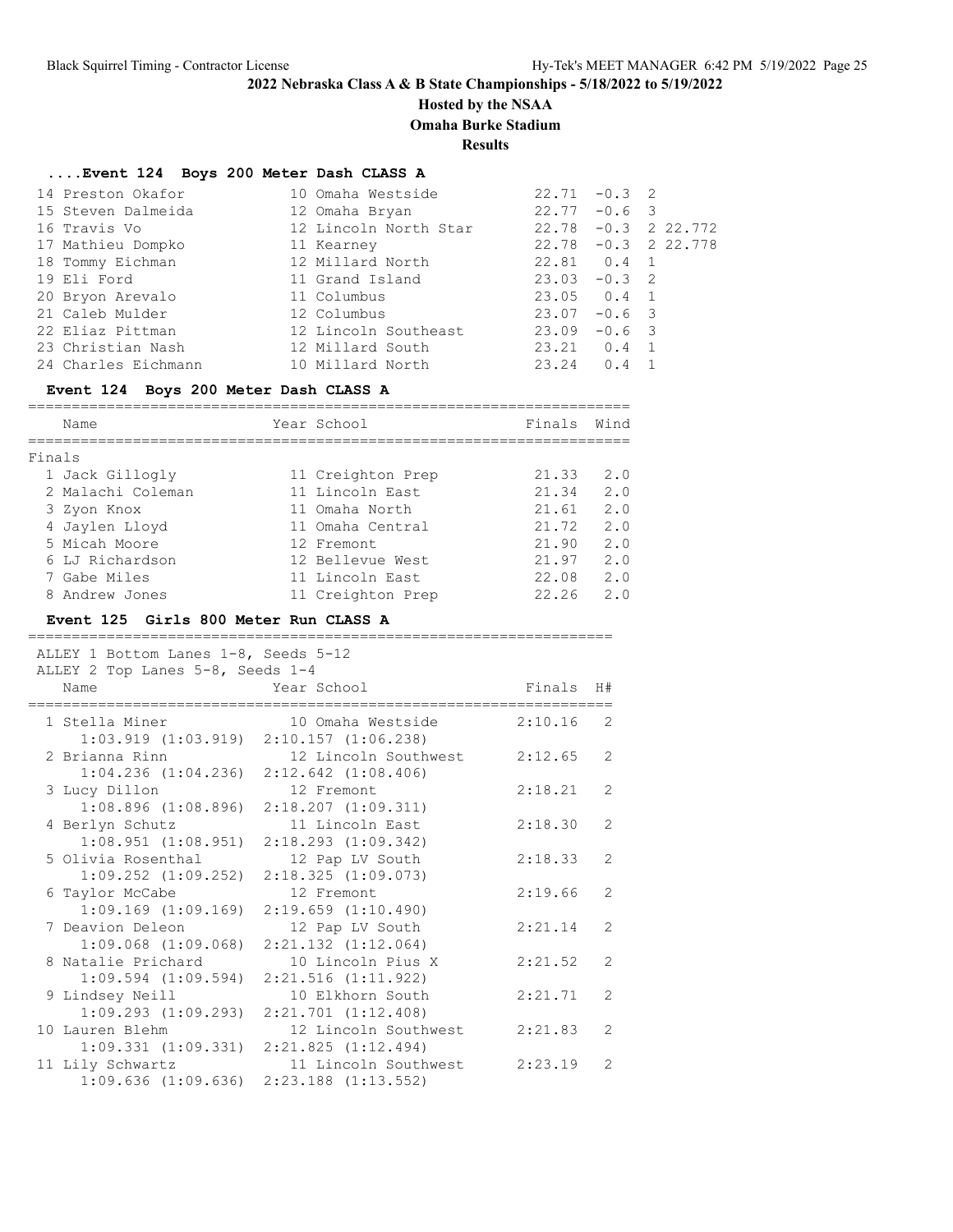**2022 Nebraska Class A & B State Championships - 5/18/2022 to 5/19/2022**

**Hosted by the NSAA**

**Omaha Burke Stadium**

**Results**

### ....Event 124 Boys 200 Meter Dash CLASS A

| | Name | Year | School | Prelims | Wind | H# | |
|---|---|---|---|---|---|---|---|
| 14 | Preston Okafor | 10 | Omaha Westside | 22.71 | -0.3 | 2 | |
| 15 | Steven Dalmeida | 12 | Omaha Bryan | 22.77 | -0.6 | 3 | |
| 16 | Travis Vo | 12 | Lincoln North Star | 22.78 | -0.3 | 2 | 22.772 |
| 17 | Mathieu Dompko | 11 | Kearney | 22.78 | -0.3 | 2 | 22.778 |
| 18 | Tommy Eichman | 12 | Millard North | 22.81 | 0.4 | 1 | |
| 19 | Eli Ford | 11 | Grand Island | 23.03 | -0.3 | 2 | |
| 20 | Bryon Arevalo | 11 | Columbus | 23.05 | 0.4 | 1 | |
| 21 | Caleb Mulder | 12 | Columbus | 23.07 | -0.6 | 3 | |
| 22 | Eliaz Pittman | 12 | Lincoln Southeast | 23.09 | -0.6 | 3 | |
| 23 | Christian Nash | 12 | Millard South | 23.21 | 0.4 | 1 | |
| 24 | Charles Eichmann | 10 | Millard North | 23.24 | 0.4 | 1 | |

### Event 124 Boys 200 Meter Dash CLASS A

**Finals**

| | Name | Year | School | Finals | Wind |
|---|---|---|---|---|---|
| 1 | Jack Gillogly | 11 | Creighton Prep | 21.33 | 2.0 |
| 2 | Malachi Coleman | 11 | Lincoln East | 21.34 | 2.0 |
| 3 | Zyon Knox | 11 | Omaha North | 21.61 | 2.0 |
| 4 | Jaylen Lloyd | 11 | Omaha Central | 21.72 | 2.0 |
| 5 | Micah Moore | 12 | Fremont | 21.90 | 2.0 |
| 6 | LJ Richardson | 12 | Bellevue West | 21.97 | 2.0 |
| 7 | Gabe Miles | 11 | Lincoln East | 22.08 | 2.0 |
| 8 | Andrew Jones | 11 | Creighton Prep | 22.26 | 2.0 |

### Event 125 Girls 800 Meter Run CLASS A

ALLEY 1 Bottom Lanes 1-8, Seeds 5-12
ALLEY 2 Top Lanes 5-8, Seeds 1-4

| | Name | Year | School | Finals | H# |
|---|---|---|---|---|---|
| 1 | Stella Miner | 10 | Omaha Westside | 2:10.16 | 2 |
| | 1:03.919 (1:03.919) 2:10.157 (1:06.238) | | | | |
| 2 | Brianna Rinn | 12 | Lincoln Southwest | 2:12.65 | 2 |
| | 1:04.236 (1:04.236) 2:12.642 (1:08.406) | | | | |
| 3 | Lucy Dillon | 12 | Fremont | 2:18.21 | 2 |
| | 1:08.896 (1:08.896) 2:18.207 (1:09.311) | | | | |
| 4 | Berlyn Schutz | 11 | Lincoln East | 2:18.30 | 2 |
| | 1:08.951 (1:08.951) 2:18.293 (1:09.342) | | | | |
| 5 | Olivia Rosenthal | 12 | Pap LV South | 2:18.33 | 2 |
| | 1:09.252 (1:09.252) 2:18.325 (1:09.073) | | | | |
| 6 | Taylor McCabe | 12 | Fremont | 2:19.66 | 2 |
| | 1:09.169 (1:09.169) 2:19.659 (1:10.490) | | | | |
| 7 | Deavion Deleon | 12 | Pap LV South | 2:21.14 | 2 |
| | 1:09.068 (1:09.068) 2:21.132 (1:12.064) | | | | |
| 8 | Natalie Prichard | 10 | Lincoln Pius X | 2:21.52 | 2 |
| | 1:09.594 (1:09.594) 2:21.516 (1:11.922) | | | | |
| 9 | Lindsey Neill | 10 | Elkhorn South | 2:21.71 | 2 |
| | 1:09.293 (1:09.293) 2:21.701 (1:12.408) | | | | |
| 10 | Lauren Blehm | 12 | Lincoln Southwest | 2:21.83 | 2 |
| | 1:09.331 (1:09.331) 2:21.825 (1:12.494) | | | | |
| 11 | Lily Schwartz | 11 | Lincoln Southwest | 2:23.19 | 2 |
| | 1:09.636 (1:09.636) 2:23.188 (1:13.552) | | | | |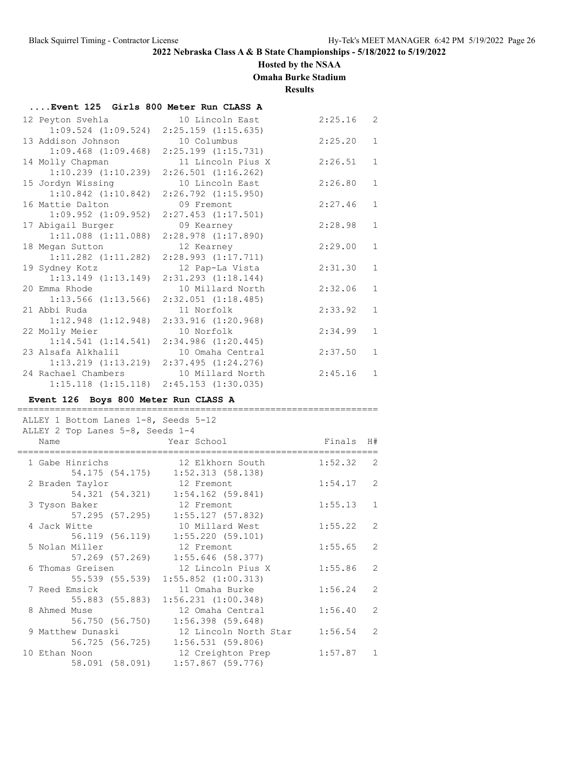**2022 Nebraska Class A & B State Championships - 5/18/2022 to 5/19/2022**

**Hosted by the NSAA**

**Omaha Burke Stadium**

**Results**

### ....Event 125 Girls 800 Meter Run CLASS A

| Place | Name | Year | School | Finals | H# |
|---|---|---|---|---|---|
| 12 | Peyton Svehla | 10 | Lincoln East | 2:25.16 | 2 |
| | 1:09.524 (1:09.524) 2:25.159 (1:15.635) | | | | |
| 13 | Addison Johnson | 10 | Columbus | 2:25.20 | 1 |
| | 1:09.468 (1:09.468) 2:25.199 (1:15.731) | | | | |
| 14 | Molly Chapman | 11 | Lincoln Pius X | 2:26.51 | 1 |
| | 1:10.239 (1:10.239) 2:26.501 (1:16.262) | | | | |
| 15 | Jordyn Wissing | 10 | Lincoln East | 2:26.80 | 1 |
| | 1:10.842 (1:10.842) 2:26.792 (1:15.950) | | | | |
| 16 | Mattie Dalton | 09 | Fremont | 2:27.46 | 1 |
| | 1:09.952 (1:09.952) 2:27.453 (1:17.501) | | | | |
| 17 | Abigail Burger | 09 | Kearney | 2:28.98 | 1 |
| | 1:11.088 (1:11.088) 2:28.978 (1:17.890) | | | | |
| 18 | Megan Sutton | 12 | Kearney | 2:29.00 | 1 |
| | 1:11.282 (1:11.282) 2:28.993 (1:17.711) | | | | |
| 19 | Sydney Kotz | 12 | Pap-La Vista | 2:31.30 | 1 |
| | 1:13.149 (1:13.149) 2:31.293 (1:18.144) | | | | |
| 20 | Emma Rhode | 10 | Millard North | 2:32.06 | 1 |
| | 1:13.566 (1:13.566) 2:32.051 (1:18.485) | | | | |
| 21 | Abbi Ruda | 11 | Norfolk | 2:33.92 | 1 |
| | 1:12.948 (1:12.948) 2:33.916 (1:20.968) | | | | |
| 22 | Molly Meier | 10 | Norfolk | 2:34.99 | 1 |
| | 1:14.541 (1:14.541) 2:34.986 (1:20.445) | | | | |
| 23 | Alsafa Alkhalil | 10 | Omaha Central | 2:37.50 | 1 |
| | 1:13.219 (1:13.219) 2:37.495 (1:24.276) | | | | |
| 24 | Rachael Chambers | 10 | Millard North | 2:45.16 | 1 |
| | 1:15.118 (1:15.118) 2:45.153 (1:30.035) | | | | |

### Event 126 Boys 800 Meter Run CLASS A

ALLEY 1 Bottom Lanes 1-8, Seeds 5-12
ALLEY 2 Top Lanes 5-8, Seeds 1-4

| Place | Name | Year | School | Finals | H# |
|---|---|---|---|---|---|
| 1 | Gabe Hinrichs | 12 | Elkhorn South | 1:52.32 | 2 |
| | 54.175 (54.175) 1:52.313 (58.138) | | | | |
| 2 | Braden Taylor | 12 | Fremont | 1:54.17 | 2 |
| | 54.321 (54.321) 1:54.162 (59.841) | | | | |
| 3 | Tyson Baker | 12 | Fremont | 1:55.13 | 1 |
| | 57.295 (57.295) 1:55.127 (57.832) | | | | |
| 4 | Jack Witte | 10 | Millard West | 1:55.22 | 2 |
| | 56.119 (56.119) 1:55.220 (59.101) | | | | |
| 5 | Nolan Miller | 12 | Fremont | 1:55.65 | 2 |
| | 57.269 (57.269) 1:55.646 (58.377) | | | | |
| 6 | Thomas Greisen | 12 | Lincoln Pius X | 1:55.86 | 2 |
| | 55.539 (55.539) 1:55.852 (1:00.313) | | | | |
| 7 | Reed Emsick | 11 | Omaha Burke | 1:56.24 | 2 |
| | 55.883 (55.883) 1:56.231 (1:00.348) | | | | |
| 8 | Ahmed Muse | 12 | Omaha Central | 1:56.40 | 2 |
| | 56.750 (56.750) 1:56.398 (59.648) | | | | |
| 9 | Matthew Dunaski | 12 | Lincoln North Star | 1:56.54 | 2 |
| | 56.725 (56.725) 1:56.531 (59.806) | | | | |
| 10 | Ethan Noon | 12 | Creighton Prep | 1:57.87 | 1 |
| | 58.091 (58.091) 1:57.867 (59.776) | | | | |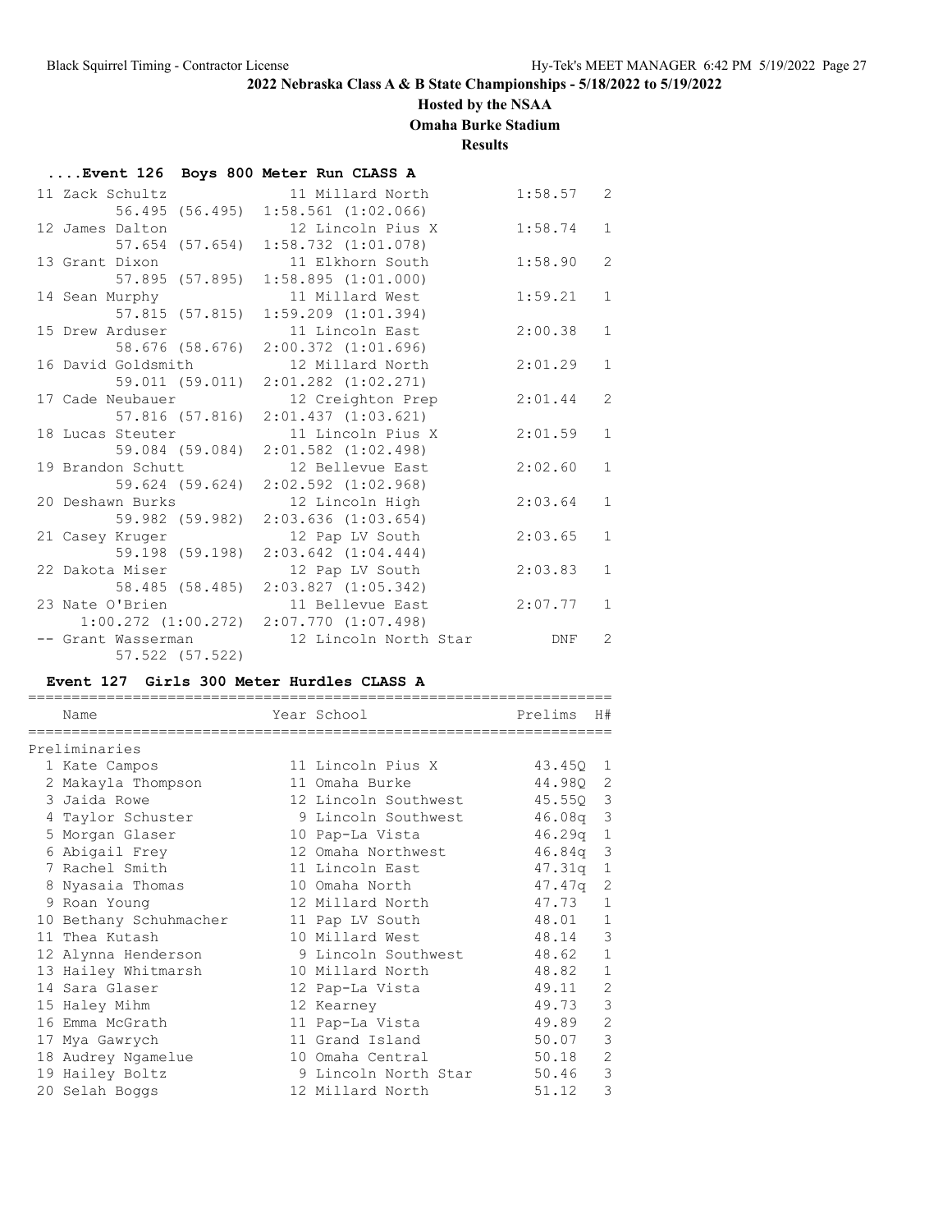## 2022 Nebraska Class A & B State Championships - 5/18/2022 to 5/19/2022

**Hosted by the NSAA**

**Omaha Burke Stadium**

**Results**

### ....Event 126 Boys 800 Meter Run CLASS A

| Place | Name | Year | School | Finals | H# |
|---|---|---|---|---|---|
| 11 | Zack Schultz | 11 | Millard North | 1:58.57 | 2 |
| | 56.495 (56.495) 1:58.561 (1:02.066) | | | | |
| 12 | James Dalton | 12 | Lincoln Pius X | 1:58.74 | 1 |
| | 57.654 (57.654) 1:58.732 (1:01.078) | | | | |
| 13 | Grant Dixon | 11 | Elkhorn South | 1:58.90 | 2 |
| | 57.895 (57.895) 1:58.895 (1:01.000) | | | | |
| 14 | Sean Murphy | 11 | Millard West | 1:59.21 | 1 |
| | 57.815 (57.815) 1:59.209 (1:01.394) | | | | |
| 15 | Drew Arduser | 11 | Lincoln East | 2:00.38 | 1 |
| | 58.676 (58.676) 2:00.372 (1:01.696) | | | | |
| 16 | David Goldsmith | 12 | Millard North | 2:01.29 | 1 |
| | 59.011 (59.011) 2:01.282 (1:02.271) | | | | |
| 17 | Cade Neubauer | 12 | Creighton Prep | 2:01.44 | 2 |
| | 57.816 (57.816) 2:01.437 (1:03.621) | | | | |
| 18 | Lucas Steuter | 11 | Lincoln Pius X | 2:01.59 | 1 |
| | 59.084 (59.084) 2:01.582 (1:02.498) | | | | |
| 19 | Brandon Schutt | 12 | Bellevue East | 2:02.60 | 1 |
| | 59.624 (59.624) 2:02.592 (1:02.968) | | | | |
| 20 | Deshawn Burks | 12 | Lincoln High | 2:03.64 | 1 |
| | 59.982 (59.982) 2:03.636 (1:03.654) | | | | |
| 21 | Casey Kruger | 12 | Pap LV South | 2:03.65 | 1 |
| | 59.198 (59.198) 2:03.642 (1:04.444) | | | | |
| 22 | Dakota Miser | 12 | Pap LV South | 2:03.83 | 1 |
| | 58.485 (58.485) 2:03.827 (1:05.342) | | | | |
| 23 | Nate O'Brien | 11 | Bellevue East | 2:07.77 | 1 |
| | 1:00.272 (1:00.272) 2:07.770 (1:07.498) | | | | |
| -- | Grant Wasserman | 12 | Lincoln North Star | DNF | 2 |
| | 57.522 (57.522) | | | | |

### Event 127 Girls 300 Meter Hurdles CLASS A

| Place | Name | Year | School | Prelims | H# |
|---|---|---|---|---|---|
| **Preliminaries** | | | | | |
| 1 | Kate Campos | 11 | Lincoln Pius X | 43.45Q | 1 |
| 2 | Makayla Thompson | 11 | Omaha Burke | 44.98Q | 2 |
| 3 | Jaida Rowe | 12 | Lincoln Southwest | 45.55Q | 3 |
| 4 | Taylor Schuster | 9 | Lincoln Southwest | 46.08q | 3 |
| 5 | Morgan Glaser | 10 | Pap-La Vista | 46.29q | 1 |
| 6 | Abigail Frey | 12 | Omaha Northwest | 46.84q | 3 |
| 7 | Rachel Smith | 11 | Lincoln East | 47.31q | 1 |
| 8 | Nyasaia Thomas | 10 | Omaha North | 47.47q | 2 |
| 9 | Roan Young | 12 | Millard North | 47.73 | 1 |
| 10 | Bethany Schuhmacher | 11 | Pap LV South | 48.01 | 1 |
| 11 | Thea Kutash | 10 | Millard West | 48.14 | 3 |
| 12 | Alynna Henderson | 9 | Lincoln Southwest | 48.62 | 1 |
| 13 | Hailey Whitmarsh | 10 | Millard North | 48.82 | 1 |
| 14 | Sara Glaser | 12 | Pap-La Vista | 49.11 | 2 |
| 15 | Haley Mihm | 12 | Kearney | 49.73 | 3 |
| 16 | Emma McGrath | 11 | Pap-La Vista | 49.89 | 2 |
| 17 | Mya Gawrych | 11 | Grand Island | 50.07 | 3 |
| 18 | Audrey Ngamelue | 10 | Omaha Central | 50.18 | 2 |
| 19 | Hailey Boltz | 9 | Lincoln North Star | 50.46 | 3 |
| 20 | Selah Boggs | 12 | Millard North | 51.12 | 3 |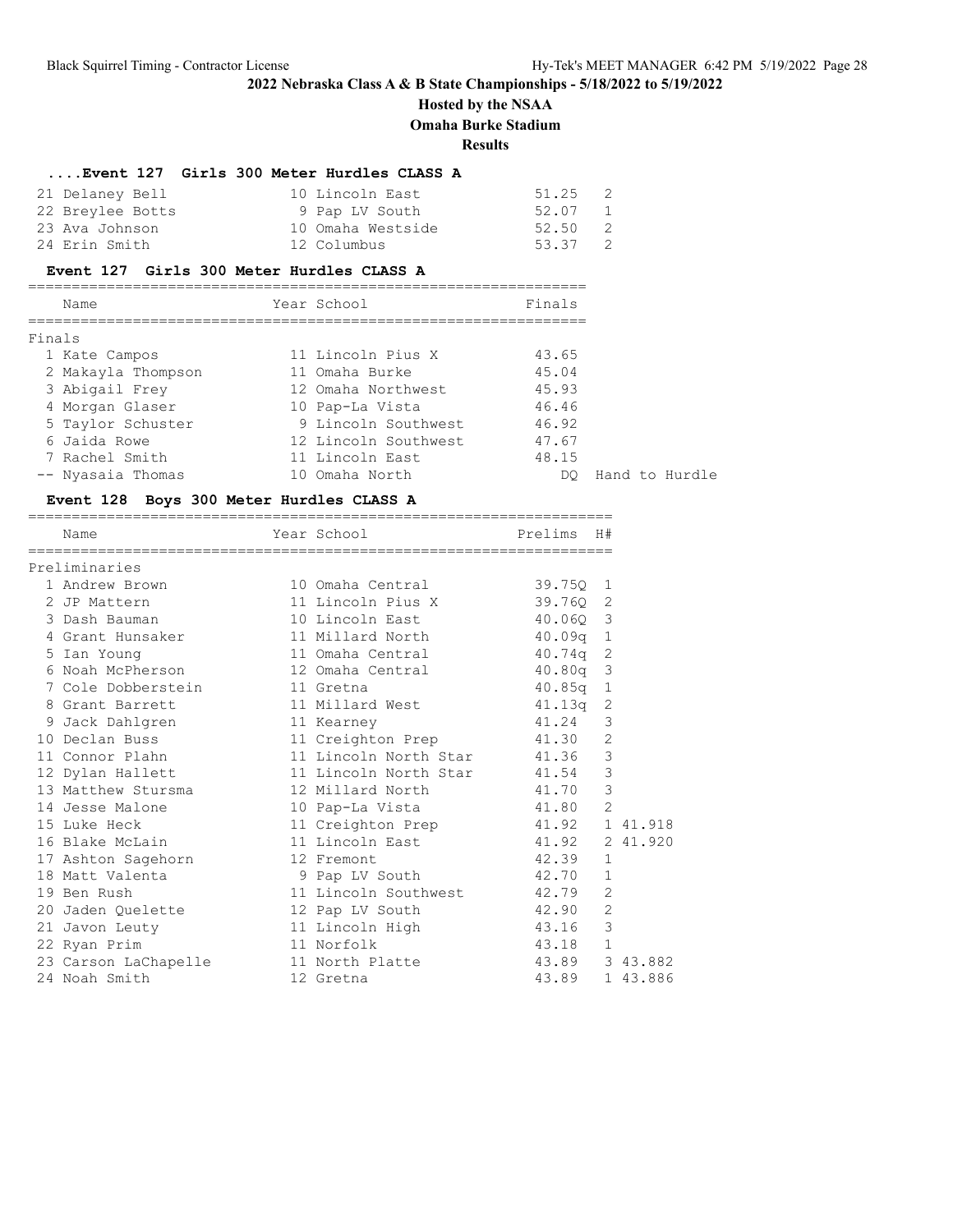## 2022 Nebraska Class A & B State Championships - 5/18/2022 to 5/19/2022

### Hosted by the NSAA

### Omaha Burke Stadium

### Results

#### ....Event 127 Girls 300 Meter Hurdles CLASS A

| | | | | |
|---|---|---|---|---|
| 21 | Delaney Bell | 10 Lincoln East | 51.25 | 2 |
| 22 | Breylee Botts | 9 Pap LV South | 52.07 | 1 |
| 23 | Ava Johnson | 10 Omaha Westside | 52.50 | 2 |
| 24 | Erin Smith | 12 Columbus | 53.37 | 2 |

#### Event 127 Girls 300 Meter Hurdles CLASS A

| | Name | Year School | Finals | |
|---|---|---|---|---|
| **Finals** | | | | |
| 1 | Kate Campos | 11 Lincoln Pius X | 43.65 | |
| 2 | Makayla Thompson | 11 Omaha Burke | 45.04 | |
| 3 | Abigail Frey | 12 Omaha Northwest | 45.93 | |
| 4 | Morgan Glaser | 10 Pap-La Vista | 46.46 | |
| 5 | Taylor Schuster | 9 Lincoln Southwest | 46.92 | |
| 6 | Jaida Rowe | 12 Lincoln Southwest | 47.67 | |
| 7 | Rachel Smith | 11 Lincoln East | 48.15 | |
| -- | Nyasaia Thomas | 10 Omaha North | DQ | Hand to Hurdle |

#### Event 128 Boys 300 Meter Hurdles CLASS A

| | Name | Year School | Prelims | H# | |
|---|---|---|---|---|---|
| **Preliminaries** | | | | | |
| 1 | Andrew Brown | 10 Omaha Central | 39.75Q | 1 | |
| 2 | JP Mattern | 11 Lincoln Pius X | 39.76Q | 2 | |
| 3 | Dash Bauman | 10 Lincoln East | 40.06Q | 3 | |
| 4 | Grant Hunsaker | 11 Millard North | 40.09q | 1 | |
| 5 | Ian Young | 11 Omaha Central | 40.74q | 2 | |
| 6 | Noah McPherson | 12 Omaha Central | 40.80q | 3 | |
| 7 | Cole Dobberstein | 11 Gretna | 40.85q | 1 | |
| 8 | Grant Barrett | 11 Millard West | 41.13q | 2 | |
| 9 | Jack Dahlgren | 11 Kearney | 41.24 | 3 | |
| 10 | Declan Buss | 11 Creighton Prep | 41.30 | 2 | |
| 11 | Connor Plahn | 11 Lincoln North Star | 41.36 | 3 | |
| 12 | Dylan Hallett | 11 Lincoln North Star | 41.54 | 3 | |
| 13 | Matthew Stursma | 12 Millard North | 41.70 | 3 | |
| 14 | Jesse Malone | 10 Pap-La Vista | 41.80 | 2 | |
| 15 | Luke Heck | 11 Creighton Prep | 41.92 | 1 | 41.918 |
| 16 | Blake McLain | 11 Lincoln East | 41.92 | 2 | 41.920 |
| 17 | Ashton Sagehorn | 12 Fremont | 42.39 | 1 | |
| 18 | Matt Valenta | 9 Pap LV South | 42.70 | 1 | |
| 19 | Ben Rush | 11 Lincoln Southwest | 42.79 | 2 | |
| 20 | Jaden Quelette | 12 Pap LV South | 42.90 | 2 | |
| 21 | Javon Leuty | 11 Lincoln High | 43.16 | 3 | |
| 22 | Ryan Prim | 11 Norfolk | 43.18 | 1 | |
| 23 | Carson LaChapelle | 11 North Platte | 43.89 | 3 | 43.882 |
| 24 | Noah Smith | 12 Gretna | 43.89 | 1 | 43.886 |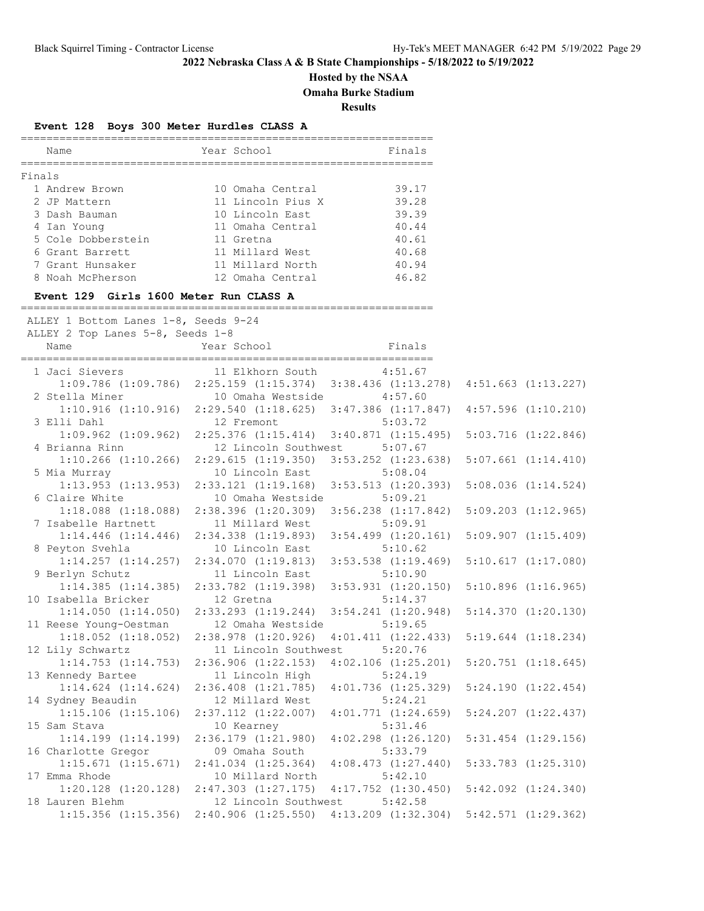**2022 Nebraska Class A & B State Championships - 5/18/2022 to 5/19/2022**

**Hosted by the NSAA**

**Omaha Burke Stadium**

**Results**

### Event 128 Boys 300 Meter Hurdles CLASS A

**Finals**

| Place | Name | Year | School | Finals |
|---|---|---|---|---|
| 1 | Andrew Brown | 10 | Omaha Central | 39.17 |
| 2 | JP Mattern | 11 | Lincoln Pius X | 39.28 |
| 3 | Dash Bauman | 10 | Lincoln East | 39.39 |
| 4 | Ian Young | 11 | Omaha Central | 40.44 |
| 5 | Cole Dobberstein | 11 | Gretna | 40.61 |
| 6 | Grant Barrett | 11 | Millard West | 40.68 |
| 7 | Grant Hunsaker | 11 | Millard North | 40.94 |
| 8 | Noah McPherson | 12 | Omaha Central | 46.82 |

### Event 129 Girls 1600 Meter Run CLASS A

ALLEY 1 Bottom Lanes 1-8, Seeds 9-24
ALLEY 2 Top Lanes 5-8, Seeds 1-8

| Place | Name | Year | School | Finals | Split 1 | Split 2 | Split 3 | Split 4 |
|---|---|---|---|---|---|---|---|---|
| 1 | Jaci Sievers | 11 | Elkhorn South | 4:51.67 | 1:09.786 (1:09.786) | 2:25.159 (1:15.374) | 3:38.436 (1:13.278) | 4:51.663 (1:13.227) |
| 2 | Stella Miner | 10 | Omaha Westside | 4:57.60 | 1:10.916 (1:10.916) | 2:29.540 (1:18.625) | 3:47.386 (1:17.847) | 4:57.596 (1:10.210) |
| 3 | Elli Dahl | 12 | Fremont | 5:03.72 | 1:09.962 (1:09.962) | 2:25.376 (1:15.414) | 3:40.871 (1:15.495) | 5:03.716 (1:22.846) |
| 4 | Brianna Rinn | 12 | Lincoln Southwest | 5:07.67 | 1:10.266 (1:10.266) | 2:29.615 (1:19.350) | 3:53.252 (1:23.638) | 5:07.661 (1:14.410) |
| 5 | Mia Murray | 10 | Lincoln East | 5:08.04 | 1:13.953 (1:13.953) | 2:33.121 (1:19.168) | 3:53.513 (1:20.393) | 5:08.036 (1:14.524) |
| 6 | Claire White | 10 | Omaha Westside | 5:09.21 | 1:18.088 (1:18.088) | 2:38.396 (1:20.309) | 3:56.238 (1:17.842) | 5:09.203 (1:12.965) |
| 7 | Isabelle Hartnett | 11 | Millard West | 5:09.91 | 1:14.446 (1:14.446) | 2:34.338 (1:19.893) | 3:54.499 (1:20.161) | 5:09.907 (1:15.409) |
| 8 | Peyton Svehla | 10 | Lincoln East | 5:10.62 | 1:14.257 (1:14.257) | 2:34.070 (1:19.813) | 3:53.538 (1:19.469) | 5:10.617 (1:17.080) |
| 9 | Berlyn Schutz | 11 | Lincoln East | 5:10.90 | 1:14.385 (1:14.385) | 2:33.782 (1:19.398) | 3:53.931 (1:20.150) | 5:10.896 (1:16.965) |
| 10 | Isabella Bricker | 12 | Gretna | 5:14.37 | 1:14.050 (1:14.050) | 2:33.293 (1:19.244) | 3:54.241 (1:20.948) | 5:14.370 (1:20.130) |
| 11 | Reese Young-Oestman | 12 | Omaha Westside | 5:19.65 | 1:18.052 (1:18.052) | 2:38.978 (1:20.926) | 4:01.411 (1:22.433) | 5:19.644 (1:18.234) |
| 12 | Lily Schwartz | 11 | Lincoln Southwest | 5:20.76 | 1:14.753 (1:14.753) | 2:36.906 (1:22.153) | 4:02.106 (1:25.201) | 5:20.751 (1:18.645) |
| 13 | Kennedy Bartee | 11 | Lincoln High | 5:24.19 | 1:14.624 (1:14.624) | 2:36.408 (1:21.785) | 4:01.736 (1:25.329) | 5:24.190 (1:22.454) |
| 14 | Sydney Beaudin | 12 | Millard West | 5:24.21 | 1:15.106 (1:15.106) | 2:37.112 (1:22.007) | 4:01.771 (1:24.659) | 5:24.207 (1:22.437) |
| 15 | Sam Stava | 10 | Kearney | 5:31.46 | 1:14.199 (1:14.199) | 2:36.179 (1:21.980) | 4:02.298 (1:26.120) | 5:31.454 (1:29.156) |
| 16 | Charlotte Gregor | 09 | Omaha South | 5:33.79 | 1:15.671 (1:15.671) | 2:41.034 (1:25.364) | 4:08.473 (1:27.440) | 5:33.783 (1:25.310) |
| 17 | Emma Rhode | 10 | Millard North | 5:42.10 | 1:20.128 (1:20.128) | 2:47.303 (1:27.175) | 4:17.752 (1:30.450) | 5:42.092 (1:24.340) |
| 18 | Lauren Blehm | 12 | Lincoln Southwest | 5:42.58 | 1:15.356 (1:15.356) | 2:40.906 (1:25.550) | 4:13.209 (1:32.304) | 5:42.571 (1:29.362) |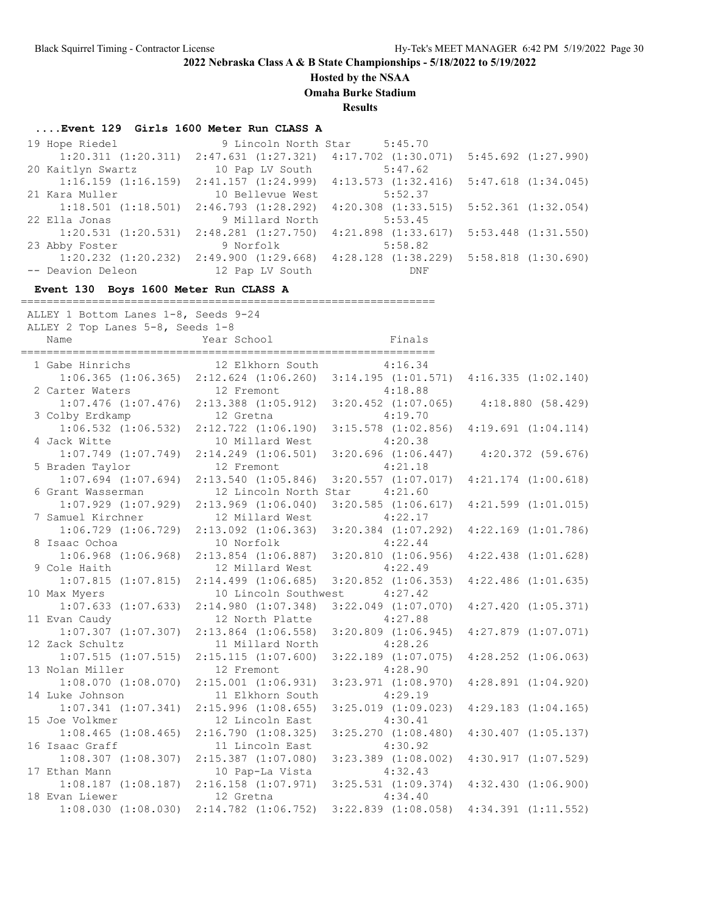**2022 Nebraska Class A & B State Championships - 5/18/2022 to 5/19/2022**

**Hosted by the NSAA**

**Omaha Burke Stadium**

**Results**

### ....Event 129 Girls 1600 Meter Run CLASS A

```
19 Hope Riedel              9 Lincoln North Star     5:45.70
     1:20.311 (1:20.311)  2:47.631 (1:27.321)  4:17.702 (1:30.071)  5:45.692 (1:27.990)
20 Kaitlyn Swartz          10 Pap LV South           5:47.62
     1:16.159 (1:16.159)  2:41.157 (1:24.999)  4:13.573 (1:32.416)  5:47.618 (1:34.045)
21 Kara Muller             10 Bellevue West          5:52.37
     1:18.501 (1:18.501)  2:46.793 (1:28.292)  4:20.308 (1:33.515)  5:52.361 (1:32.054)
22 Ella Jonas               9 Millard North          5:53.45
     1:20.531 (1:20.531)  2:48.281 (1:27.750)  4:21.898 (1:33.617)  5:53.448 (1:31.550)
23 Abby Foster              9 Norfolk                5:58.82
     1:20.232 (1:20.232)  2:49.900 (1:29.668)  4:28.128 (1:38.229)  5:58.818 (1:30.690)
-- Deavion Deleon          12 Pap LV South               DNF
```

### Event 130 Boys 1600 Meter Run CLASS A

```
================================================================
ALLEY 1 Bottom Lanes 1-8, Seeds 9-24
ALLEY 2 Top Lanes 5-8, Seeds 1-8
   Name                    Year School                  Finals
================================================================
 1 Gabe Hinrichs           12 Elkhorn South          4:16.34
     1:06.365 (1:06.365)  2:12.624 (1:06.260)  3:14.195 (1:01.571)  4:16.335 (1:02.140)
 2 Carter Waters           12 Fremont                4:18.88
     1:07.476 (1:07.476)  2:13.388 (1:05.912)  3:20.452 (1:07.065)    4:18.880 (58.429)
 3 Colby Erdkamp           12 Gretna                 4:19.70
     1:06.532 (1:06.532)  2:12.722 (1:06.190)  3:15.578 (1:02.856)  4:19.691 (1:04.114)
 4 Jack Witte              10 Millard West           4:20.38
     1:07.749 (1:07.749)  2:14.249 (1:06.501)  3:20.696 (1:06.447)    4:20.372 (59.676)
 5 Braden Taylor           12 Fremont                4:21.18
     1:07.694 (1:07.694)  2:13.540 (1:05.846)  3:20.557 (1:07.017)  4:21.174 (1:00.618)
 6 Grant Wasserman         12 Lincoln North Star     4:21.60
     1:07.929 (1:07.929)  2:13.969 (1:06.040)  3:20.585 (1:06.617)  4:21.599 (1:01.015)
 7 Samuel Kirchner         12 Millard West           4:22.17
     1:06.729 (1:06.729)  2:13.092 (1:06.363)  3:20.384 (1:07.292)  4:22.169 (1:01.786)
 8 Isaac Ochoa             10 Norfolk                4:22.44
     1:06.968 (1:06.968)  2:13.854 (1:06.887)  3:20.810 (1:06.956)  4:22.438 (1:01.628)
 9 Cole Haith              12 Millard West           4:22.49
     1:07.815 (1:07.815)  2:14.499 (1:06.685)  3:20.852 (1:06.353)  4:22.486 (1:01.635)
10 Max Myers               10 Lincoln Southwest      4:27.42
     1:07.633 (1:07.633)  2:14.980 (1:07.348)  3:22.049 (1:07.070)  4:27.420 (1:05.371)
11 Evan Caudy              12 North Platte           4:27.88
     1:07.307 (1:07.307)  2:13.864 (1:06.558)  3:20.809 (1:06.945)  4:27.879 (1:07.071)
12 Zack Schultz            11 Millard North          4:28.26
     1:07.515 (1:07.515)  2:15.115 (1:07.600)  3:22.189 (1:07.075)  4:28.252 (1:06.063)
13 Nolan Miller            12 Fremont                4:28.90
     1:08.070 (1:08.070)  2:15.001 (1:06.931)  3:23.971 (1:08.970)  4:28.891 (1:04.920)
14 Luke Johnson            11 Elkhorn South          4:29.19
     1:07.341 (1:07.341)  2:15.996 (1:08.655)  3:25.019 (1:09.023)  4:29.183 (1:04.165)
15 Joe Volkmer             12 Lincoln East           4:30.41
     1:08.465 (1:08.465)  2:16.790 (1:08.325)  3:25.270 (1:08.480)  4:30.407 (1:05.137)
16 Isaac Graff             11 Lincoln East           4:30.92
     1:08.307 (1:08.307)  2:15.387 (1:07.080)  3:23.389 (1:08.002)  4:30.917 (1:07.529)
17 Ethan Mann              10 Pap-La Vista           4:32.43
     1:08.187 (1:08.187)  2:16.158 (1:07.971)  3:25.531 (1:09.374)  4:32.430 (1:06.900)
18 Evan Liewer             12 Gretna                 4:34.40
     1:08.030 (1:08.030)  2:14.782 (1:06.752)  3:22.839 (1:08.058)  4:34.391 (1:11.552)
```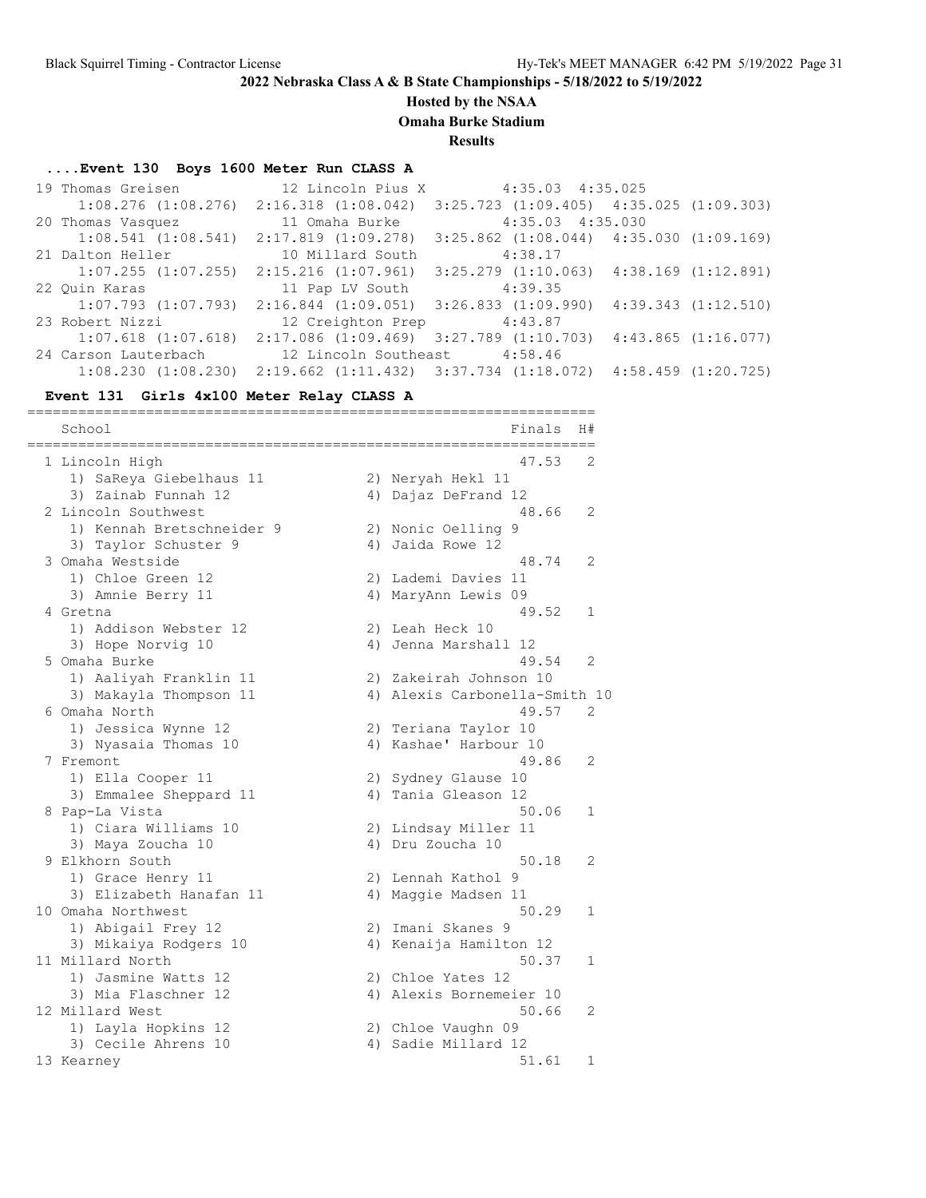## 2022 Nebraska Class A & B State Championships - 5/18/2022 to 5/19/2022

### Hosted by the NSAA

### Omaha Burke Stadium

### Results

#### ....Event 130 Boys 1600 Meter Run CLASS A

| Place | Name | Yr | School | Finals | |
|---|---|---|---|---|---|
| 19 | Thomas Greisen | 12 | Lincoln Pius X | 4:35.03 | 4:35.025 |
| | 1:08.276 (1:08.276) | 2:16.318 (1:08.042) | 3:25.723 (1:09.405) | 4:35.025 (1:09.303) | |
| 20 | Thomas Vasquez | 11 | Omaha Burke | 4:35.03 | 4:35.030 |
| | 1:08.541 (1:08.541) | 2:17.819 (1:09.278) | 3:25.862 (1:08.044) | 4:35.030 (1:09.169) | |
| 21 | Dalton Heller | 10 | Millard South | 4:38.17 | |
| | 1:07.255 (1:07.255) | 2:15.216 (1:07.961) | 3:25.279 (1:10.063) | 4:38.169 (1:12.891) | |
| 22 | Quin Karas | 11 | Pap LV South | 4:39.35 | |
| | 1:07.793 (1:07.793) | 2:16.844 (1:09.051) | 3:26.833 (1:09.990) | 4:39.343 (1:12.510) | |
| 23 | Robert Nizzi | 12 | Creighton Prep | 4:43.87 | |
| | 1:07.618 (1:07.618) | 2:17.086 (1:09.469) | 3:27.789 (1:10.703) | 4:43.865 (1:16.077) | |
| 24 | Carson Lauterbach | 12 | Lincoln Southeast | 4:58.46 | |
| | 1:08.230 (1:08.230) | 2:19.662 (1:11.432) | 3:37.734 (1:18.072) | 4:58.459 (1:20.725) | |

#### Event 131 Girls 4x100 Meter Relay CLASS A

| Place | School | Finals | H# |
|---|---|---|---|
| 1 | Lincoln High | 47.53 | 2 |
| | 1) SaReya Giebelhaus 11, 2) Neryah Hekl 11, 3) Zainab Funnah 12, 4) Dajaz DeFrand 12 | | |
| 2 | Lincoln Southwest | 48.66 | 2 |
| | 1) Kennah Bretschneider 9, 2) Nonic Oelling 9, 3) Taylor Schuster 9, 4) Jaida Rowe 12 | | |
| 3 | Omaha Westside | 48.74 | 2 |
| | 1) Chloe Green 12, 2) Lademi Davies 11, 3) Amnie Berry 11, 4) MaryAnn Lewis 09 | | |
| 4 | Gretna | 49.52 | 1 |
| | 1) Addison Webster 12, 2) Leah Heck 10, 3) Hope Norvig 10, 4) Jenna Marshall 12 | | |
| 5 | Omaha Burke | 49.54 | 2 |
| | 1) Aaliyah Franklin 11, 2) Zakeirah Johnson 10, 3) Makayla Thompson 11, 4) Alexis Carbonella-Smith 10 | | |
| 6 | Omaha North | 49.57 | 2 |
| | 1) Jessica Wynne 12, 2) Teriana Taylor 10, 3) Nyasaia Thomas 10, 4) Kashae' Harbour 10 | | |
| 7 | Fremont | 49.86 | 2 |
| | 1) Ella Cooper 11, 2) Sydney Glause 10, 3) Emmalee Sheppard 11, 4) Tania Gleason 12 | | |
| 8 | Pap-La Vista | 50.06 | 1 |
| | 1) Ciara Williams 10, 2) Lindsay Miller 11, 3) Maya Zoucha 10, 4) Dru Zoucha 10 | | |
| 9 | Elkhorn South | 50.18 | 2 |
| | 1) Grace Henry 11, 2) Lennah Kathol 9, 3) Elizabeth Hanafan 11, 4) Maggie Madsen 11 | | |
| 10 | Omaha Northwest | 50.29 | 1 |
| | 1) Abigail Frey 12, 2) Imani Skanes 9, 3) Mikaiya Rodgers 10, 4) Kenaija Hamilton 12 | | |
| 11 | Millard North | 50.37 | 1 |
| | 1) Jasmine Watts 12, 2) Chloe Yates 12, 3) Mia Flaschner 12, 4) Alexis Bornemeier 10 | | |
| 12 | Millard West | 50.66 | 2 |
| | 1) Layla Hopkins 12, 2) Chloe Vaughn 09, 3) Cecile Ahrens 10, 4) Sadie Millard 12 | | |
| 13 | Kearney | 51.61 | 1 |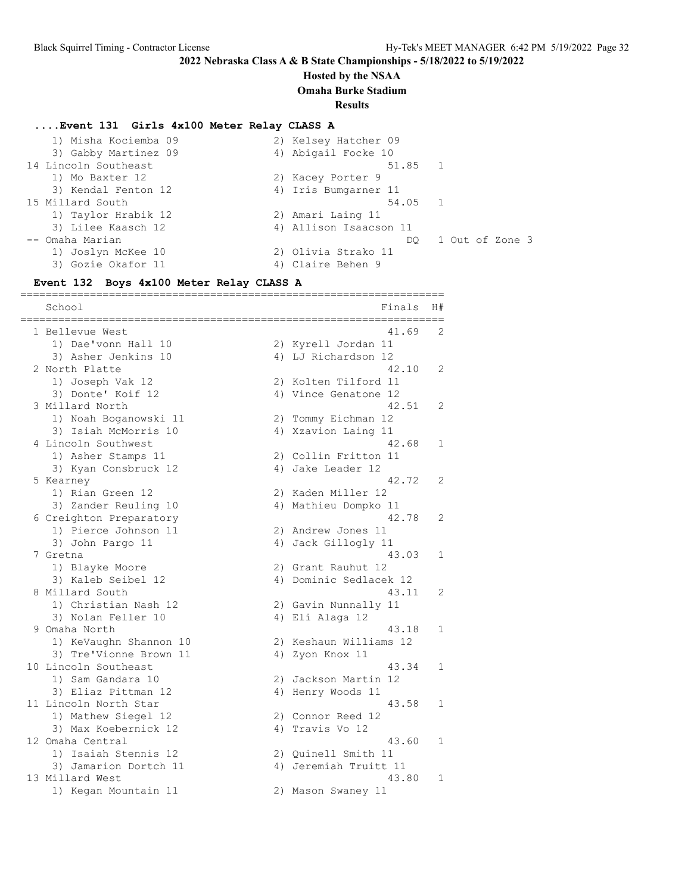**2022 Nebraska Class A & B State Championships - 5/18/2022 to 5/19/2022**

**Hosted by the NSAA**

**Omaha Burke Stadium**

**Results**

### ....Event 131 Girls 4x100 Meter Relay CLASS A

```
    1) Misha Kociemba 09               2) Kelsey Hatcher 09
    3) Gabby Martinez 09               4) Abigail Focke 10
 14 Lincoln Southeast                                51.85   1
    1) Mo Baxter 12                    2) Kacey Porter 9
    3) Kendal Fenton 12                4) Iris Bumgarner 11
 15 Millard South                                    54.05   1
    1) Taylor Hrabik 12                2) Amari Laing 11
    3) Lilee Kaasch 12                 4) Allison Isaacson 11
 -- Omaha Marian                                        DQ   1 Out of Zone 3
    1) Joslyn McKee 10                 2) Olivia Strako 11
    3) Gozie Okafor 11                 4) Claire Behen 9
```

### Event 132 Boys 4x100 Meter Relay CLASS A

```
===================================================================
    School                                          Finals  H#
===================================================================
  1 Bellevue West                                    41.69   2
    1) Dae'vonn Hall 10                2) Kyrell Jordan 11
    3) Asher Jenkins 10                4) LJ Richardson 12
  2 North Platte                                     42.10   2
    1) Joseph Vak 12                   2) Kolten Tilford 11
    3) Donte' Koif 12                  4) Vince Genatone 12
  3 Millard North                                    42.51   2
    1) Noah Boganowski 11              2) Tommy Eichman 12
    3) Isiah McMorris 10               4) Xzavion Laing 11
  4 Lincoln Southwest                                42.68   1
    1) Asher Stamps 11                 2) Collin Fritton 11
    3) Kyan Consbruck 12               4) Jake Leader 12
  5 Kearney                                          42.72   2
    1) Rian Green 12                   2) Kaden Miller 12
    3) Zander Reuling 10               4) Mathieu Dompko 11
  6 Creighton Preparatory                            42.78   2
    1) Pierce Johnson 11               2) Andrew Jones 11
    3) John Pargo 11                   4) Jack Gillogly 11
  7 Gretna                                           43.03   1
    1) Blayke Moore                    2) Grant Rauhut 12
    3) Kaleb Seibel 12                 4) Dominic Sedlacek 12
  8 Millard South                                    43.11   2
    1) Christian Nash 12               2) Gavin Nunnally 11
    3) Nolan Feller 10                 4) Eli Alaga 12
  9 Omaha North                                      43.18   1
    1) KeVaughn Shannon 10             2) Keshaun Williams 12
    3) Tre'Vionne Brown 11             4) Zyon Knox 11
 10 Lincoln Southeast                                43.34   1
    1) Sam Gandara 10                  2) Jackson Martin 12
    3) Eliaz Pittman 12                4) Henry Woods 11
 11 Lincoln North Star                               43.58   1
    1) Mathew Siegel 12                2) Connor Reed 12
    3) Max Koebernick 12               4) Travis Vo 12
 12 Omaha Central                                    43.60   1
    1) Isaiah Stennis 12               2) Quinell Smith 11
    3) Jamarion Dortch 11              4) Jeremiah Truitt 11
 13 Millard West                                     43.80   1
    1) Kegan Mountain 11               2) Mason Swaney 11
```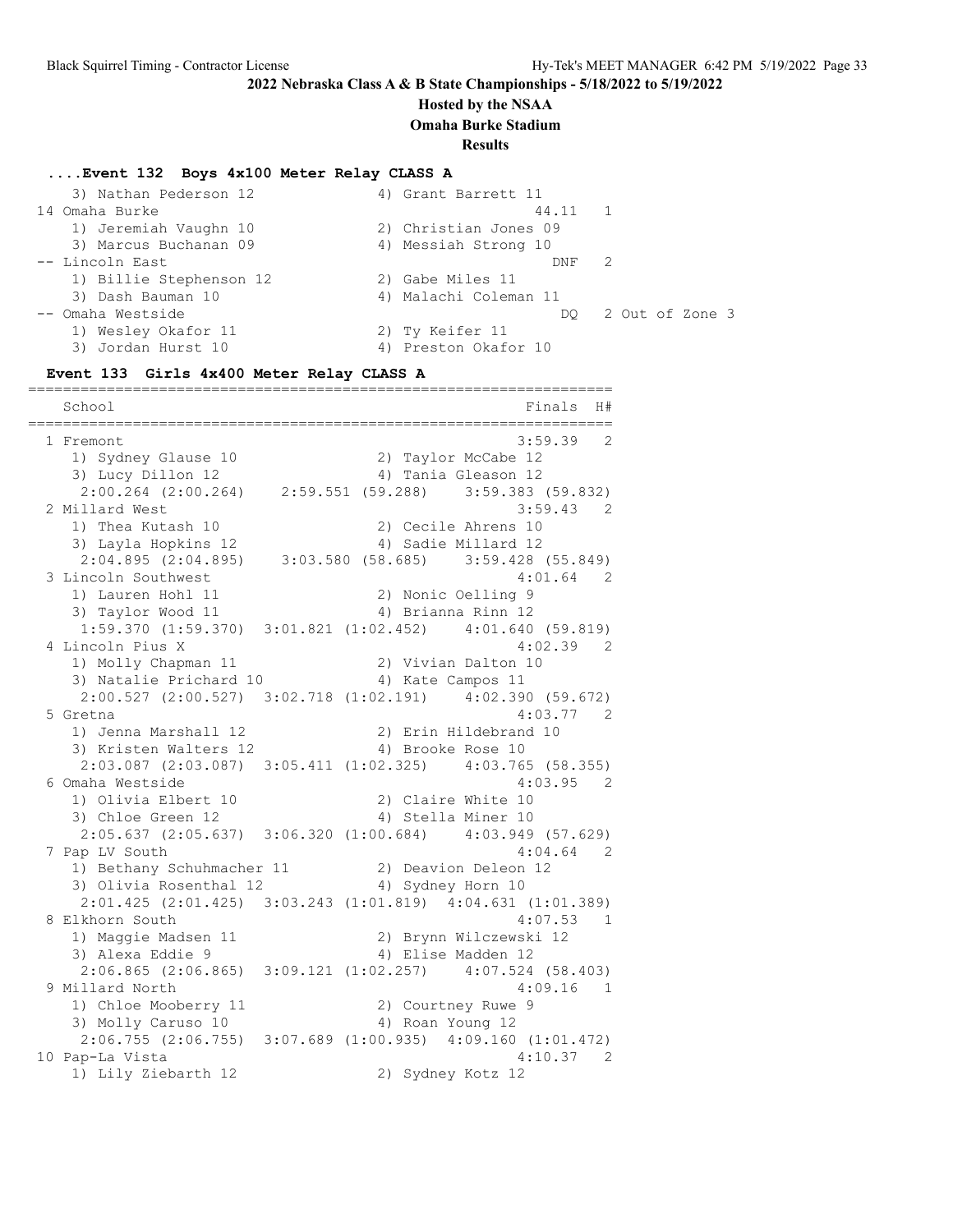# 2022 Nebraska Class A & B State Championships - 5/18/2022 to 5/19/2022

## Hosted by the NSAA

## Omaha Burke Stadium

## Results

### ....Event 132 Boys 4x100 Meter Relay CLASS A

```
    3) Nathan Pederson 12              4) Grant Barrett 11
 14 Omaha Burke                                     44.11   1
    1) Jeremiah Vaughn 10              2) Christian Jones 09
    3) Marcus Buchanan 09              4) Messiah Strong 10
 -- Lincoln East                                      DNF   2
    1) Billie Stephenson 12            2) Gabe Miles 11
    3) Dash Bauman 10                  4) Malachi Coleman 11
 -- Omaha Westside                                     DQ   2 Out of Zone 3
    1) Wesley Okafor 11                2) Ty Keifer 11
    3) Jordan Hurst 10                 4) Preston Okafor 10
```

### Event 133 Girls 4x400 Meter Relay CLASS A

```
===================================================================
    School                                             Finals  H#
===================================================================
  1 Fremont                                           3:59.39   2
     1) Sydney Glause 10               2) Taylor McCabe 12
     3) Lucy Dillon 12                 4) Tania Gleason 12
     2:00.264 (2:00.264)    2:59.551 (59.288)    3:59.383 (59.832)
  2 Millard West                                      3:59.43   2
     1) Thea Kutash 10                 2) Cecile Ahrens 10
     3) Layla Hopkins 12               4) Sadie Millard 12
     2:04.895 (2:04.895)    3:03.580 (58.685)    3:59.428 (55.849)
  3 Lincoln Southwest                                 4:01.64   2
     1) Lauren Hohl 11                 2) Nonic Oelling 9
     3) Taylor Wood 11                 4) Brianna Rinn 12
     1:59.370 (1:59.370)  3:01.821 (1:02.452)    4:01.640 (59.819)
  4 Lincoln Pius X                                    4:02.39   2
     1) Molly Chapman 11               2) Vivian Dalton 10
     3) Natalie Prichard 10            4) Kate Campos 11
     2:00.527 (2:00.527)  3:02.718 (1:02.191)    4:02.390 (59.672)
  5 Gretna                                            4:03.77   2
     1) Jenna Marshall 12              2) Erin Hildebrand 10
     3) Kristen Walters 12             4) Brooke Rose 10
     2:03.087 (2:03.087)  3:05.411 (1:02.325)    4:03.765 (58.355)
  6 Omaha Westside                                    4:03.95   2
     1) Olivia Elbert 10               2) Claire White 10
     3) Chloe Green 12                 4) Stella Miner 10
     2:05.637 (2:05.637)  3:06.320 (1:00.684)    4:03.949 (57.629)
  7 Pap LV South                                      4:04.64   2
     1) Bethany Schuhmacher 11         2) Deavion Deleon 12
     3) Olivia Rosenthal 12            4) Sydney Horn 10
     2:01.425 (2:01.425)  3:03.243 (1:01.819)  4:04.631 (1:01.389)
  8 Elkhorn South                                     4:07.53   1
     1) Maggie Madsen 11               2) Brynn Wilczewski 12
     3) Alexa Eddie 9                  4) Elise Madden 12
     2:06.865 (2:06.865)  3:09.121 (1:02.257)    4:07.524 (58.403)
  9 Millard North                                     4:09.16   1
     1) Chloe Mooberry 11              2) Courtney Ruwe 9
     3) Molly Caruso 10                4) Roan Young 12
     2:06.755 (2:06.755)  3:07.689 (1:00.935)  4:09.160 (1:01.472)
 10 Pap-La Vista                                      4:10.37   2
     1) Lily Ziebarth 12               2) Sydney Kotz 12
```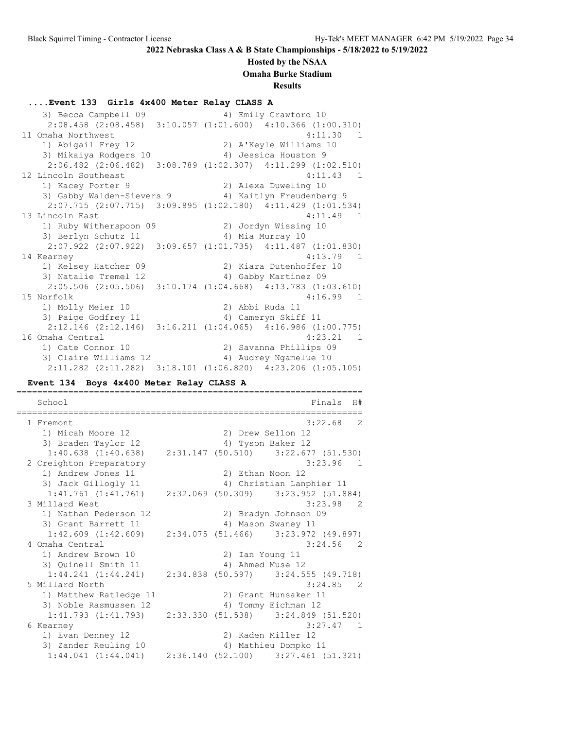## 2022 Nebraska Class A & B State Championships - 5/18/2022 to 5/19/2022

**Hosted by the NSAA**

**Omaha Burke Stadium**

**Results**

### ....Event 133 Girls 4x400 Meter Relay CLASS A

```
    3) Becca Campbell 09              4) Emily Crawford 10
     2:08.458 (2:08.458)  3:10.057 (1:01.600)  4:10.366 (1:00.310)
 11 Omaha Northwest                                   4:11.30   1
    1) Abigail Frey 12                2) A'Keyle Williams 10
    3) Mikaiya Rodgers 10             4) Jessica Houston 9
     2:06.482 (2:06.482)  3:08.789 (1:02.307)  4:11.299 (1:02.510)
 12 Lincoln Southeast                                 4:11.43   1
    1) Kacey Porter 9                 2) Alexa Duweling 10
    3) Gabby Walden-Sievers 9         4) Kaitlyn Freudenberg 9
     2:07.715 (2:07.715)  3:09.895 (1:02.180)  4:11.429 (1:01.534)
 13 Lincoln East                                      4:11.49   1
    1) Ruby Witherspoon 09            2) Jordyn Wissing 10
    3) Berlyn Schutz 11               4) Mia Murray 10
     2:07.922 (2:07.922)  3:09.657 (1:01.735)  4:11.487 (1:01.830)
 14 Kearney                                           4:13.79   1
    1) Kelsey Hatcher 09              2) Kiara Dutenhoffer 10
    3) Natalie Tremel 12              4) Gabby Martinez 09
     2:05.506 (2:05.506)  3:10.174 (1:04.668)  4:13.783 (1:03.610)
 15 Norfolk                                           4:16.99   1
    1) Molly Meier 10                 2) Abbi Ruda 11
    3) Paige Godfrey 11               4) Cameryn Skiff 11
     2:12.146 (2:12.146)  3:16.211 (1:04.065)  4:16.986 (1:00.775)
 16 Omaha Central                                     4:23.21   1
    1) Cate Connor 10                 2) Savanna Phillips 09
    3) Claire Williams 12             4) Audrey Ngamelue 10
     2:11.282 (2:11.282)  3:18.101 (1:06.820)  4:23.206 (1:05.105)
```

### Event 134 Boys 4x400 Meter Relay CLASS A

```
===================================================================
   School                                            Finals  H#
===================================================================
  1 Fremont                                           3:22.68   2
    1) Micah Moore 12                 2) Drew Sellon 12
    3) Braden Taylor 12               4) Tyson Baker 12
     1:40.638 (1:40.638)    2:31.147 (50.510)    3:22.677 (51.530)
  2 Creighton Preparatory                             3:23.96   1
    1) Andrew Jones 11                2) Ethan Noon 12
    3) Jack Gillogly 11               4) Christian Lanphier 11
     1:41.761 (1:41.761)    2:32.069 (50.309)    3:23.952 (51.884)
  3 Millard West                                      3:23.98   2
    1) Nathan Pederson 12             2) Bradyn Johnson 09
    3) Grant Barrett 11               4) Mason Swaney 11
     1:42.609 (1:42.609)    2:34.075 (51.466)    3:23.972 (49.897)
  4 Omaha Central                                     3:24.56   2
    1) Andrew Brown 10                2) Ian Young 11
    3) Quinell Smith 11               4) Ahmed Muse 12
     1:44.241 (1:44.241)    2:34.838 (50.597)    3:24.555 (49.718)
  5 Millard North                                     3:24.85   2
    1) Matthew Ratledge 11            2) Grant Hunsaker 11
    3) Noble Rasmussen 12             4) Tommy Eichman 12
     1:41.793 (1:41.793)    2:33.330 (51.538)    3:24.849 (51.520)
  6 Kearney                                           3:27.47   1
    1) Evan Denney 12                 2) Kaden Miller 12
    3) Zander Reuling 10              4) Mathieu Dompko 11
     1:44.041 (1:44.041)    2:36.140 (52.100)    3:27.461 (51.321)
```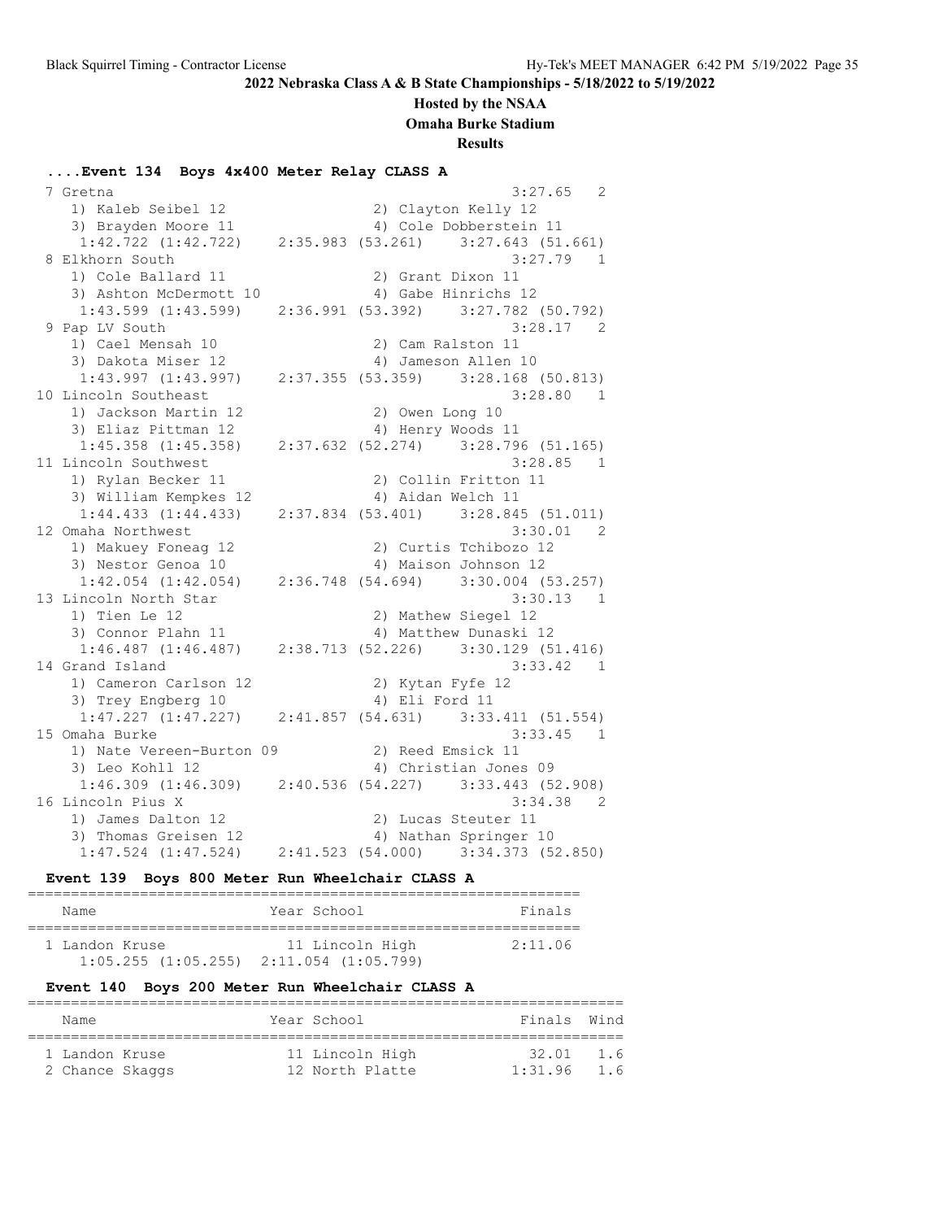# 2022 Nebraska Class A & B State Championships - 5/18/2022 to 5/19/2022

## Hosted by the NSAA

## Omaha Burke Stadium

## Results

### ....Event 134 Boys 4x400 Meter Relay CLASS A

```
 7 Gretna                                              3:27.65   2
    1) Kaleb Seibel 12                 2) Clayton Kelly 12
    3) Brayden Moore 11                4) Cole Dobberstein 11
     1:42.722 (1:42.722)    2:35.983 (53.261)    3:27.643 (51.661)
 8 Elkhorn South                                       3:27.79   1
    1) Cole Ballard 11                 2) Grant Dixon 11
    3) Ashton McDermott 10             4) Gabe Hinrichs 12
     1:43.599 (1:43.599)    2:36.991 (53.392)    3:27.782 (50.792)
 9 Pap LV South                                        3:28.17   2
    1) Cael Mensah 10                  2) Cam Ralston 11
    3) Dakota Miser 12                 4) Jameson Allen 10
     1:43.997 (1:43.997)    2:37.355 (53.359)    3:28.168 (50.813)
10 Lincoln Southeast                                   3:28.80   1
    1) Jackson Martin 12               2) Owen Long 10
    3) Eliaz Pittman 12                4) Henry Woods 11
     1:45.358 (1:45.358)    2:37.632 (52.274)    3:28.796 (51.165)
11 Lincoln Southwest                                   3:28.85   1
    1) Rylan Becker 11                 2) Collin Fritton 11
    3) William Kempkes 12              4) Aidan Welch 11
     1:44.433 (1:44.433)    2:37.834 (53.401)    3:28.845 (51.011)
12 Omaha Northwest                                     3:30.01   2
    1) Makuey Foneag 12                2) Curtis Tchibozo 12
    3) Nestor Genoa 10                 4) Maison Johnson 12
     1:42.054 (1:42.054)    2:36.748 (54.694)    3:30.004 (53.257)
13 Lincoln North Star                                  3:30.13   1
    1) Tien Le 12                      2) Mathew Siegel 12
    3) Connor Plahn 11                 4) Matthew Dunaski 12
     1:46.487 (1:46.487)    2:38.713 (52.226)    3:30.129 (51.416)
14 Grand Island                                        3:33.42   1
    1) Cameron Carlson 12              2) Kytan Fyfe 12
    3) Trey Engberg 10                 4) Eli Ford 11
     1:47.227 (1:47.227)    2:41.857 (54.631)    3:33.411 (51.554)
15 Omaha Burke                                         3:33.45   1
    1) Nate Vereen-Burton 09           2) Reed Emsick 11
    3) Leo Kohll 12                    4) Christian Jones 09
     1:46.309 (1:46.309)    2:40.536 (54.227)    3:33.443 (52.908)
16 Lincoln Pius X                                      3:34.38   2
    1) James Dalton 12                 2) Lucas Steuter 11
    3) Thomas Greisen 12               4) Nathan Springer 10
     1:47.524 (1:47.524)    2:41.523 (54.000)    3:34.373 (52.850)
```

### Event 139 Boys 800 Meter Run Wheelchair CLASS A

| Name | Year | School | Finals |
|---|---|---|---|
| 1 Landon Kruse | 11 | Lincoln High | 2:11.06 |
| 1:05.255 (1:05.255) 2:11.054 (1:05.799) | | | |

### Event 140 Boys 200 Meter Run Wheelchair CLASS A

| Name | Year | School | Finals | Wind |
|---|---|---|---|---|
| 1 Landon Kruse | 11 | Lincoln High | 32.01 | 1.6 |
| 2 Chance Skaggs | 12 | North Platte | 1:31.96 | 1.6 |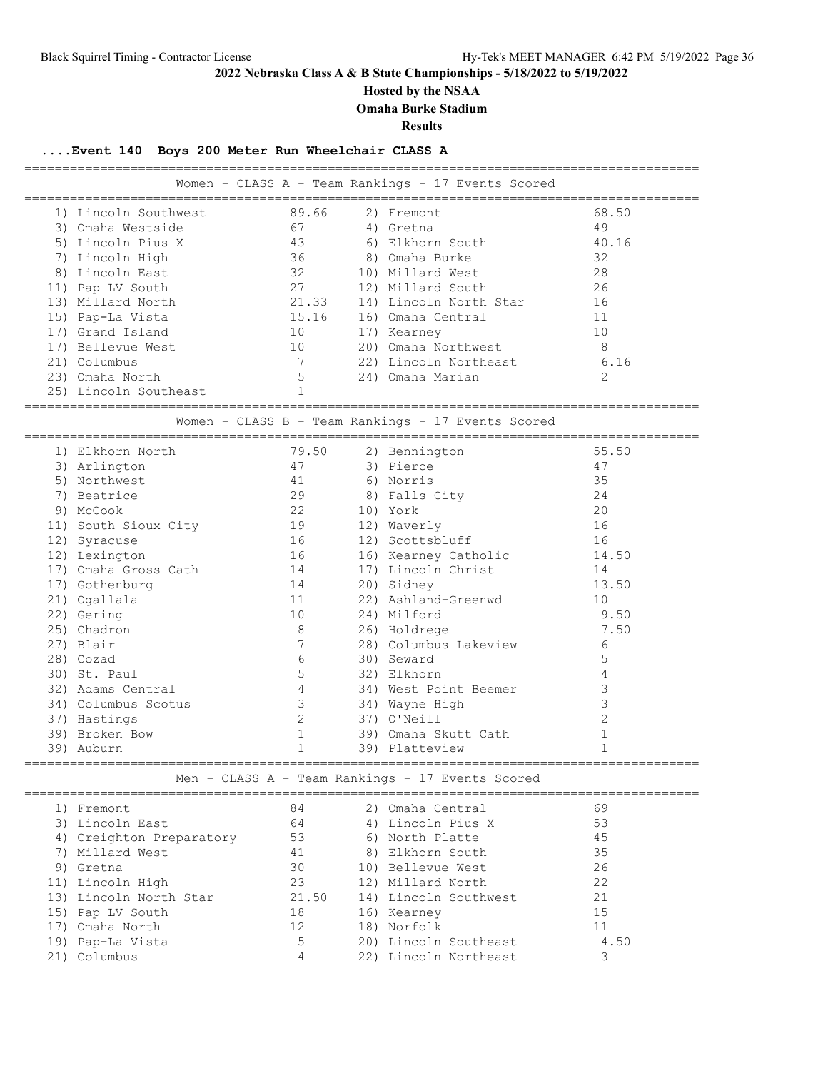# 2022 Nebraska Class A & B State Championships - 5/18/2022 to 5/19/2022

**Hosted by the NSAA**

**Omaha Burke Stadium**

**Results**

**....Event 140 Boys 200 Meter Run Wheelchair CLASS A**

## Women - CLASS A - Team Rankings - 17 Events Scored

| | | | | | |
|---|---|---|---|---|---|
| 1) | Lincoln Southwest | 89.66 | 2) | Fremont | 68.50 |
| 3) | Omaha Westside | 67 | 4) | Gretna | 49 |
| 5) | Lincoln Pius X | 43 | 6) | Elkhorn South | 40.16 |
| 7) | Lincoln High | 36 | 8) | Omaha Burke | 32 |
| 8) | Lincoln East | 32 | 10) | Millard West | 28 |
| 11) | Pap LV South | 27 | 12) | Millard South | 26 |
| 13) | Millard North | 21.33 | 14) | Lincoln North Star | 16 |
| 15) | Pap-La Vista | 15.16 | 16) | Omaha Central | 11 |
| 17) | Grand Island | 10 | 17) | Kearney | 10 |
| 17) | Bellevue West | 10 | 20) | Omaha Northwest | 8 |
| 21) | Columbus | 7 | 22) | Lincoln Northeast | 6.16 |
| 23) | Omaha North | 5 | 24) | Omaha Marian | 2 |
| 25) | Lincoln Southeast | 1 | | | |

## Women - CLASS B - Team Rankings - 17 Events Scored

| | | | | | |
|---|---|---|---|---|---|
| 1) | Elkhorn North | 79.50 | 2) | Bennington | 55.50 |
| 3) | Arlington | 47 | 3) | Pierce | 47 |
| 5) | Northwest | 41 | 6) | Norris | 35 |
| 7) | Beatrice | 29 | 8) | Falls City | 24 |
| 9) | McCook | 22 | 10) | York | 20 |
| 11) | South Sioux City | 19 | 12) | Waverly | 16 |
| 12) | Syracuse | 16 | 12) | Scottsbluff | 16 |
| 12) | Lexington | 16 | 16) | Kearney Catholic | 14.50 |
| 17) | Omaha Gross Cath | 14 | 17) | Lincoln Christ | 14 |
| 17) | Gothenburg | 14 | 20) | Sidney | 13.50 |
| 21) | Ogallala | 11 | 22) | Ashland-Greenwd | 10 |
| 22) | Gering | 10 | 24) | Milford | 9.50 |
| 25) | Chadron | 8 | 26) | Holdrege | 7.50 |
| 27) | Blair | 7 | 28) | Columbus Lakeview | 6 |
| 28) | Cozad | 6 | 30) | Seward | 5 |
| 30) | St. Paul | 5 | 32) | Elkhorn | 4 |
| 32) | Adams Central | 4 | 34) | West Point Beemer | 3 |
| 34) | Columbus Scotus | 3 | 34) | Wayne High | 3 |
| 37) | Hastings | 2 | 37) | O'Neill | 2 |
| 39) | Broken Bow | 1 | 39) | Omaha Skutt Cath | 1 |
| 39) | Auburn | 1 | 39) | Platteview | 1 |

## Men - CLASS A - Team Rankings - 17 Events Scored

| | | | | | |
|---|---|---|---|---|---|
| 1) | Fremont | 84 | 2) | Omaha Central | 69 |
| 3) | Lincoln East | 64 | 4) | Lincoln Pius X | 53 |
| 4) | Creighton Preparatory | 53 | 6) | North Platte | 45 |
| 7) | Millard West | 41 | 8) | Elkhorn South | 35 |
| 9) | Gretna | 30 | 10) | Bellevue West | 26 |
| 11) | Lincoln High | 23 | 12) | Millard North | 22 |
| 13) | Lincoln North Star | 21.50 | 14) | Lincoln Southwest | 21 |
| 15) | Pap LV South | 18 | 16) | Kearney | 15 |
| 17) | Omaha North | 12 | 18) | Norfolk | 11 |
| 19) | Pap-La Vista | 5 | 20) | Lincoln Southeast | 4.50 |
| 21) | Columbus | 4 | 22) | Lincoln Northeast | 3 |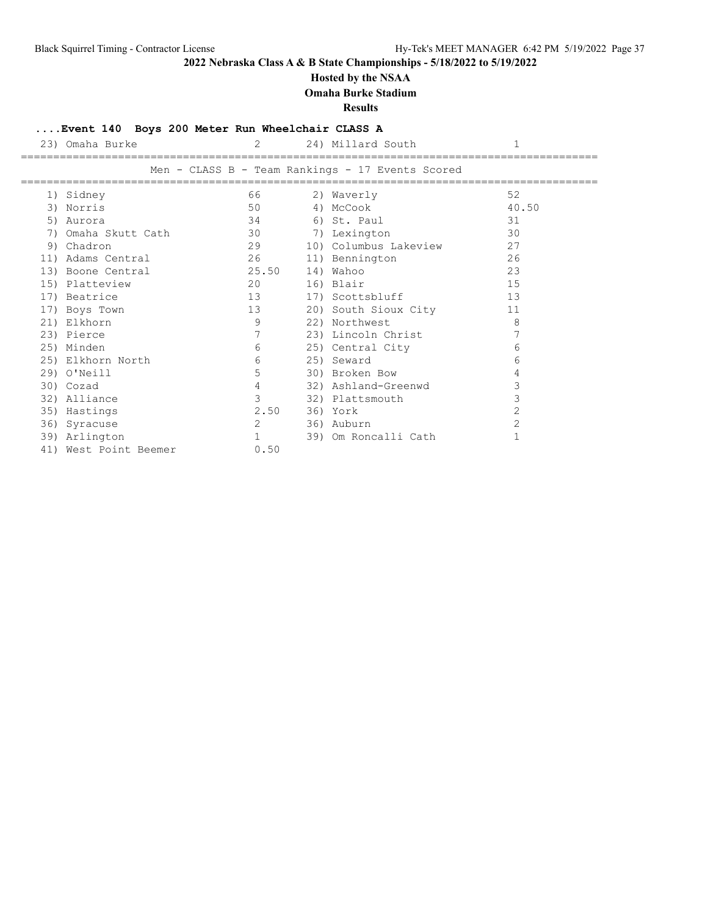## ....Event 140 Boys 200 Meter Run Wheelchair CLASS A

| | | | |
|---|---|---|---|
| 23) Omaha Burke | 2 | 24) Millard South | 1 |

### Men - CLASS B - Team Rankings - 17 Events Scored

| | | | |
|---|---|---|---|
| 1) Sidney | 66 | 2) Waverly | 52 |
| 3) Norris | 50 | 4) McCook | 40.50 |
| 5) Aurora | 34 | 6) St. Paul | 31 |
| 7) Omaha Skutt Cath | 30 | 7) Lexington | 30 |
| 9) Chadron | 29 | 10) Columbus Lakeview | 27 |
| 11) Adams Central | 26 | 11) Bennington | 26 |
| 13) Boone Central | 25.50 | 14) Wahoo | 23 |
| 15) Platteview | 20 | 16) Blair | 15 |
| 17) Beatrice | 13 | 17) Scottsbluff | 13 |
| 17) Boys Town | 13 | 20) South Sioux City | 11 |
| 21) Elkhorn | 9 | 22) Northwest | 8 |
| 23) Pierce | 7 | 23) Lincoln Christ | 7 |
| 25) Minden | 6 | 25) Central City | 6 |
| 25) Elkhorn North | 6 | 25) Seward | 6 |
| 29) O'Neill | 5 | 30) Broken Bow | 4 |
| 30) Cozad | 4 | 32) Ashland-Greenwd | 3 |
| 32) Alliance | 3 | 32) Plattsmouth | 3 |
| 35) Hastings | 2.50 | 36) York | 2 |
| 36) Syracuse | 2 | 36) Auburn | 2 |
| 39) Arlington | 1 | 39) Om Roncalli Cath | 1 |
| 41) West Point Beemer | 0.50 | | |